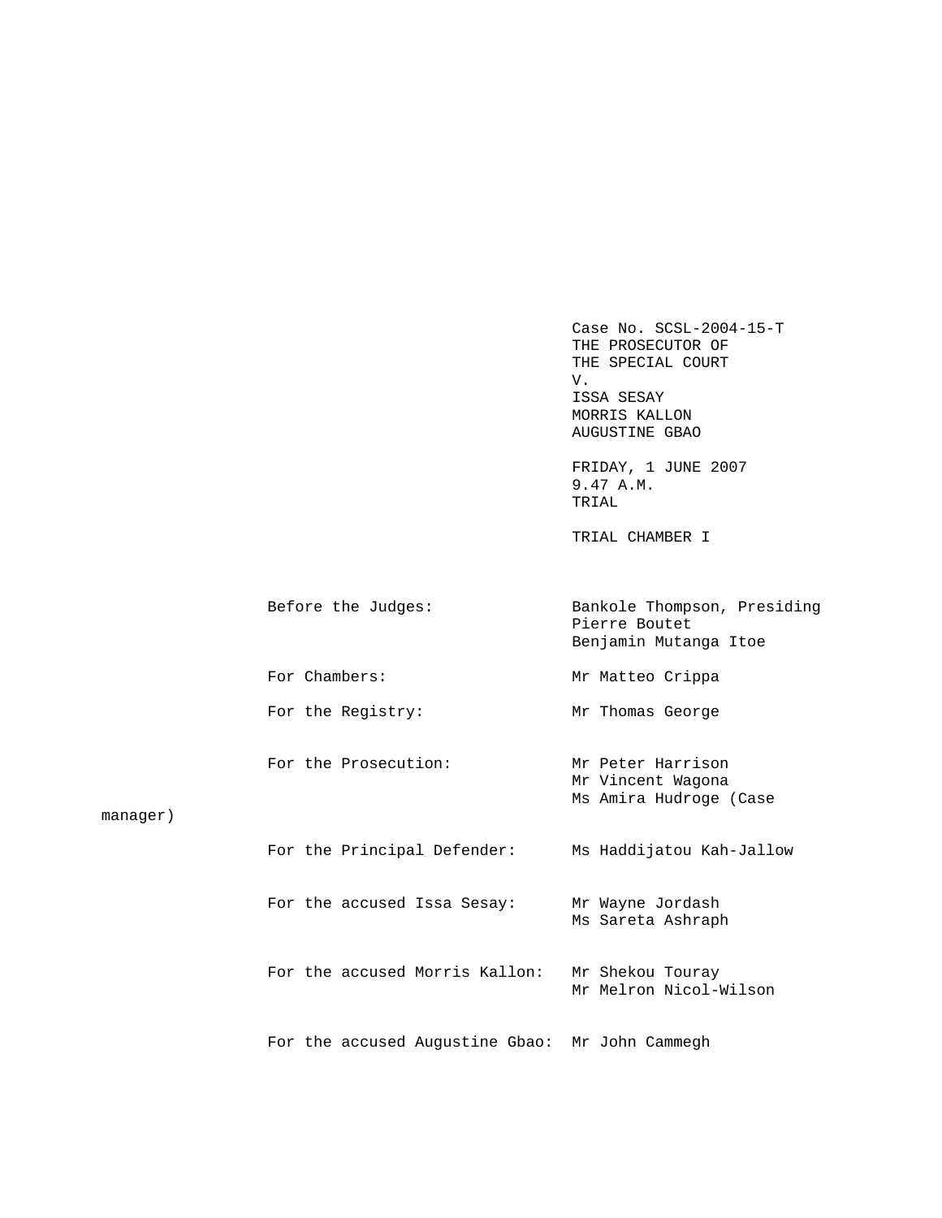Case No. SCSL-2004-15-T
THE PROSECUTOR OF
THE SPECIAL COURT
V.
ISSA SESAY
MORRIS KALLON
AUGUSTINE GBAO

FRIDAY, 1 JUNE 2007
9.47 A.M.
TRIAL

TRIAL CHAMBER I

| | |
|---|---|
| Before the Judges: | Bankole Thompson, Presiding<br>Pierre Boutet<br>Benjamin Mutanga Itoe |
| For Chambers: | Mr Matteo Crippa |
| For the Registry: | Mr Thomas George |
| For the Prosecution: | Mr Peter Harrison<br>Mr Vincent Wagona<br>Ms Amira Hudroge (Case manager) |
| For the Principal Defender: | Ms Haddijatou Kah-Jallow |
| For the accused Issa Sesay: | Mr Wayne Jordash<br>Ms Sareta Ashraph |
| For the accused Morris Kallon: | Mr Shekou Touray<br>Mr Melron Nicol-Wilson |
| For the accused Augustine Gbao: | Mr John Cammegh |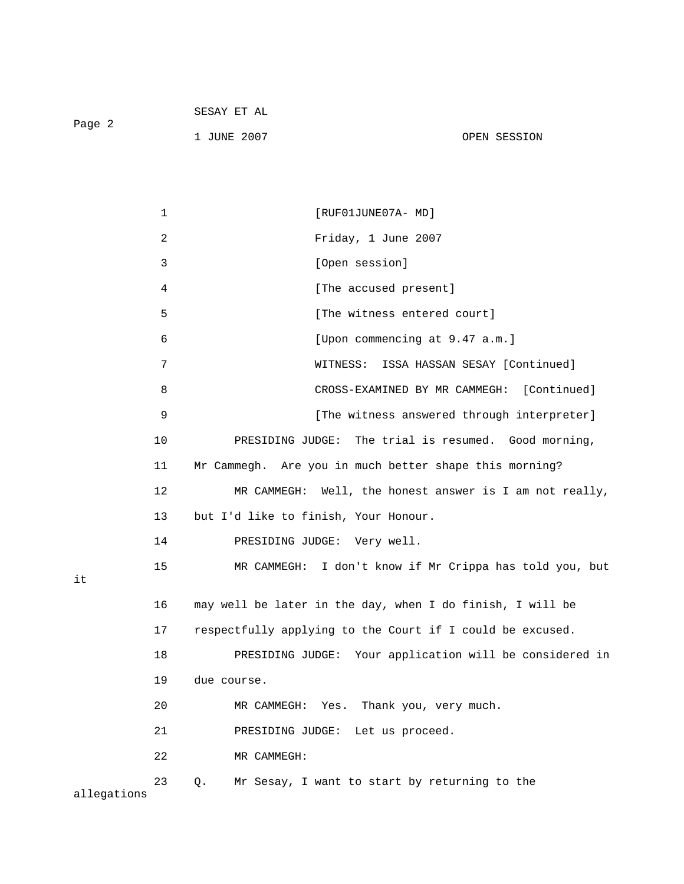[RUF01JUNE07A- MD]

Friday, 1 June 2007

[Open session]

[The accused present]

[The witness entered court]

[Upon commencing at 9.47 a.m.]

WITNESS: ISSA HASSAN SESAY [Continued]

CROSS-EXAMINED BY MR CAMMEGH: [Continued]

[The witness answered through interpreter]

PRESIDING JUDGE: The trial is resumed. Good morning, Mr Cammegh. Are you in much better shape this morning?

MR CAMMEGH: Well, the honest answer is I am not really, but I'd like to finish, Your Honour.

PRESIDING JUDGE: Very well.

MR CAMMEGH: I don't know if Mr Crippa has told you, but it may well be later in the day, when I do finish, I will be respectfully applying to the Court if I could be excused.

PRESIDING JUDGE: Your application will be considered in due course.

MR CAMMEGH: Yes. Thank you, very much.

PRESIDING JUDGE: Let us proceed.

MR CAMMEGH:

Q. Mr Sesay, I want to start by returning to the allegations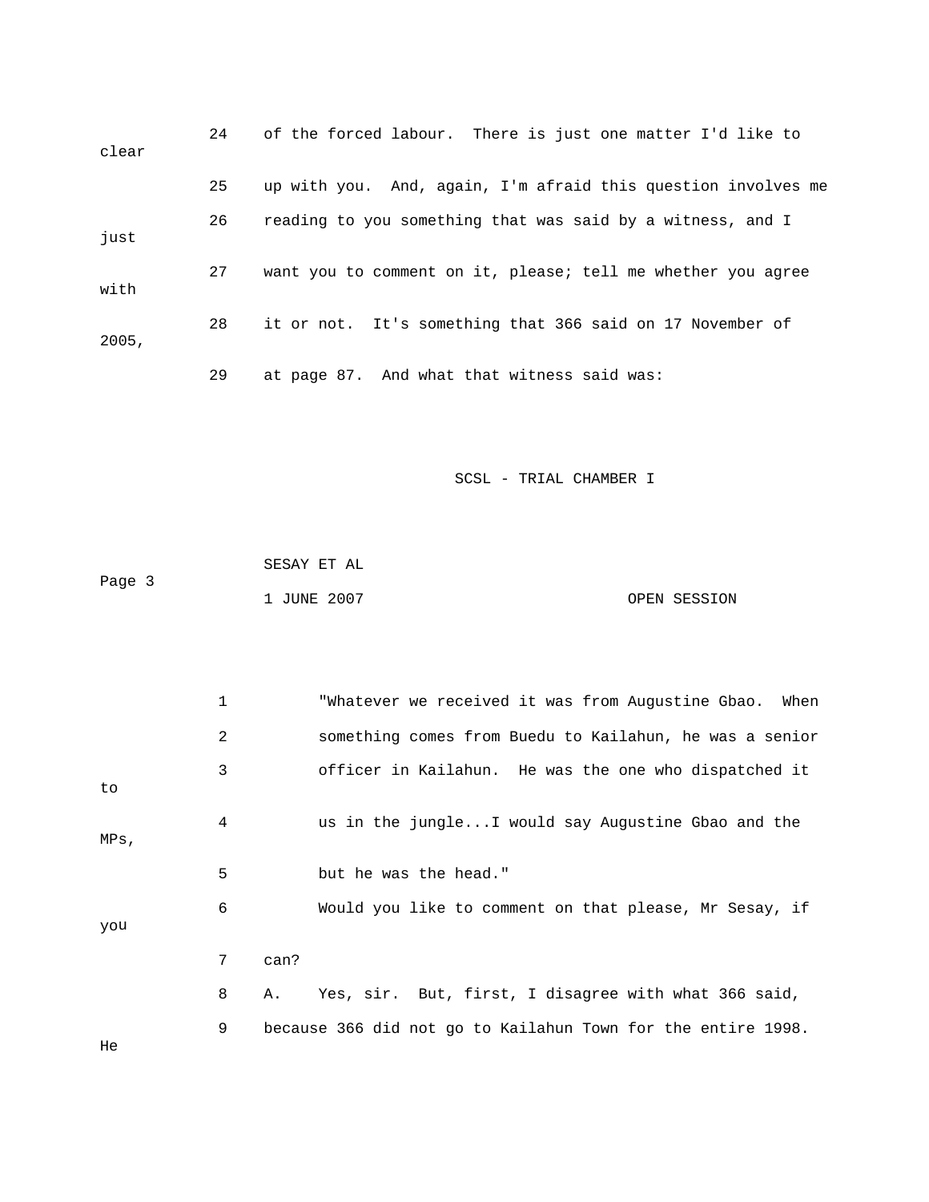24 of the forced labour. There is just one matter I'd like to clear

25 up with you. And, again, I'm afraid this question involves me

26 reading to you something that was said by a witness, and I just

27 want you to comment on it, please; tell me whether you agree with

28 it or not. It's something that 366 said on 17 November of 2005,

29 at page 87. And what that witness said was:

1 "Whatever we received it was from Augustine Gbao. When

2 something comes from Buedu to Kailahun, he was a senior

3 officer in Kailahun. He was the one who dispatched it to

4 us in the jungle...I would say Augustine Gbao and the MPs,

5 but he was the head."

6 Would you like to comment on that please, Mr Sesay, if you

7 can?

8 A. Yes, sir. But, first, I disagree with what 366 said,

9 because 366 did not go to Kailahun Town for the entire 1998. He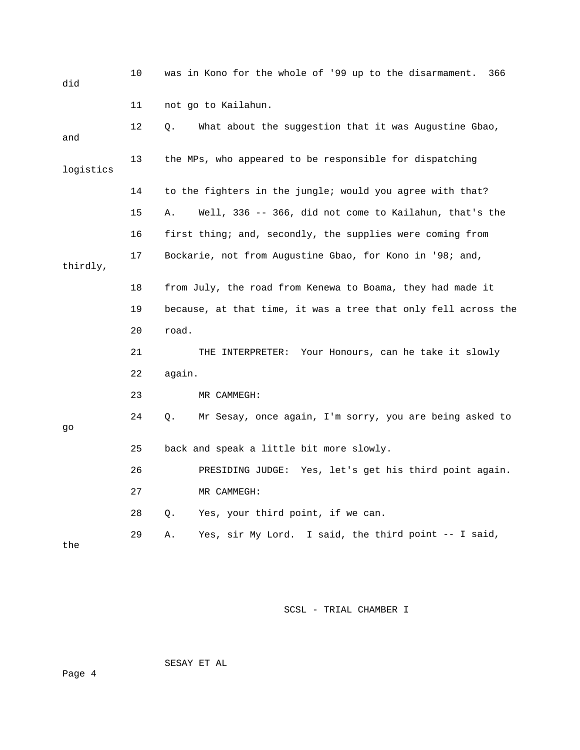10 was in Kono for the whole of '99 up to the disarmament. 366 did

11 not go to Kailahun.

12 Q. What about the suggestion that it was Augustine Gbao, and

13 the MPs, who appeared to be responsible for dispatching logistics

14 to the fighters in the jungle; would you agree with that?

15 A. Well, 336 -- 366, did not come to Kailahun, that's the

16 first thing; and, secondly, the supplies were coming from

17 Bockarie, not from Augustine Gbao, for Kono in '98; and, thirdly,

18 from July, the road from Kenewa to Boama, they had made it

19 because, at that time, it was a tree that only fell across the

20 road.

21 THE INTERPRETER: Your Honours, can he take it slowly

22 again.

23 MR CAMMEGH:

24 Q. Mr Sesay, once again, I'm sorry, you are being asked to go

25 back and speak a little bit more slowly.

26 PRESIDING JUDGE: Yes, let's get his third point again.

27 MR CAMMEGH:

28 Q. Yes, your third point, if we can.

29 A. Yes, sir My Lord. I said, the third point -- I said, the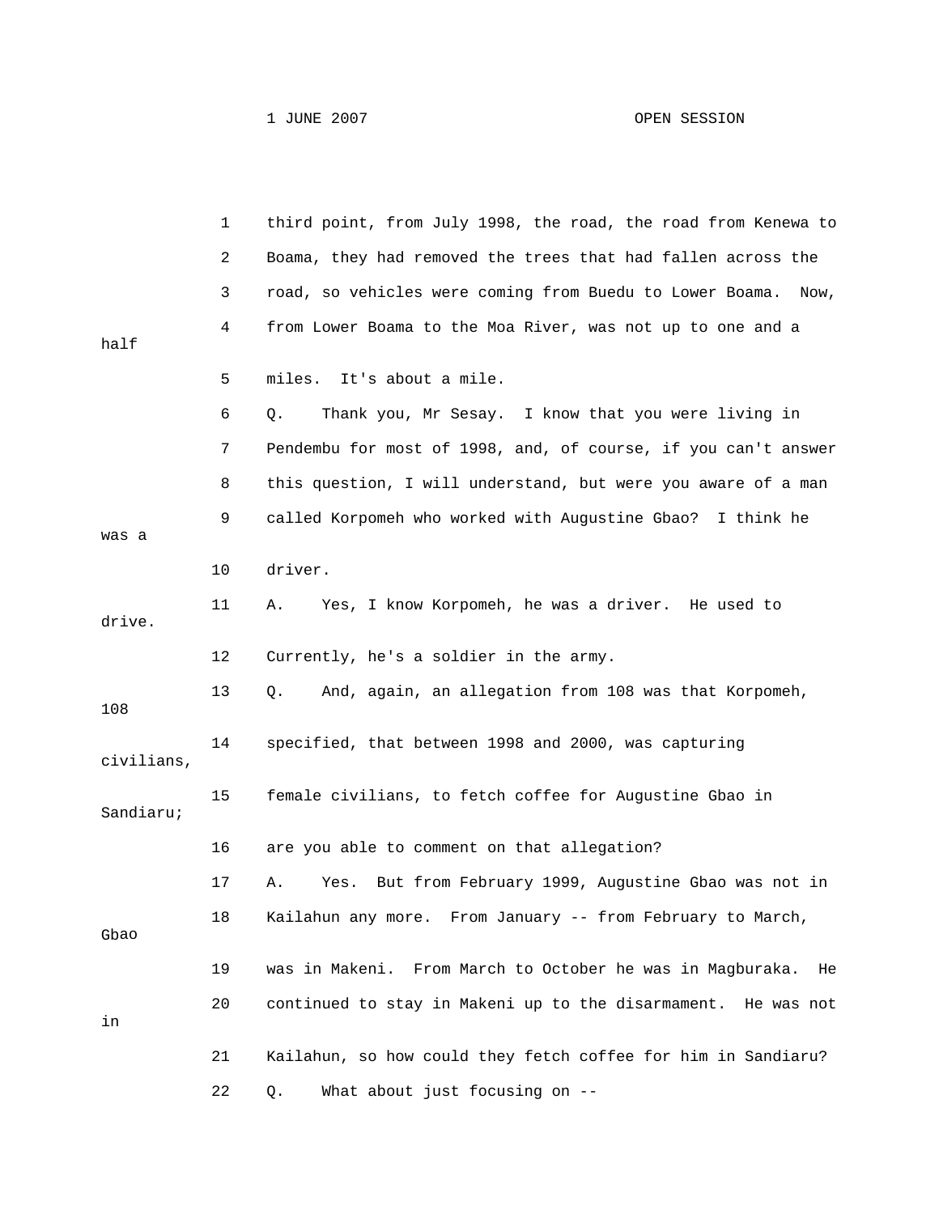1 third point, from July 1998, the road, the road from Kenewa to

2 Boama, they had removed the trees that had fallen across the

3 road, so vehicles were coming from Buedu to Lower Boama. Now,

4 from Lower Boama to the Moa River, was not up to one and a half

5 miles. It's about a mile.

6 Q. Thank you, Mr Sesay. I know that you were living in

7 Pendembu for most of 1998, and, of course, if you can't answer

8 this question, I will understand, but were you aware of a man

9 called Korpomeh who worked with Augustine Gbao? I think he was a

10 driver.

11 A. Yes, I know Korpomeh, he was a driver. He used to drive.

12 Currently, he's a soldier in the army.

13 Q. And, again, an allegation from 108 was that Korpomeh, 108

14 specified, that between 1998 and 2000, was capturing civilians,

15 female civilians, to fetch coffee for Augustine Gbao in Sandiaru;

16 are you able to comment on that allegation?

17 A. Yes. But from February 1999, Augustine Gbao was not in

18 Kailahun any more. From January -- from February to March, Gbao

19 was in Makeni. From March to October he was in Magburaka. He

20 continued to stay in Makeni up to the disarmament. He was not in

21 Kailahun, so how could they fetch coffee for him in Sandiaru?

22 Q. What about just focusing on --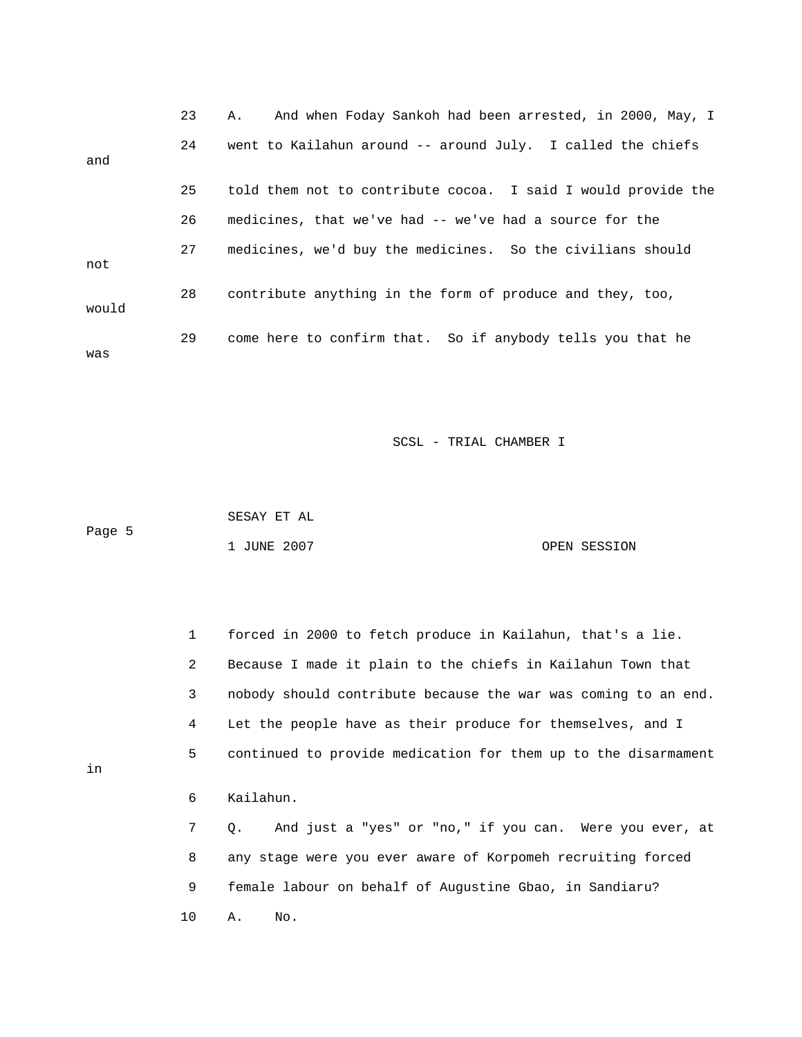23 A. And when Foday Sankoh had been arrested, in 2000, May, I

24 went to Kailahun around -- around July. I called the chiefs and

25 told them not to contribute cocoa. I said I would provide the

26 medicines, that we've had -- we've had a source for the

27 medicines, we'd buy the medicines. So the civilians should not

28 contribute anything in the form of produce and they, too, would

29 come here to confirm that. So if anybody tells you that he was

SCSL - TRIAL CHAMBER I

SESAY ET AL

1 JUNE 2007 OPEN SESSION

1 forced in 2000 to fetch produce in Kailahun, that's a lie.

2 Because I made it plain to the chiefs in Kailahun Town that

3 nobody should contribute because the war was coming to an end.

4 Let the people have as their produce for themselves, and I

5 continued to provide medication for them up to the disarmament in

6 Kailahun.

7 Q. And just a "yes" or "no," if you can. Were you ever, at

8 any stage were you ever aware of Korpomeh recruiting forced

9 female labour on behalf of Augustine Gbao, in Sandiaru?

10 A. No.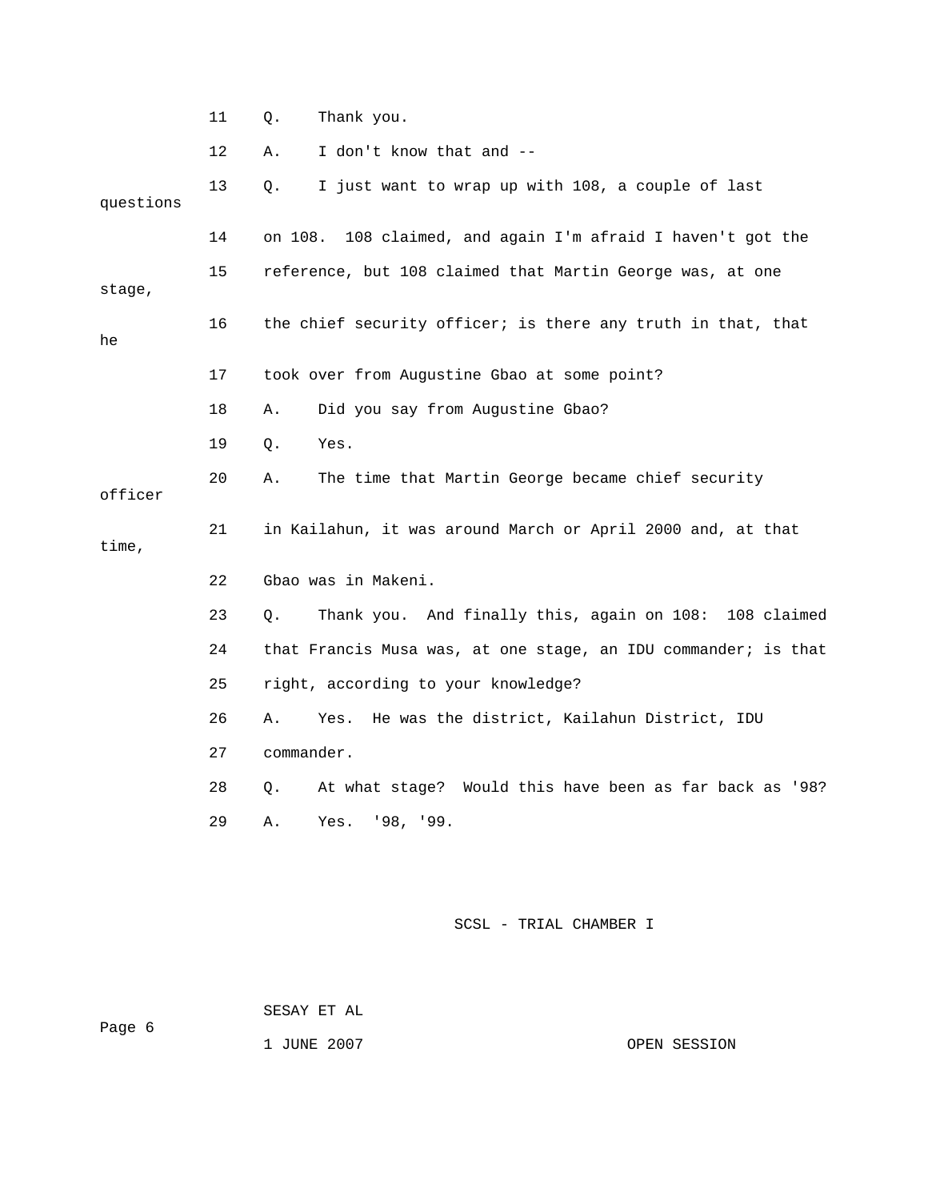11 Q. Thank you.

12 A. I don't know that and --

13 Q. I just want to wrap up with 108, a couple of last questions

14 on 108. 108 claimed, and again I'm afraid I haven't got the

15 reference, but 108 claimed that Martin George was, at one stage,

16 the chief security officer; is there any truth in that, that he

17 took over from Augustine Gbao at some point?

18 A. Did you say from Augustine Gbao?

19 Q. Yes.

20 A. The time that Martin George became chief security officer

21 in Kailahun, it was around March or April 2000 and, at that time,

22 Gbao was in Makeni.

23 Q. Thank you. And finally this, again on 108: 108 claimed

24 that Francis Musa was, at one stage, an IDU commander; is that

25 right, according to your knowledge?

26 A. Yes. He was the district, Kailahun District, IDU

27 commander.

28 Q. At what stage? Would this have been as far back as '98?

29 A. Yes. '98, '99.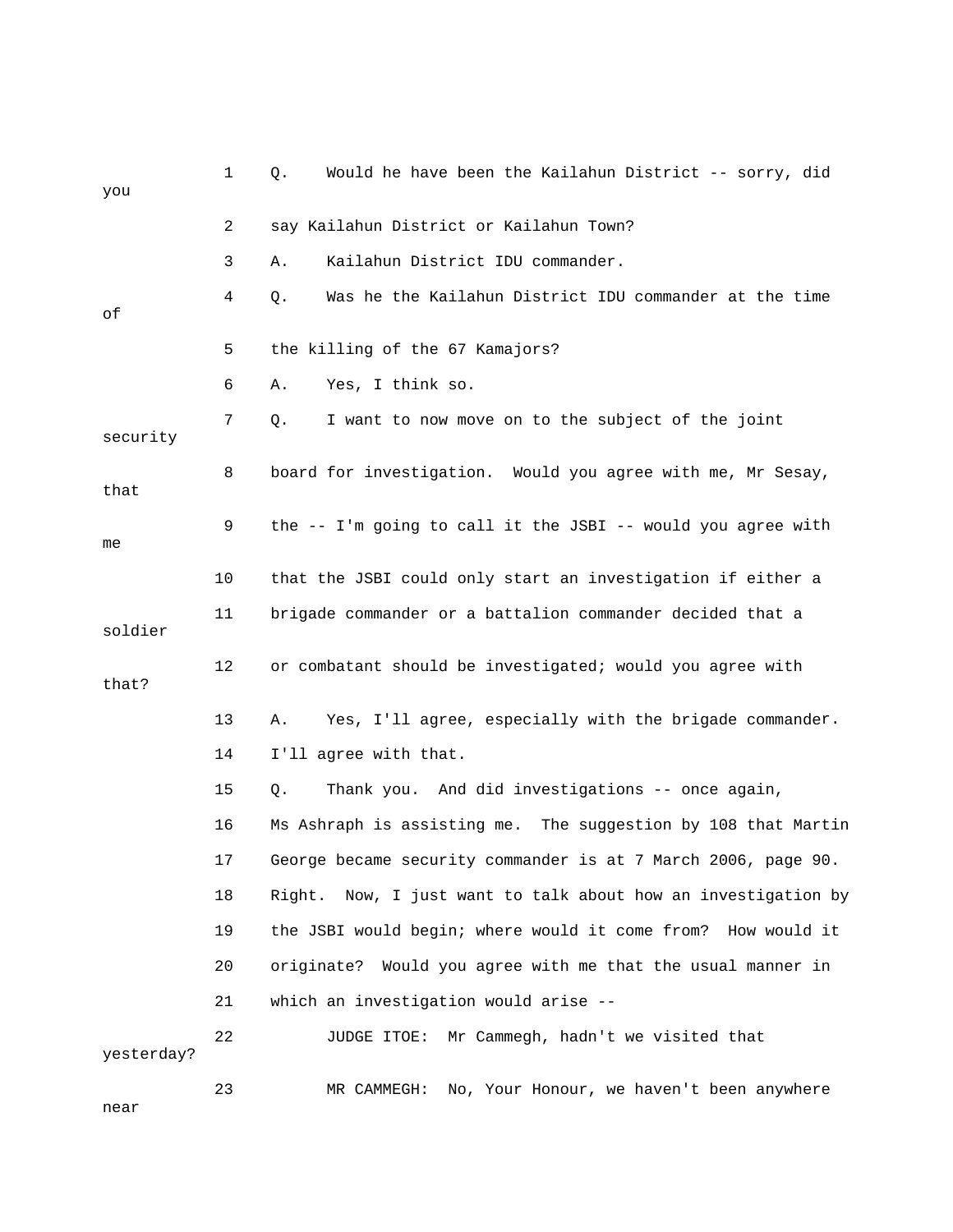1 Q. Would he have been the Kailahun District -- sorry, did you

2 say Kailahun District or Kailahun Town?

3 A. Kailahun District IDU commander.

4 Q. Was he the Kailahun District IDU commander at the time of

5 the killing of the 67 Kamajors?

6 A. Yes, I think so.

7 Q. I want to now move on to the subject of the joint security

8 board for investigation. Would you agree with me, Mr Sesay, that

9 the -- I'm going to call it the JSBI -- would you agree with me

10 that the JSBI could only start an investigation if either a

11 brigade commander or a battalion commander decided that a soldier

12 or combatant should be investigated; would you agree with that?

13 A. Yes, I'll agree, especially with the brigade commander.

14 I'll agree with that.

15 Q. Thank you. And did investigations -- once again,

16 Ms Ashraph is assisting me. The suggestion by 108 that Martin

17 George became security commander is at 7 March 2006, page 90.

18 Right. Now, I just want to talk about how an investigation by

19 the JSBI would begin; where would it come from? How would it

20 originate? Would you agree with me that the usual manner in

21 which an investigation would arise --

22 JUDGE ITOE: Mr Cammegh, hadn't we visited that yesterday?

23 MR CAMMEGH: No, Your Honour, we haven't been anywhere near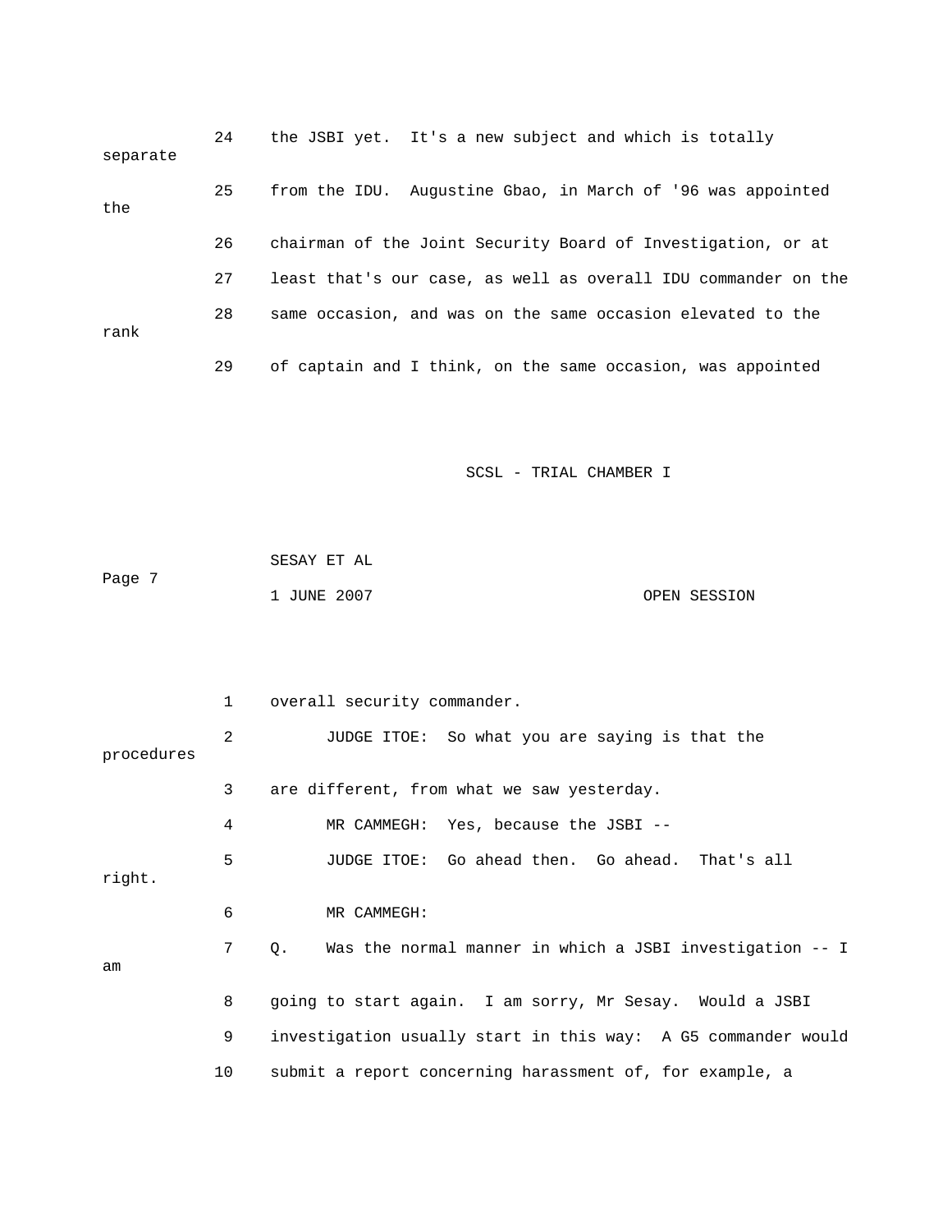24 the JSBI yet. It's a new subject and which is totally separate

25 from the IDU. Augustine Gbao, in March of '96 was appointed the

26 chairman of the Joint Security Board of Investigation, or at

27 least that's our case, as well as overall IDU commander on the

28 same occasion, and was on the same occasion elevated to the rank

29 of captain and I think, on the same occasion, was appointed

1 overall security commander.

2 JUDGE ITOE: So what you are saying is that the procedures

3 are different, from what we saw yesterday.

4 MR CAMMEGH: Yes, because the JSBI --

5 JUDGE ITOE: Go ahead then. Go ahead. That's all right.

6 MR CAMMEGH:

7 Q. Was the normal manner in which a JSBI investigation -- I am

8 going to start again. I am sorry, Mr Sesay. Would a JSBI

9 investigation usually start in this way: A G5 commander would

10 submit a report concerning harassment of, for example, a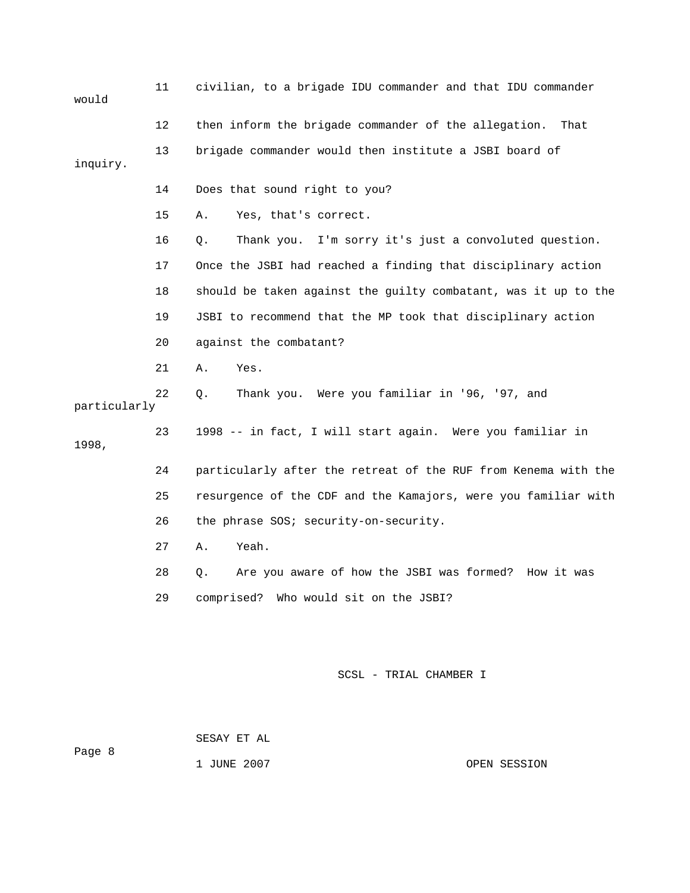11 civilian, to a brigade IDU commander and that IDU commander would

12 then inform the brigade commander of the allegation. That

13 brigade commander would then institute a JSBI board of inquiry.

14 Does that sound right to you?

15 A. Yes, that's correct.

16 Q. Thank you. I'm sorry it's just a convoluted question.

17 Once the JSBI had reached a finding that disciplinary action

18 should be taken against the guilty combatant, was it up to the

19 JSBI to recommend that the MP took that disciplinary action

20 against the combatant?

21 A. Yes.

22 Q. Thank you. Were you familiar in '96, '97, and particularly

23 1998 -- in fact, I will start again. Were you familiar in 1998,

24 particularly after the retreat of the RUF from Kenema with the

25 resurgence of the CDF and the Kamajors, were you familiar with

26 the phrase SOS; security-on-security.

27 A. Yeah.

28 Q. Are you aware of how the JSBI was formed? How it was

29 comprised? Who would sit on the JSBI?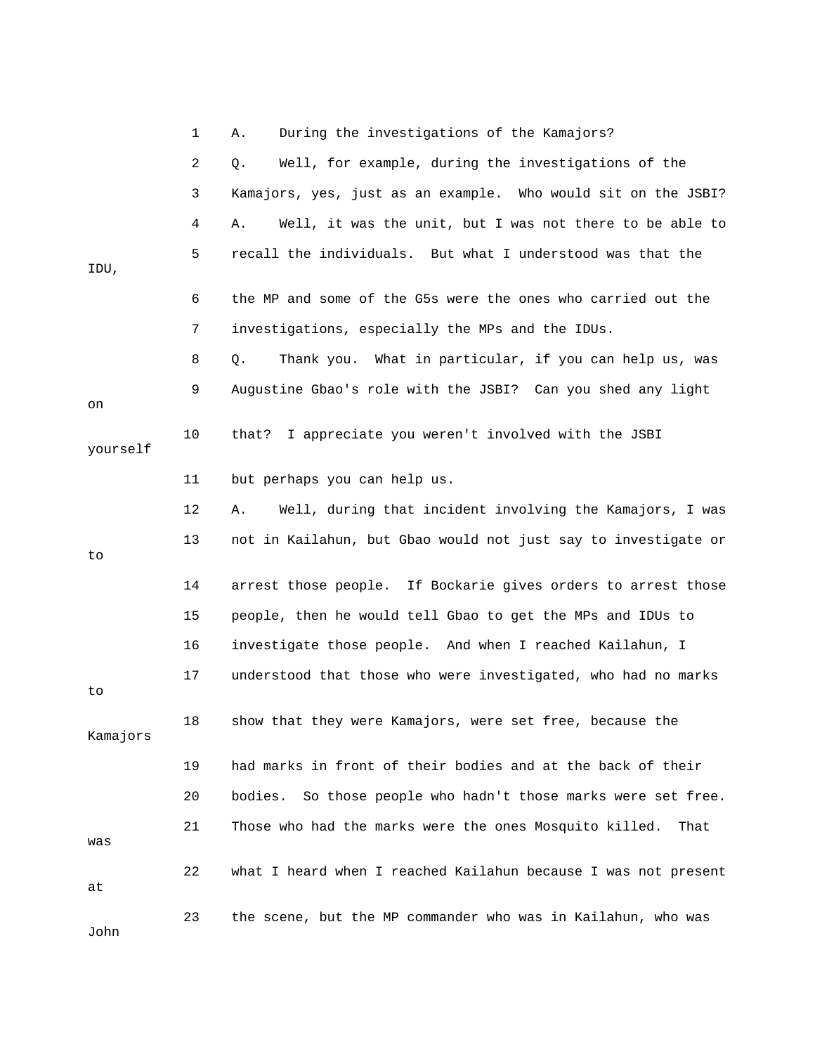1 A. During the investigations of the Kamajors?

2 Q. Well, for example, during the investigations of the

3 Kamajors, yes, just as an example. Who would sit on the JSBI?

4 A. Well, it was the unit, but I was not there to be able to

5 recall the individuals. But what I understood was that the IDU,

6 the MP and some of the G5s were the ones who carried out the

7 investigations, especially the MPs and the IDUs.

8 Q. Thank you. What in particular, if you can help us, was

9 Augustine Gbao's role with the JSBI? Can you shed any light on

10 that? I appreciate you weren't involved with the JSBI yourself

11 but perhaps you can help us.

12 A. Well, during that incident involving the Kamajors, I was

13 not in Kailahun, but Gbao would not just say to investigate or to

14 arrest those people. If Bockarie gives orders to arrest those

15 people, then he would tell Gbao to get the MPs and IDUs to

16 investigate those people. And when I reached Kailahun, I

17 understood that those who were investigated, who had no marks to

18 show that they were Kamajors, were set free, because the Kamajors

19 had marks in front of their bodies and at the back of their

20 bodies. So those people who hadn't those marks were set free.

21 Those who had the marks were the ones Mosquito killed. That was

22 what I heard when I reached Kailahun because I was not present at

23 the scene, but the MP commander who was in Kailahun, who was John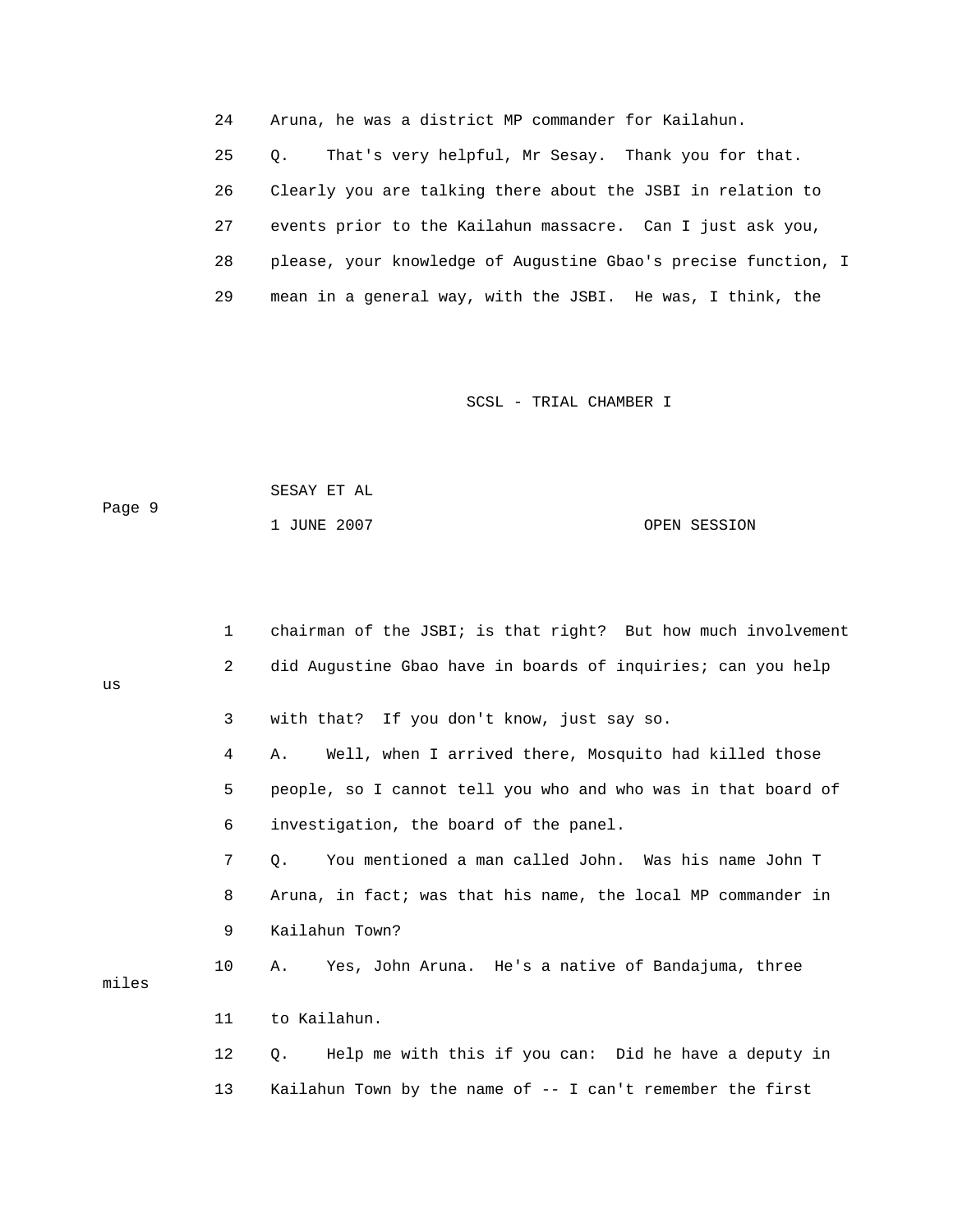24 Aruna, he was a district MP commander for Kailahun.

25 Q. That's very helpful, Mr Sesay. Thank you for that.

26 Clearly you are talking there about the JSBI in relation to

27 events prior to the Kailahun massacre. Can I just ask you,

28 please, your knowledge of Augustine Gbao's precise function, I

29 mean in a general way, with the JSBI. He was, I think, the

1 chairman of the JSBI; is that right? But how much involvement

2 did Augustine Gbao have in boards of inquiries; can you help us

3 with that? If you don't know, just say so.

4 A. Well, when I arrived there, Mosquito had killed those

5 people, so I cannot tell you who and who was in that board of

6 investigation, the board of the panel.

7 Q. You mentioned a man called John. Was his name John T

8 Aruna, in fact; was that his name, the local MP commander in

9 Kailahun Town?

10 A. Yes, John Aruna. He's a native of Bandajuma, three miles

11 to Kailahun.

12 Q. Help me with this if you can: Did he have a deputy in

13 Kailahun Town by the name of -- I can't remember the first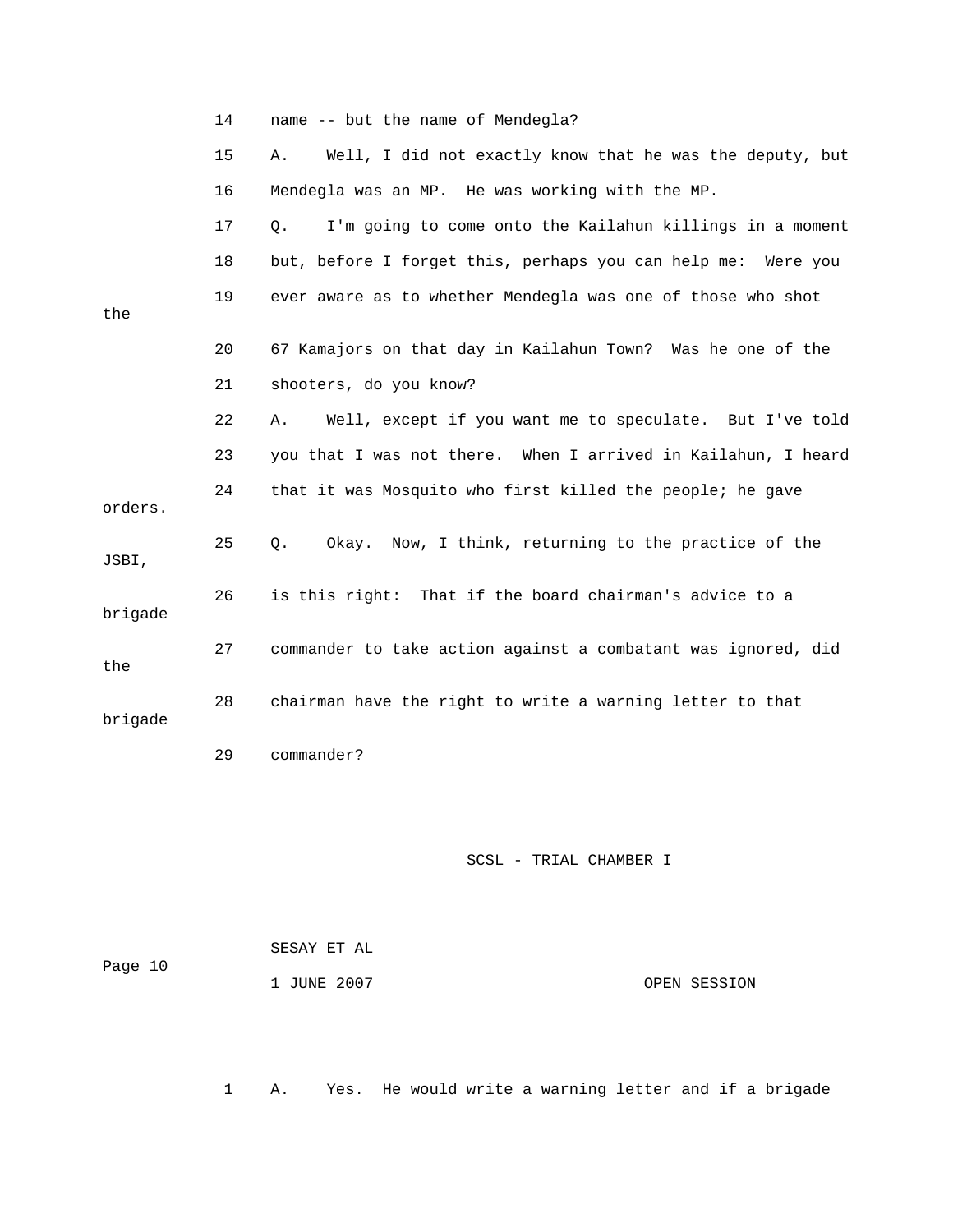14 name -- but the name of Mendegla?

15 A. Well, I did not exactly know that he was the deputy, but

16 Mendegla was an MP. He was working with the MP.

17 Q. I'm going to come onto the Kailahun killings in a moment

18 but, before I forget this, perhaps you can help me: Were you

19 ever aware as to whether Mendegla was one of those who shot the

20 67 Kamajors on that day in Kailahun Town? Was he one of the

21 shooters, do you know?

22 A. Well, except if you want me to speculate. But I've told

23 you that I was not there. When I arrived in Kailahun, I heard

24 that it was Mosquito who first killed the people; he gave orders.

25 Q. Okay. Now, I think, returning to the practice of the JSBI,

26 is this right: That if the board chairman's advice to a brigade

27 commander to take action against a combatant was ignored, did the

28 chairman have the right to write a warning letter to that brigade

29 commander?

SESAY ET AL

1 JUNE 2007 OPEN SESSION

1 A. Yes. He would write a warning letter and if a brigade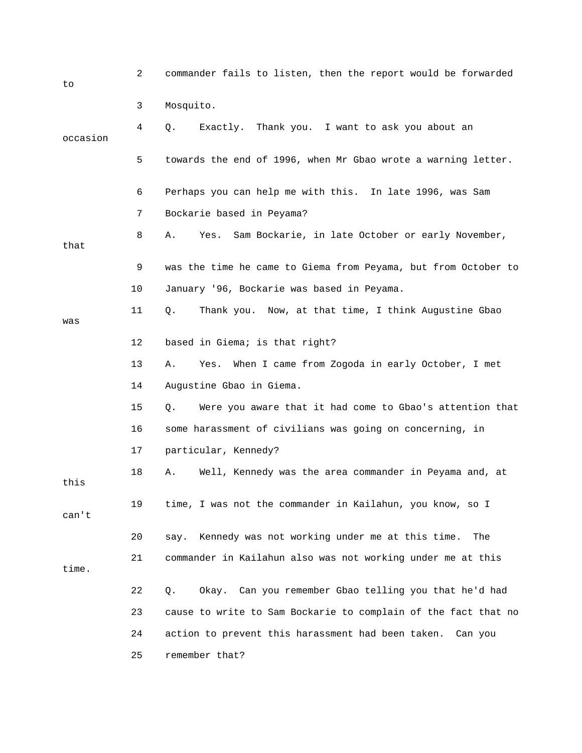2 commander fails to listen, then the report would be forwarded to

3 Mosquito.

4 Q. Exactly. Thank you. I want to ask you about an occasion

5 towards the end of 1996, when Mr Gbao wrote a warning letter.

6 Perhaps you can help me with this. In late 1996, was Sam

7 Bockarie based in Peyama?

8 A. Yes. Sam Bockarie, in late October or early November, that

9 was the time he came to Giema from Peyama, but from October to

10 January '96, Bockarie was based in Peyama.

11 Q. Thank you. Now, at that time, I think Augustine Gbao was

12 based in Giema; is that right?

13 A. Yes. When I came from Zogoda in early October, I met

14 Augustine Gbao in Giema.

15 Q. Were you aware that it had come to Gbao's attention that

16 some harassment of civilians was going on concerning, in

17 particular, Kennedy?

18 A. Well, Kennedy was the area commander in Peyama and, at this

19 time, I was not the commander in Kailahun, you know, so I can't

20 say. Kennedy was not working under me at this time. The

21 commander in Kailahun also was not working under me at this time.

22 Q. Okay. Can you remember Gbao telling you that he'd had

23 cause to write to Sam Bockarie to complain of the fact that no

24 action to prevent this harassment had been taken. Can you

25 remember that?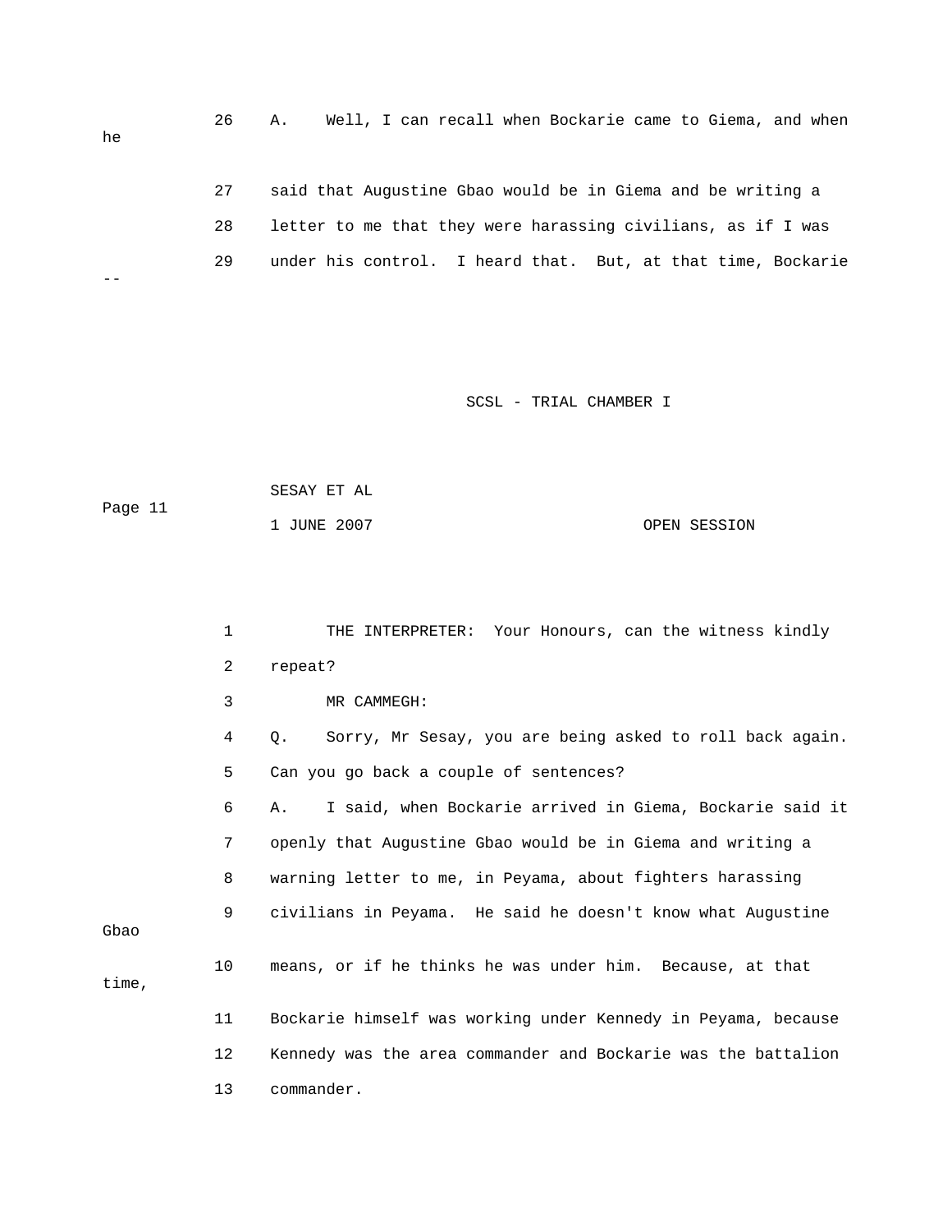26 A. Well, I can recall when Bockarie came to Giema, and when he

27 said that Augustine Gbao would be in Giema and be writing a

28 letter to me that they were harassing civilians, as if I was

29 under his control. I heard that. But, at that time, Bockarie --

1 THE INTERPRETER: Your Honours, can the witness kindly

2 repeat?

3 MR CAMMEGH:

4 Q. Sorry, Mr Sesay, you are being asked to roll back again.

5 Can you go back a couple of sentences?

6 A. I said, when Bockarie arrived in Giema, Bockarie said it

7 openly that Augustine Gbao would be in Giema and writing a

8 warning letter to me, in Peyama, about fighters harassing

9 civilians in Peyama. He said he doesn't know what Augustine Gbao

10 means, or if he thinks he was under him. Because, at that time,

11 Bockarie himself was working under Kennedy in Peyama, because

12 Kennedy was the area commander and Bockarie was the battalion

13 commander.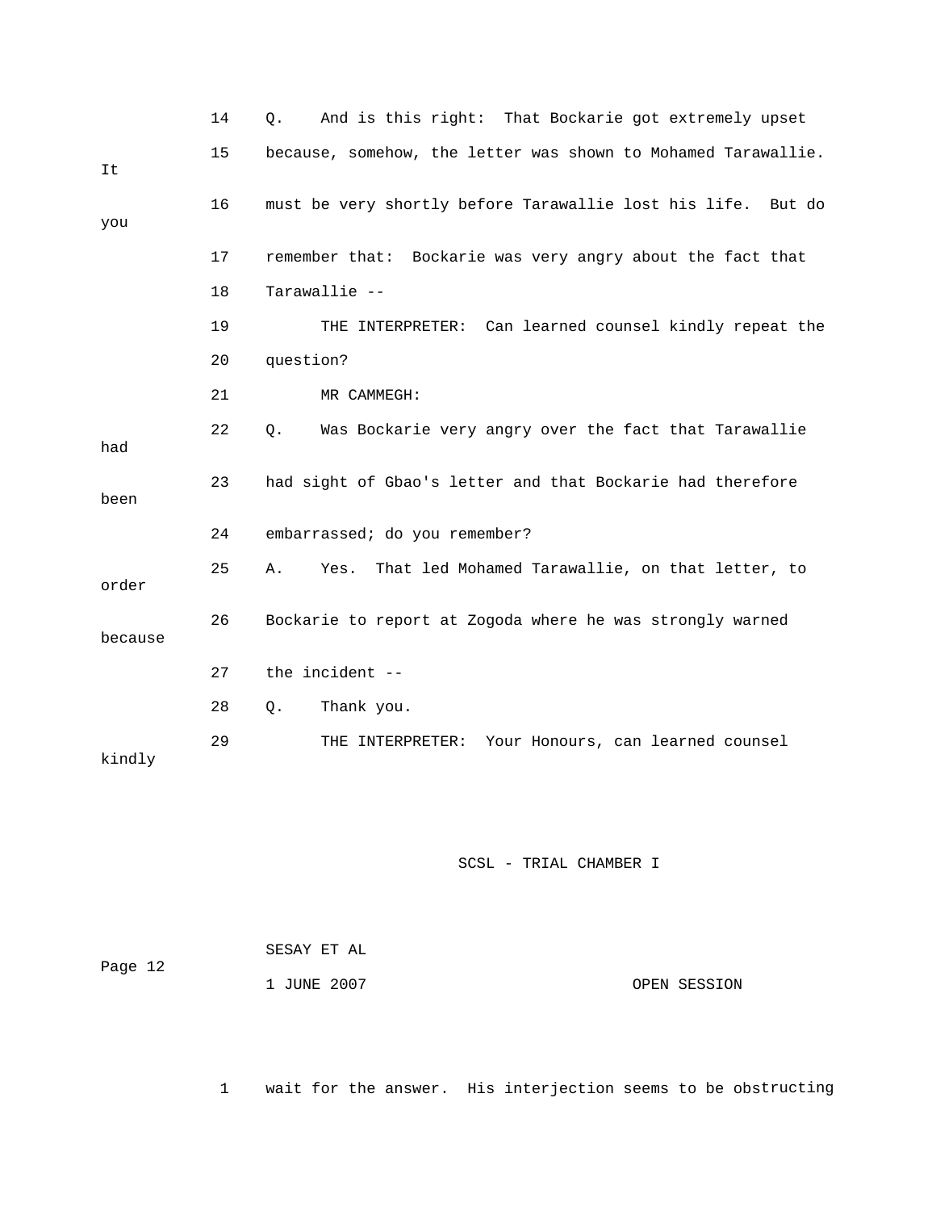14 Q. And is this right: That Bockarie got extremely upset

15 because, somehow, the letter was shown to Mohamed Tarawallie. It

16 must be very shortly before Tarawallie lost his life. But do you

17 remember that: Bockarie was very angry about the fact that

18 Tarawallie --

19 THE INTERPRETER: Can learned counsel kindly repeat the

20 question?

21 MR CAMMEGH:

22 Q. Was Bockarie very angry over the fact that Tarawallie had

23 had sight of Gbao's letter and that Bockarie had therefore been

24 embarrassed; do you remember?

25 A. Yes. That led Mohamed Tarawallie, on that letter, to order

26 Bockarie to report at Zogoda where he was strongly warned because

27 the incident --

28 Q. Thank you.

29 THE INTERPRETER: Your Honours, can learned counsel kindly

1 wait for the answer. His interjection seems to be obstructing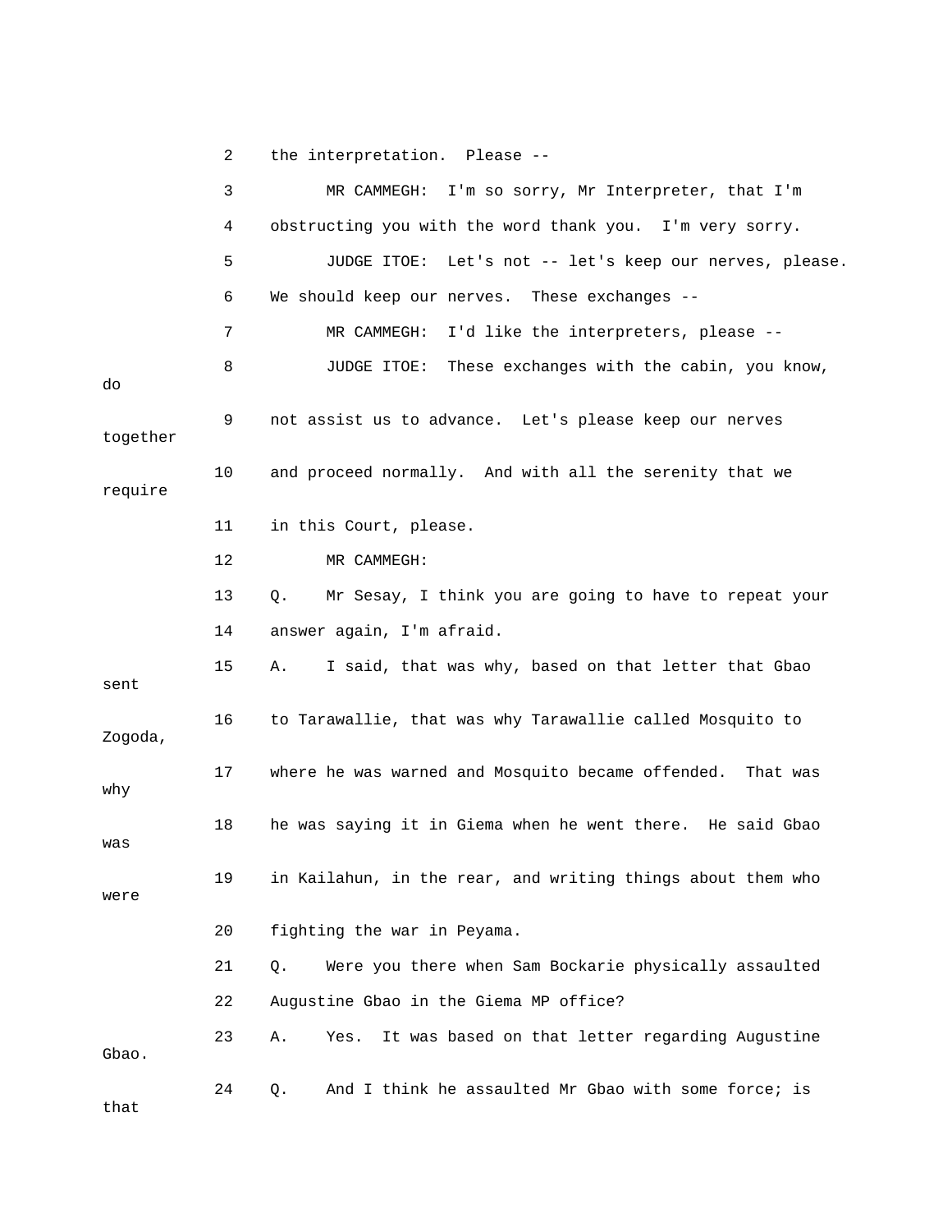2 the interpretation. Please --

3 MR CAMMEGH: I'm so sorry, Mr Interpreter, that I'm

4 obstructing you with the word thank you. I'm very sorry.

5 JUDGE ITOE: Let's not -- let's keep our nerves, please.

6 We should keep our nerves. These exchanges --

7 MR CAMMEGH: I'd like the interpreters, please --

8 JUDGE ITOE: These exchanges with the cabin, you know, do

9 not assist us to advance. Let's please keep our nerves together

10 and proceed normally. And with all the serenity that we require

11 in this Court, please.

12 MR CAMMEGH:

13 Q. Mr Sesay, I think you are going to have to repeat your

14 answer again, I'm afraid.

15 A. I said, that was why, based on that letter that Gbao sent

16 to Tarawallie, that was why Tarawallie called Mosquito to Zogoda,

17 where he was warned and Mosquito became offended. That was why

18 he was saying it in Giema when he went there. He said Gbao was

19 in Kailahun, in the rear, and writing things about them who were

20 fighting the war in Peyama.

21 Q. Were you there when Sam Bockarie physically assaulted

22 Augustine Gbao in the Giema MP office?

23 A. Yes. It was based on that letter regarding Augustine Gbao.

24 Q. And I think he assaulted Mr Gbao with some force; is that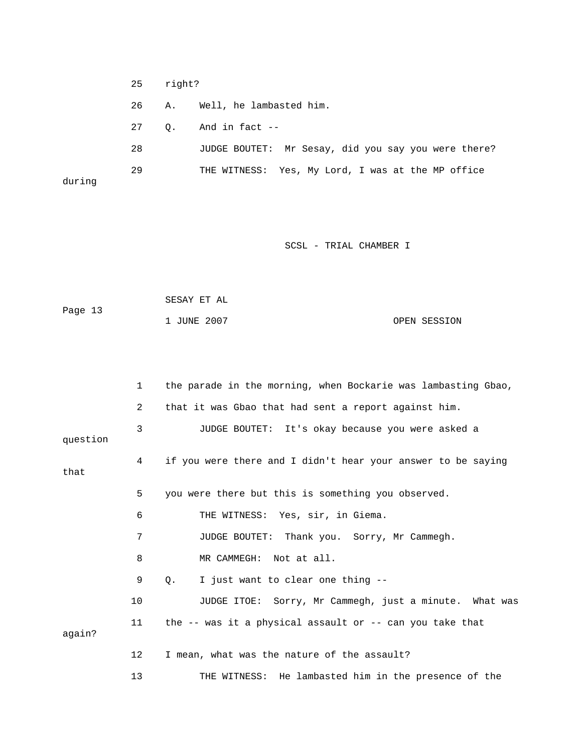25 right?

26 A. Well, he lambasted him.

27 Q. And in fact --

28 JUDGE BOUTET: Mr Sesay, did you say you were there?

29 THE WITNESS: Yes, My Lord, I was at the MP office during

1 the parade in the morning, when Bockarie was lambasting Gbao,

2 that it was Gbao that had sent a report against him.

3 JUDGE BOUTET: It's okay because you were asked a question

4 if you were there and I didn't hear your answer to be saying that

5 you were there but this is something you observed.

6 THE WITNESS: Yes, sir, in Giema.

7 JUDGE BOUTET: Thank you. Sorry, Mr Cammegh.

8 MR CAMMEGH: Not at all.

9 Q. I just want to clear one thing --

10 JUDGE ITOE: Sorry, Mr Cammegh, just a minute. What was

11 the -- was it a physical assault or -- can you take that again?

12 I mean, what was the nature of the assault?

13 THE WITNESS: He lambasted him in the presence of the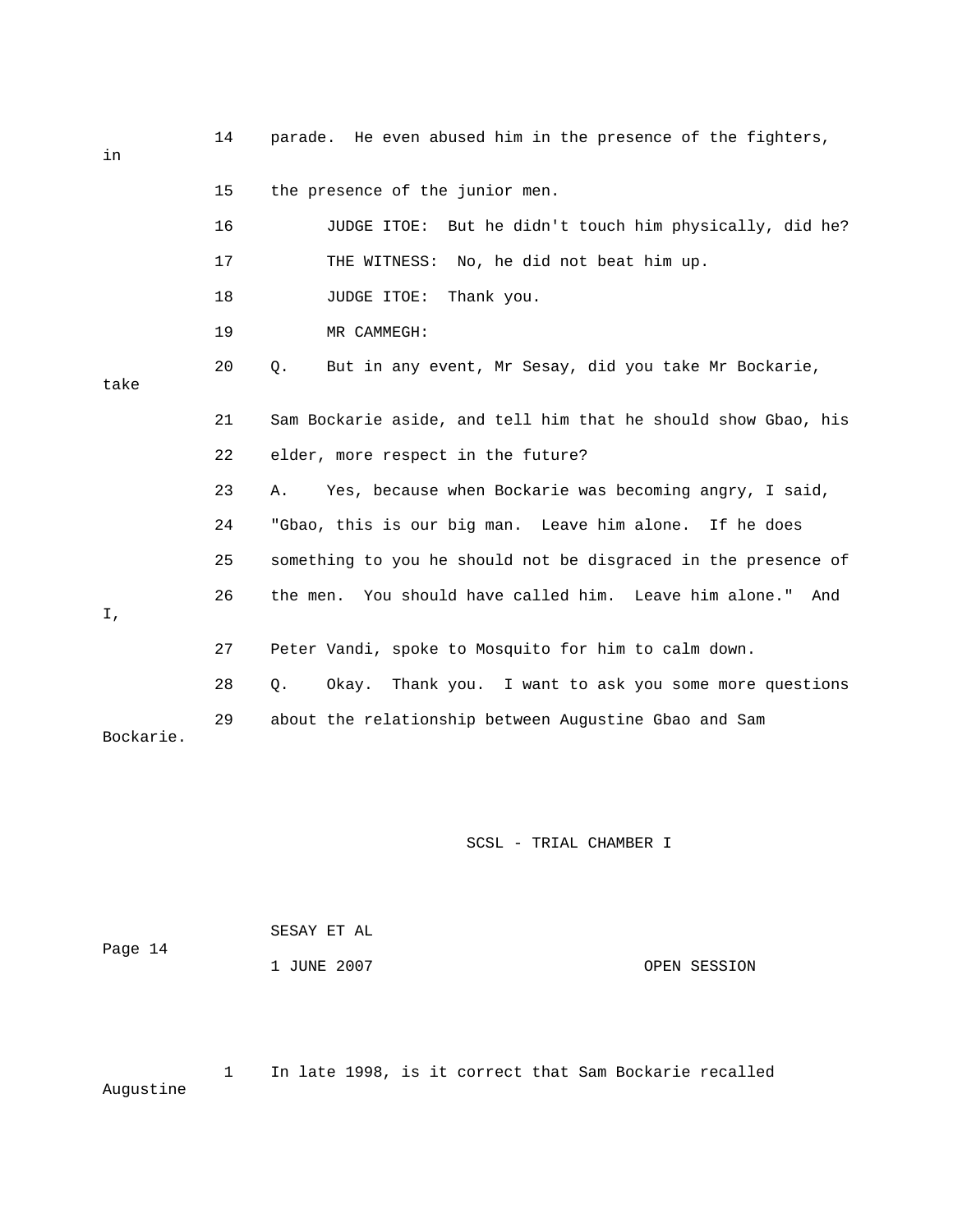14 parade. He even abused him in the presence of the fighters, in

15 the presence of the junior men.

16 JUDGE ITOE: But he didn't touch him physically, did he?

17 THE WITNESS: No, he did not beat him up.

18 JUDGE ITOE: Thank you.

19 MR CAMMEGH:

20 Q. But in any event, Mr Sesay, did you take Mr Bockarie, take

21 Sam Bockarie aside, and tell him that he should show Gbao, his

22 elder, more respect in the future?

23 A. Yes, because when Bockarie was becoming angry, I said,

24 "Gbao, this is our big man. Leave him alone. If he does

25 something to you he should not be disgraced in the presence of

26 the men. You should have called him. Leave him alone." And I,

27 Peter Vandi, spoke to Mosquito for him to calm down.

28 Q. Okay. Thank you. I want to ask you some more questions

29 about the relationship between Augustine Gbao and Sam Bockarie.

1 In late 1998, is it correct that Sam Bockarie recalled Augustine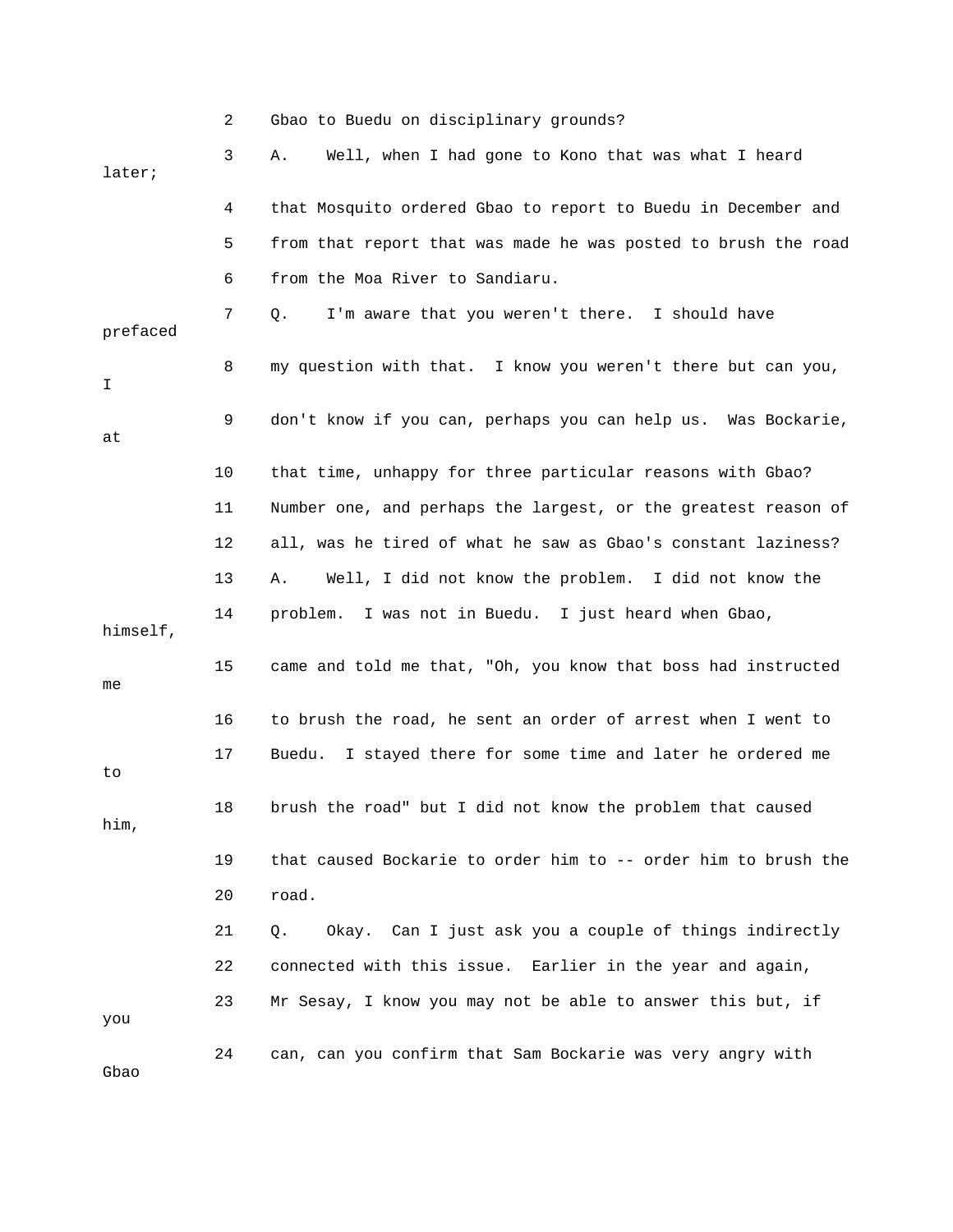2 Gbao to Buedu on disciplinary grounds?

3 A. Well, when I had gone to Kono that was what I heard later;

4 that Mosquito ordered Gbao to report to Buedu in December and

5 from that report that was made he was posted to brush the road

6 from the Moa River to Sandiaru.

7 Q. I'm aware that you weren't there. I should have prefaced

8 my question with that. I know you weren't there but can you, I

9 don't know if you can, perhaps you can help us. Was Bockarie, at

10 that time, unhappy for three particular reasons with Gbao?

11 Number one, and perhaps the largest, or the greatest reason of

12 all, was he tired of what he saw as Gbao's constant laziness?

13 A. Well, I did not know the problem. I did not know the

14 problem. I was not in Buedu. I just heard when Gbao, himself,

15 came and told me that, "Oh, you know that boss had instructed me

16 to brush the road, he sent an order of arrest when I went to

17 Buedu. I stayed there for some time and later he ordered me to

18 brush the road" but I did not know the problem that caused him,

19 that caused Bockarie to order him to -- order him to brush the

20 road.

21 Q. Okay. Can I just ask you a couple of things indirectly

22 connected with this issue. Earlier in the year and again,

23 Mr Sesay, I know you may not be able to answer this but, if you

24 can, can you confirm that Sam Bockarie was very angry with Gbao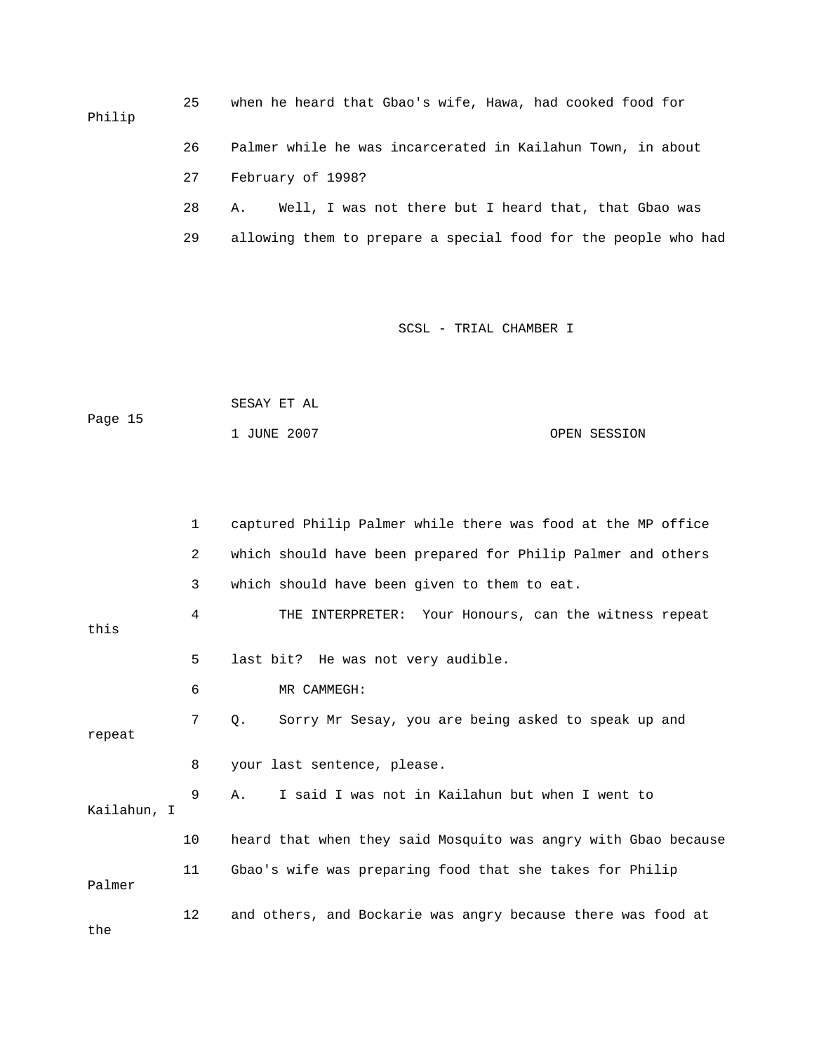25 when he heard that Gbao's wife, Hawa, had cooked food for Philip

26 Palmer while he was incarcerated in Kailahun Town, in about

27 February of 1998?

28 A. Well, I was not there but I heard that, that Gbao was

29 allowing them to prepare a special food for the people who had

1 captured Philip Palmer while there was food at the MP office

2 which should have been prepared for Philip Palmer and others

3 which should have been given to them to eat.

4 THE INTERPRETER: Your Honours, can the witness repeat this

5 last bit? He was not very audible.

6 MR CAMMEGH:

7 Q. Sorry Mr Sesay, you are being asked to speak up and repeat

8 your last sentence, please.

9 A. I said I was not in Kailahun but when I went to Kailahun, I

10 heard that when they said Mosquito was angry with Gbao because

11 Gbao's wife was preparing food that she takes for Philip Palmer

12 and others, and Bockarie was angry because there was food at the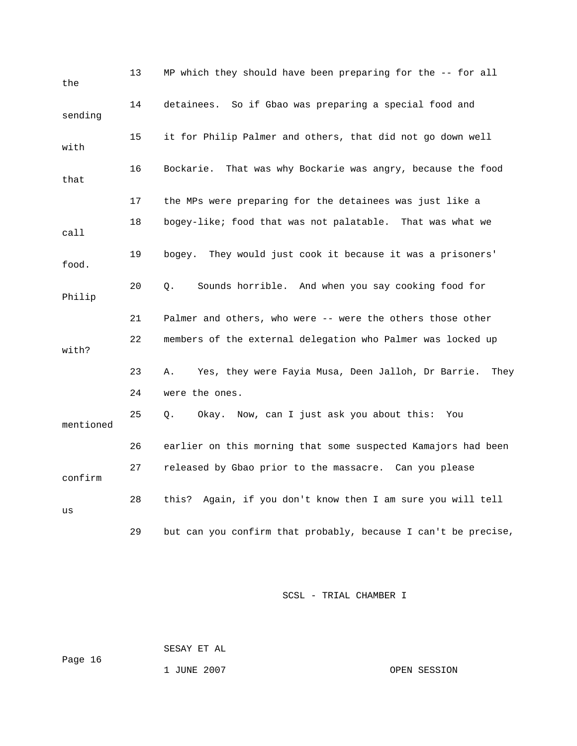13 MP which they should have been preparing for the -- for all the

14 detainees. So if Gbao was preparing a special food and sending

15 it for Philip Palmer and others, that did not go down well with

16 Bockarie. That was why Bockarie was angry, because the food that

17 the MPs were preparing for the detainees was just like a

18 bogey-like; food that was not palatable. That was what we call

19 bogey. They would just cook it because it was a prisoners' food.

20 Q. Sounds horrible. And when you say cooking food for Philip

21 Palmer and others, who were -- were the others those other

22 members of the external delegation who Palmer was locked up with?

23 A. Yes, they were Fayia Musa, Deen Jalloh, Dr Barrie. They

24 were the ones.

25 Q. Okay. Now, can I just ask you about this: You mentioned

26 earlier on this morning that some suspected Kamajors had been

27 released by Gbao prior to the massacre. Can you please confirm

28 this? Again, if you don't know then I am sure you will tell us

29 but can you confirm that probably, because I can't be precise,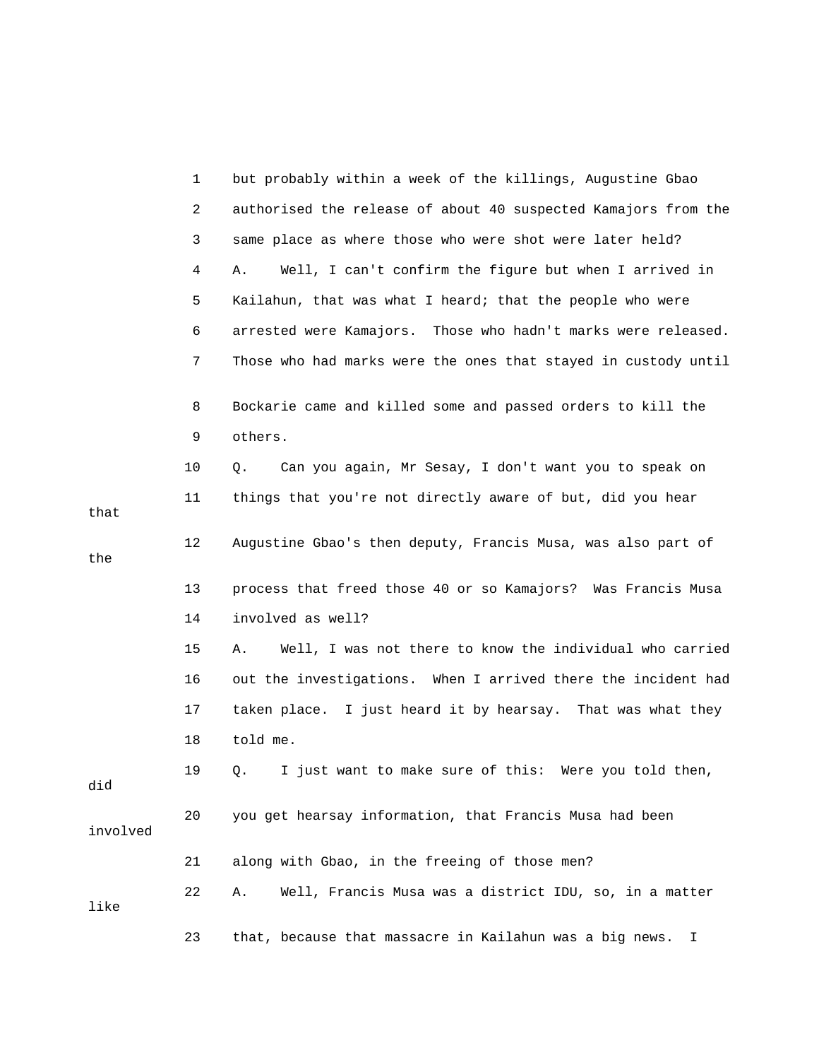1 but probably within a week of the killings, Augustine Gbao
2 authorised the release of about 40 suspected Kamajors from the
3 same place as where those who were shot were later held?
4 A. Well, I can't confirm the figure but when I arrived in
5 Kailahun, that was what I heard; that the people who were
6 arrested were Kamajors. Those who hadn't marks were released.
7 Those who had marks were the ones that stayed in custody until
8 Bockarie came and killed some and passed orders to kill the
9 others.
10 Q. Can you again, Mr Sesay, I don't want you to speak on
11 things that you're not directly aware of but, did you hear that
12 Augustine Gbao's then deputy, Francis Musa, was also part of the
13 process that freed those 40 or so Kamajors? Was Francis Musa
14 involved as well?
15 A. Well, I was not there to know the individual who carried
16 out the investigations. When I arrived there the incident had
17 taken place. I just heard it by hearsay. That was what they
18 told me.
19 Q. I just want to make sure of this: Were you told then, did
20 you get hearsay information, that Francis Musa had been involved
21 along with Gbao, in the freeing of those men?
22 A. Well, Francis Musa was a district IDU, so, in a matter like
23 that, because that massacre in Kailahun was a big news. I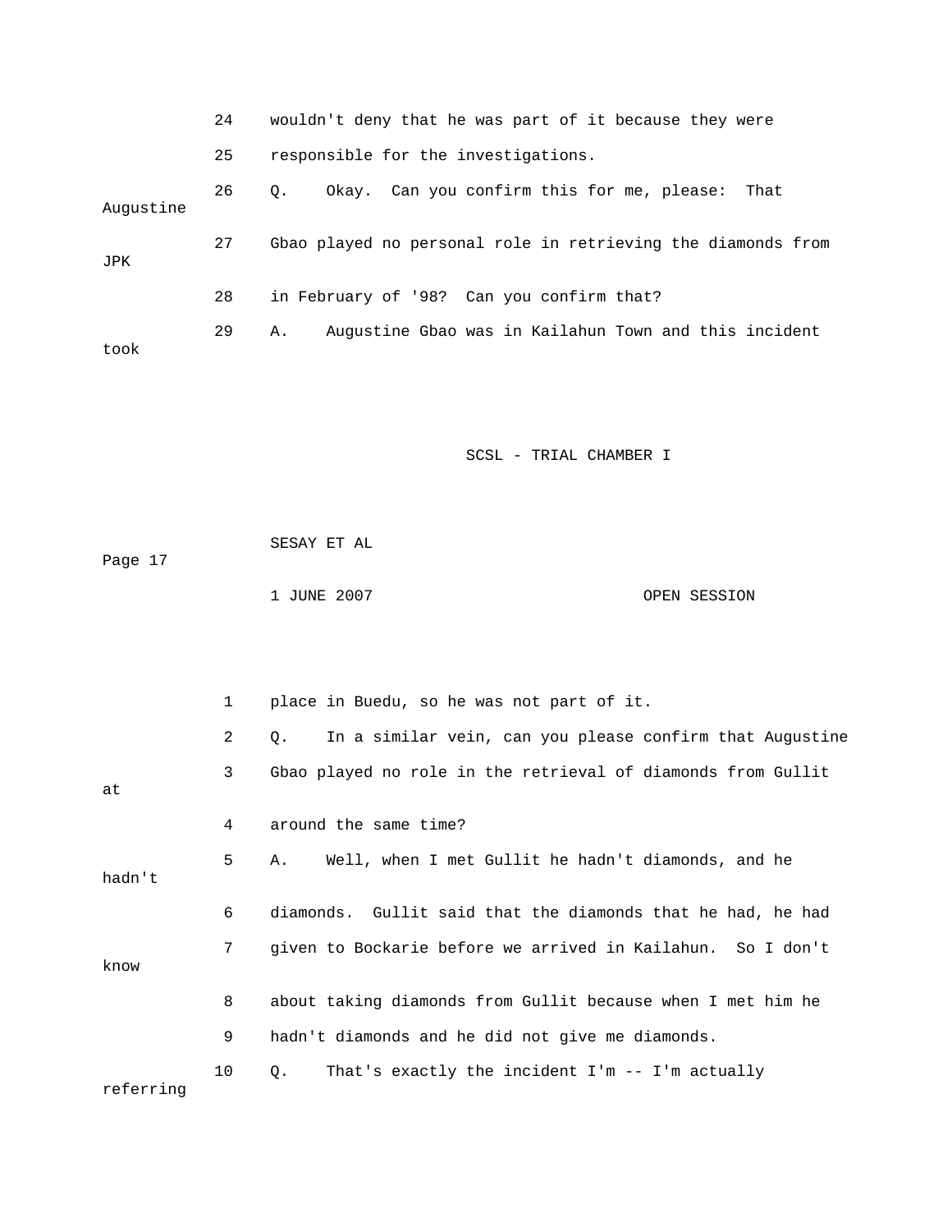24 wouldn't deny that he was part of it because they were

25 responsible for the investigations.

26 Q. Okay. Can you confirm this for me, please: That Augustine

27 Gbao played no personal role in retrieving the diamonds from JPK

28 in February of '98? Can you confirm that?

29 A. Augustine Gbao was in Kailahun Town and this incident took

1 place in Buedu, so he was not part of it.

2 Q. In a similar vein, can you please confirm that Augustine

3 Gbao played no role in the retrieval of diamonds from Gullit at

4 around the same time?

5 A. Well, when I met Gullit he hadn't diamonds, and he hadn't

6 diamonds. Gullit said that the diamonds that he had, he had

7 given to Bockarie before we arrived in Kailahun. So I don't know

8 about taking diamonds from Gullit because when I met him he

9 hadn't diamonds and he did not give me diamonds.

10 Q. That's exactly the incident I'm -- I'm actually referring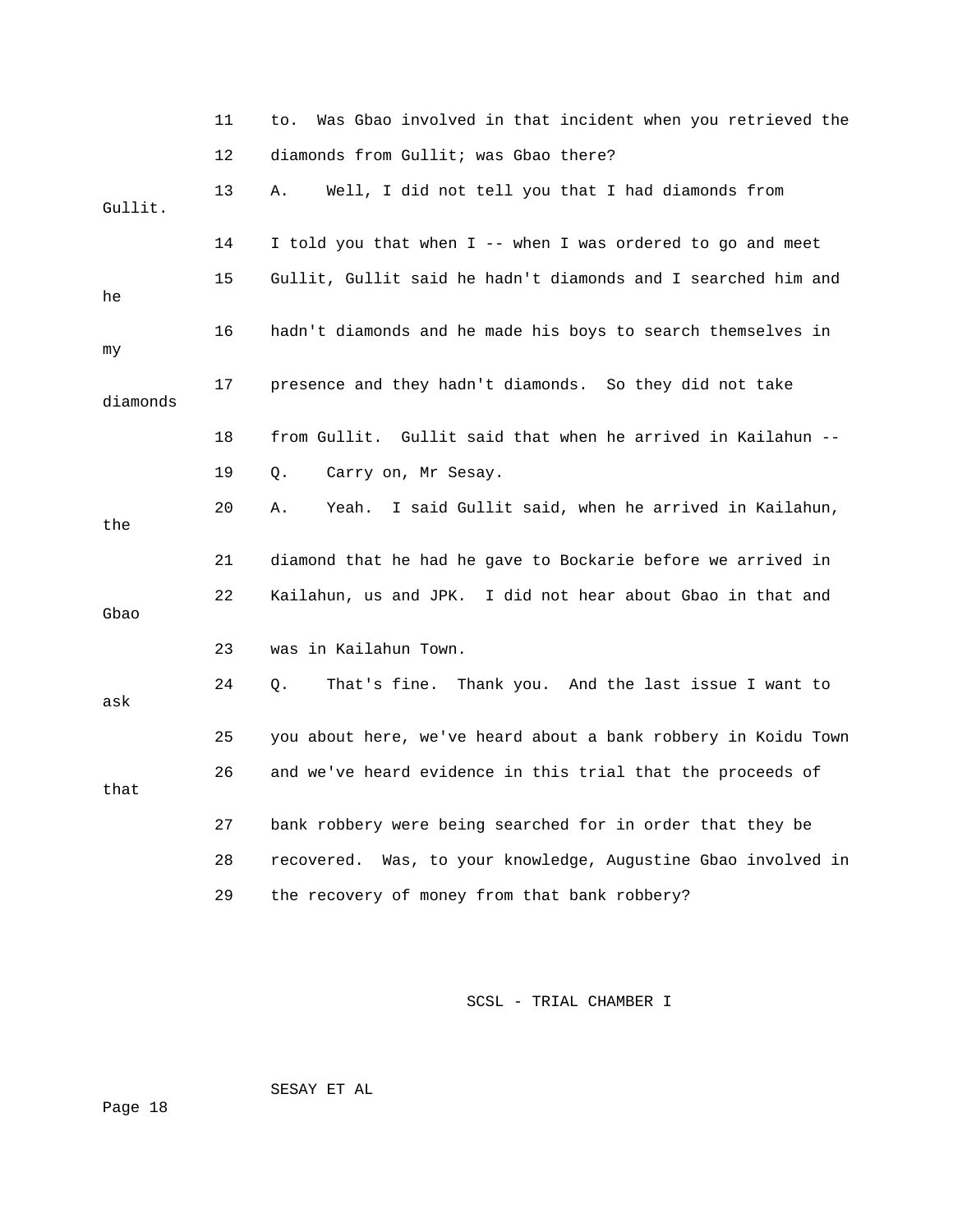11 to. Was Gbao involved in that incident when you retrieved the

12 diamonds from Gullit; was Gbao there?

13 A. Well, I did not tell you that I had diamonds from Gullit.

14 I told you that when I -- when I was ordered to go and meet

15 Gullit, Gullit said he hadn't diamonds and I searched him and he

16 hadn't diamonds and he made his boys to search themselves in my

17 presence and they hadn't diamonds. So they did not take diamonds

18 from Gullit. Gullit said that when he arrived in Kailahun --

19 Q. Carry on, Mr Sesay.

20 A. Yeah. I said Gullit said, when he arrived in Kailahun, the

21 diamond that he had he gave to Bockarie before we arrived in

22 Kailahun, us and JPK. I did not hear about Gbao in that and Gbao

23 was in Kailahun Town.

24 Q. That's fine. Thank you. And the last issue I want to ask

25 you about here, we've heard about a bank robbery in Koidu Town

26 and we've heard evidence in this trial that the proceeds of that

27 bank robbery were being searched for in order that they be

28 recovered. Was, to your knowledge, Augustine Gbao involved in

29 the recovery of money from that bank robbery?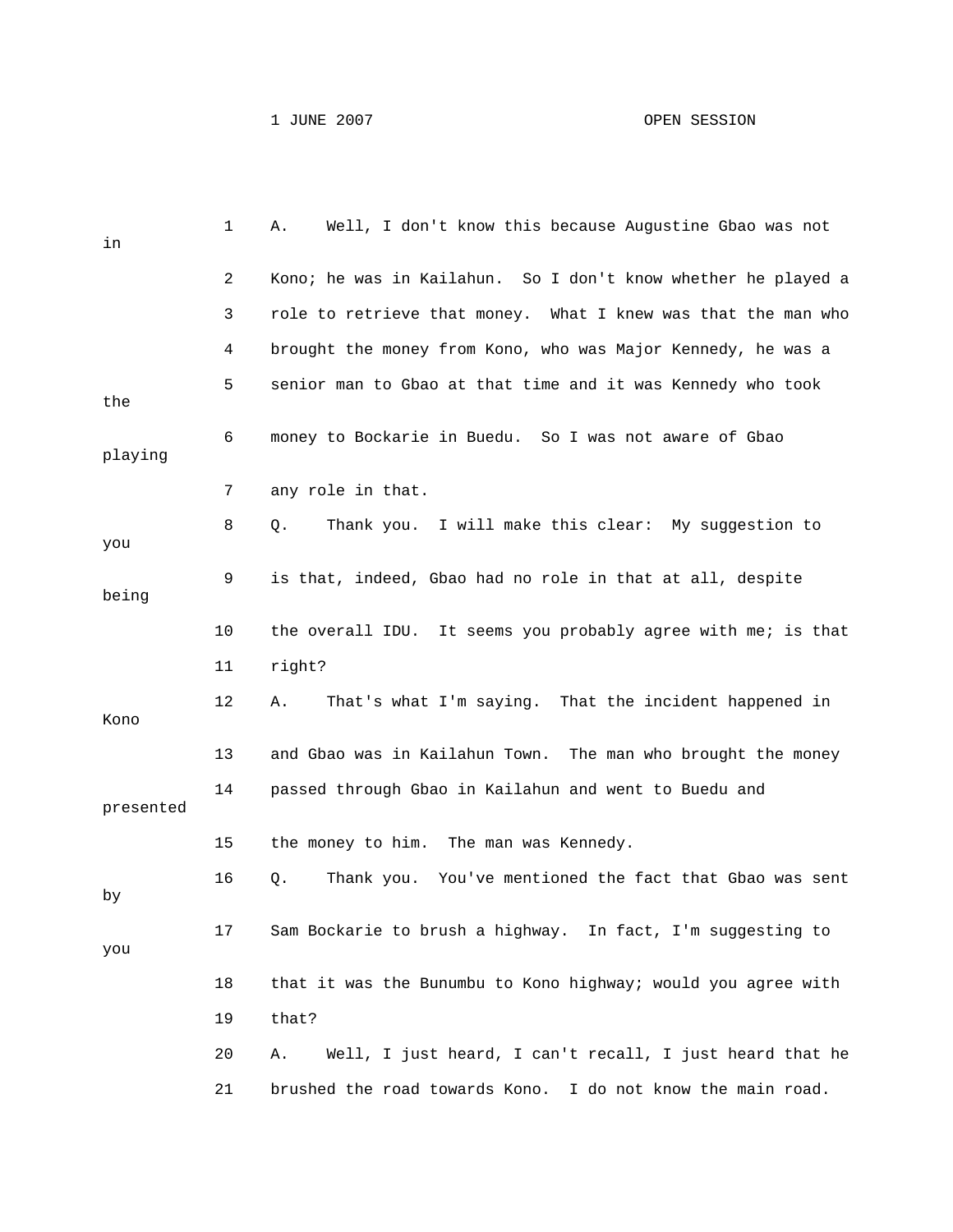1 A. Well, I don't know this because Augustine Gbao was not in

2 Kono; he was in Kailahun. So I don't know whether he played a

3 role to retrieve that money. What I knew was that the man who

4 brought the money from Kono, who was Major Kennedy, he was a

5 senior man to Gbao at that time and it was Kennedy who took the

6 money to Bockarie in Buedu. So I was not aware of Gbao playing

7 any role in that.

8 Q. Thank you. I will make this clear: My suggestion to you

9 is that, indeed, Gbao had no role in that at all, despite being

10 the overall IDU. It seems you probably agree with me; is that

11 right?

12 A. That's what I'm saying. That the incident happened in Kono

13 and Gbao was in Kailahun Town. The man who brought the money

14 passed through Gbao in Kailahun and went to Buedu and presented

15 the money to him. The man was Kennedy.

16 Q. Thank you. You've mentioned the fact that Gbao was sent by

17 Sam Bockarie to brush a highway. In fact, I'm suggesting to you

18 that it was the Bunumbu to Kono highway; would you agree with

19 that?

20 A. Well, I just heard, I can't recall, I just heard that he

21 brushed the road towards Kono. I do not know the main road.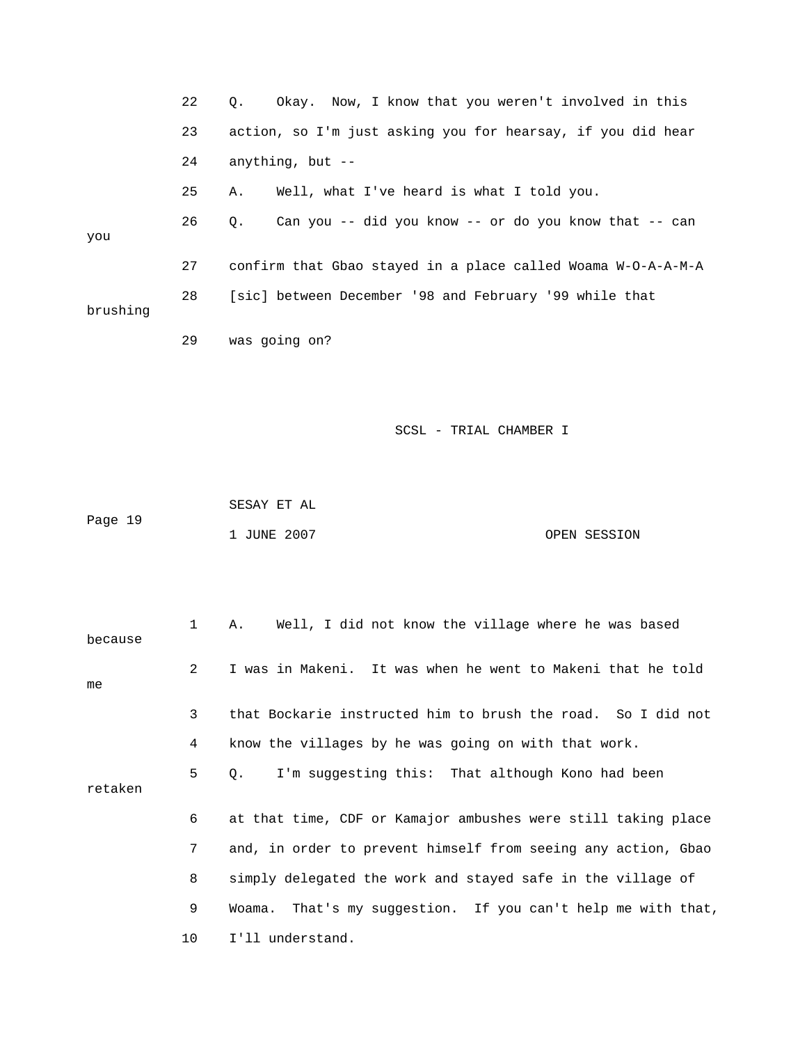22 Q. Okay. Now, I know that you weren't involved in this

23 action, so I'm just asking you for hearsay, if you did hear

24 anything, but --

25 A. Well, what I've heard is what I told you.

26 Q. Can you -- did you know -- or do you know that -- can you

27 confirm that Gbao stayed in a place called Woama W-O-A-A-M-A

28 [sic] between December '98 and February '99 while that brushing

29 was going on?

1 A. Well, I did not know the village where he was based because

2 I was in Makeni. It was when he went to Makeni that he told me

3 that Bockarie instructed him to brush the road. So I did not

4 know the villages by he was going on with that work.

5 Q. I'm suggesting this: That although Kono had been retaken

6 at that time, CDF or Kamajor ambushes were still taking place

7 and, in order to prevent himself from seeing any action, Gbao

8 simply delegated the work and stayed safe in the village of

9 Woama. That's my suggestion. If you can't help me with that,

10 I'll understand.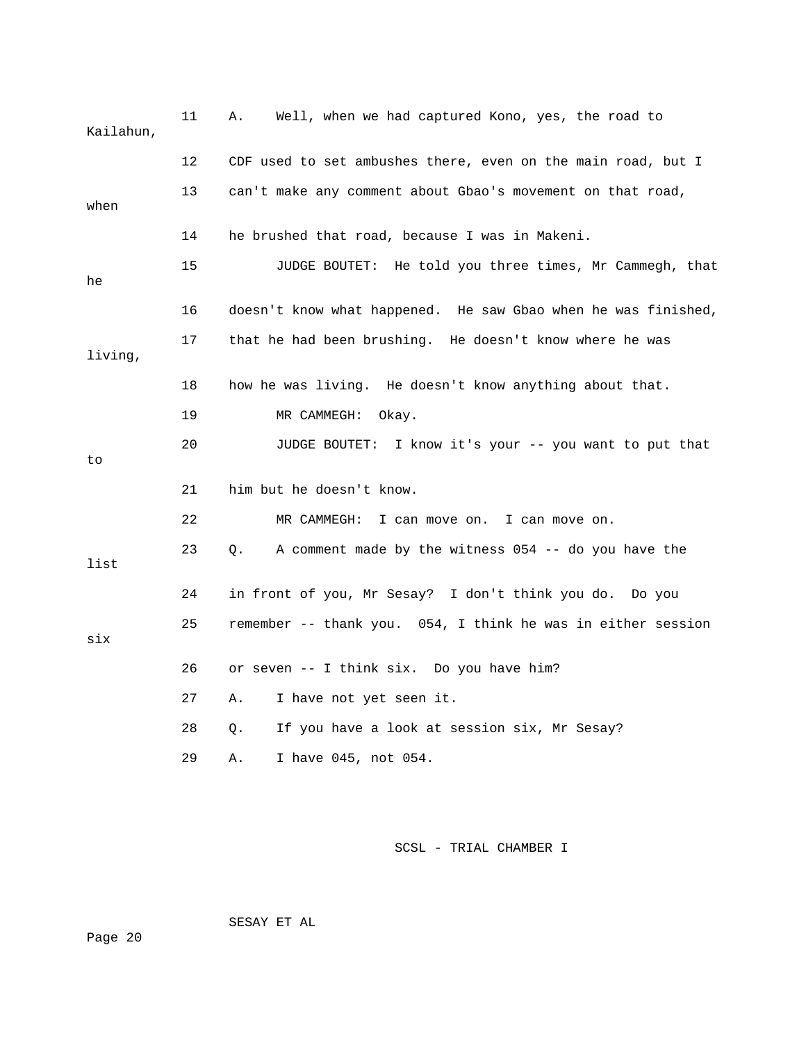11 A. Well, when we had captured Kono, yes, the road to Kailahun,

12 CDF used to set ambushes there, even on the main road, but I

13 can't make any comment about Gbao's movement on that road, when

14 he brushed that road, because I was in Makeni.

15 JUDGE BOUTET: He told you three times, Mr Cammegh, that he

16 doesn't know what happened. He saw Gbao when he was finished,

17 that he had been brushing. He doesn't know where he was living,

18 how he was living. He doesn't know anything about that.

19 MR CAMMEGH: Okay.

20 JUDGE BOUTET: I know it's your -- you want to put that to

21 him but he doesn't know.

22 MR CAMMEGH: I can move on. I can move on.

23 Q. A comment made by the witness 054 -- do you have the list

24 in front of you, Mr Sesay? I don't think you do. Do you

25 remember -- thank you. 054, I think he was in either session six

26 or seven -- I think six. Do you have him?

27 A. I have not yet seen it.

28 Q. If you have a look at session six, Mr Sesay?

29 A. I have 045, not 054.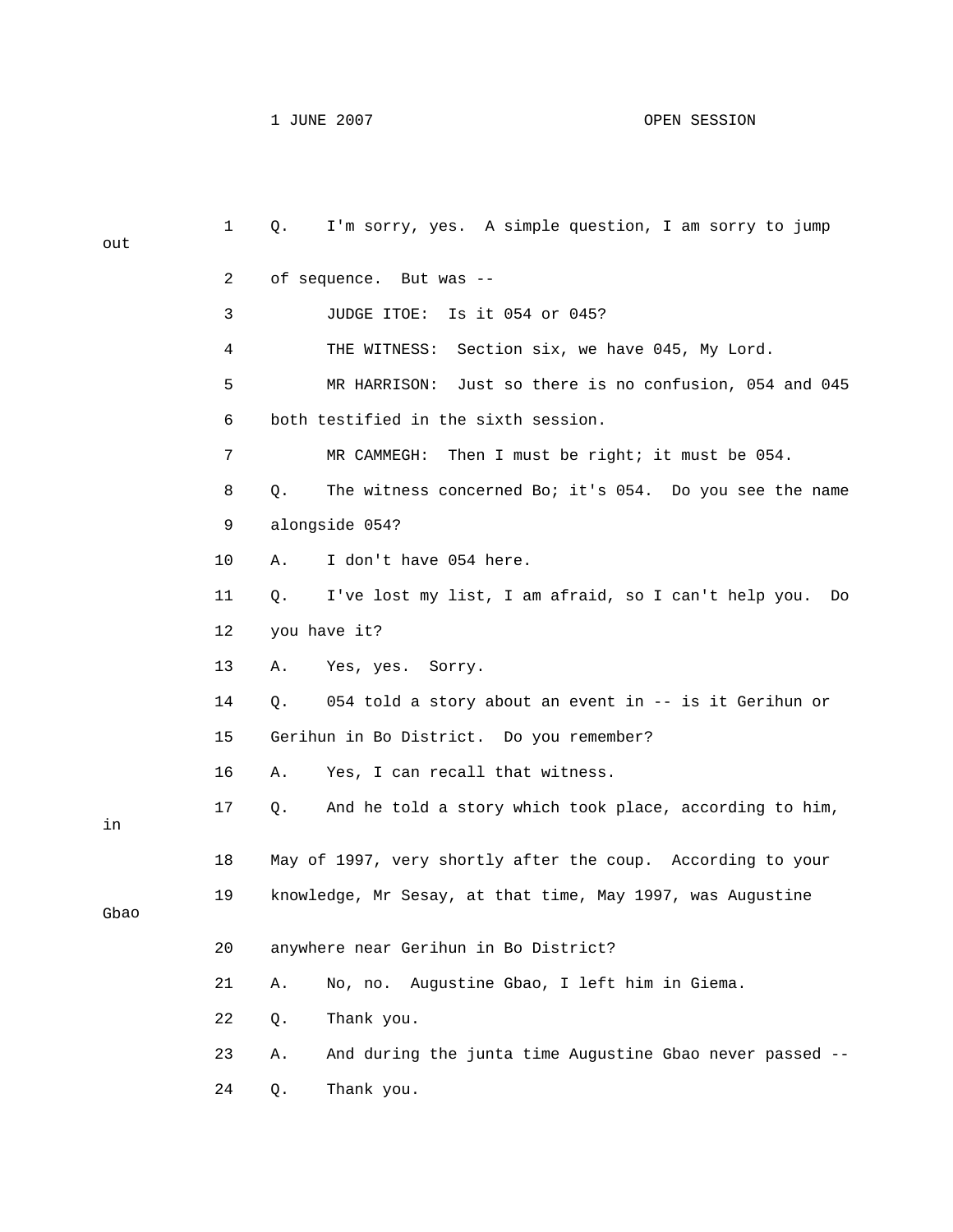1 Q. I'm sorry, yes. A simple question, I am sorry to jump out

2 of sequence. But was --

3 JUDGE ITOE: Is it 054 or 045?

4 THE WITNESS: Section six, we have 045, My Lord.

5 MR HARRISON: Just so there is no confusion, 054 and 045

6 both testified in the sixth session.

7 MR CAMMEGH: Then I must be right; it must be 054.

8 Q. The witness concerned Bo; it's 054. Do you see the name

9 alongside 054?

10 A. I don't have 054 here.

11 Q. I've lost my list, I am afraid, so I can't help you. Do

12 you have it?

13 A. Yes, yes. Sorry.

14 Q. 054 told a story about an event in -- is it Gerihun or

15 Gerihun in Bo District. Do you remember?

16 A. Yes, I can recall that witness.

17 Q. And he told a story which took place, according to him, in

18 May of 1997, very shortly after the coup. According to your

19 knowledge, Mr Sesay, at that time, May 1997, was Augustine Gbao

20 anywhere near Gerihun in Bo District?

21 A. No, no. Augustine Gbao, I left him in Giema.

22 Q. Thank you.

23 A. And during the junta time Augustine Gbao never passed --

24 Q. Thank you.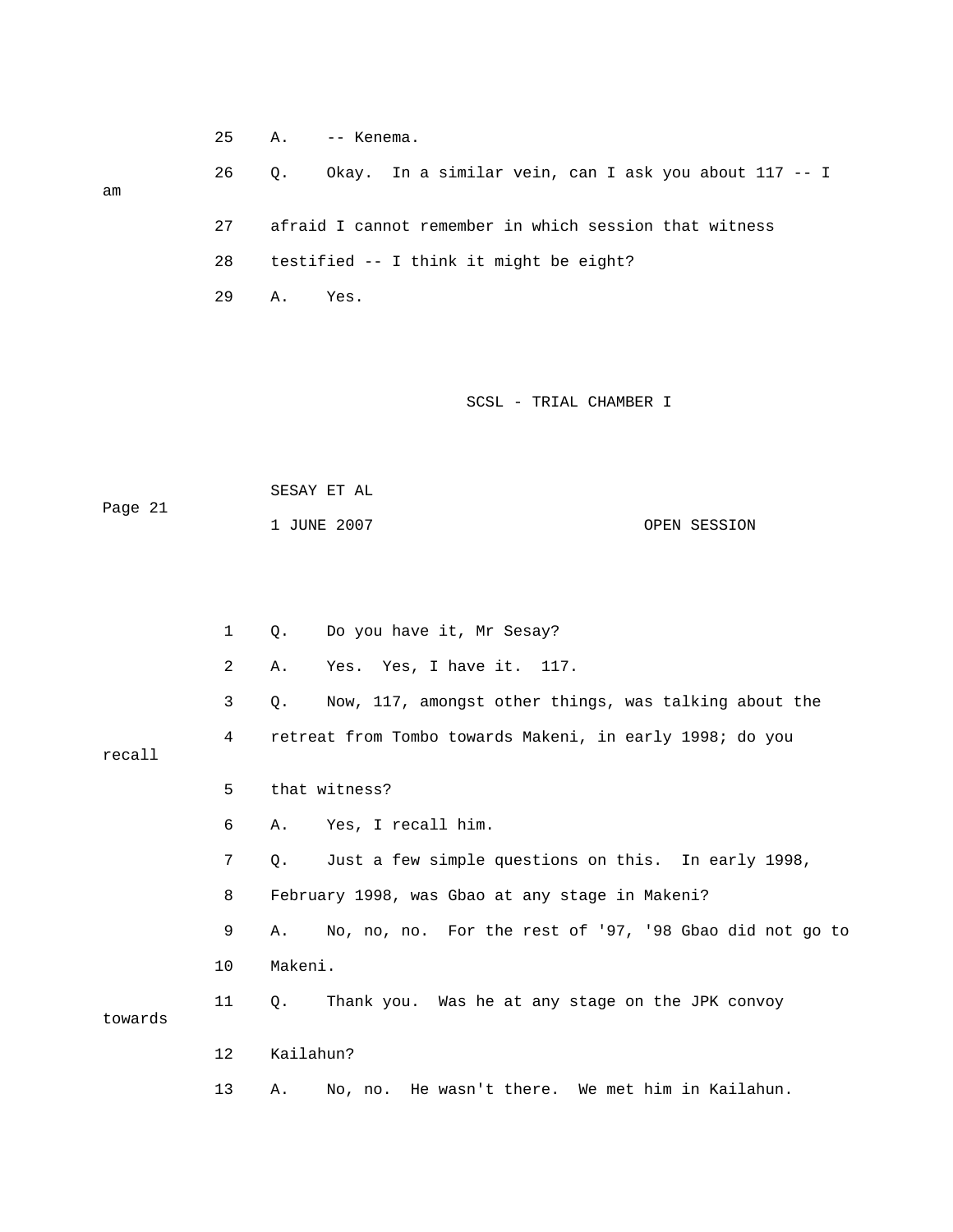25 A. -- Kenema.

26 Q. Okay. In a similar vein, can I ask you about 117 -- I am

27 afraid I cannot remember in which session that witness

28 testified -- I think it might be eight?

29 A. Yes.

1 Q. Do you have it, Mr Sesay?

2 A. Yes. Yes, I have it. 117.

3 Q. Now, 117, amongst other things, was talking about the

4 retreat from Tombo towards Makeni, in early 1998; do you recall

5 that witness?

6 A. Yes, I recall him.

7 Q. Just a few simple questions on this. In early 1998,

8 February 1998, was Gbao at any stage in Makeni?

9 A. No, no, no. For the rest of '97, '98 Gbao did not go to

10 Makeni.

11 Q. Thank you. Was he at any stage on the JPK convoy towards

12 Kailahun?

13 A. No, no. He wasn't there. We met him in Kailahun.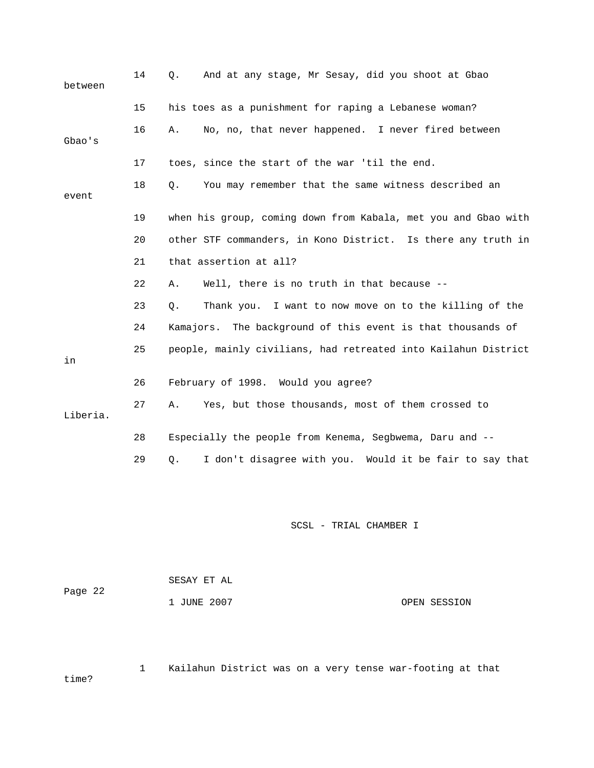14 Q. And at any stage, Mr Sesay, did you shoot at Gbao between

15 his toes as a punishment for raping a Lebanese woman?

16 A. No, no, that never happened. I never fired between Gbao's

17 toes, since the start of the war 'til the end.

18 Q. You may remember that the same witness described an event

19 when his group, coming down from Kabala, met you and Gbao with

20 other STF commanders, in Kono District. Is there any truth in

21 that assertion at all?

22 A. Well, there is no truth in that because --

23 Q. Thank you. I want to now move on to the killing of the

24 Kamajors. The background of this event is that thousands of

25 people, mainly civilians, had retreated into Kailahun District in

26 February of 1998. Would you agree?

27 A. Yes, but those thousands, most of them crossed to Liberia.

28 Especially the people from Kenema, Segbwema, Daru and --

29 Q. I don't disagree with you. Would it be fair to say that

SCSL - TRIAL CHAMBER I

SESAY ET AL

Page 22

1 JUNE 2007 OPEN SESSION

1 Kailahun District was on a very tense war-footing at that time?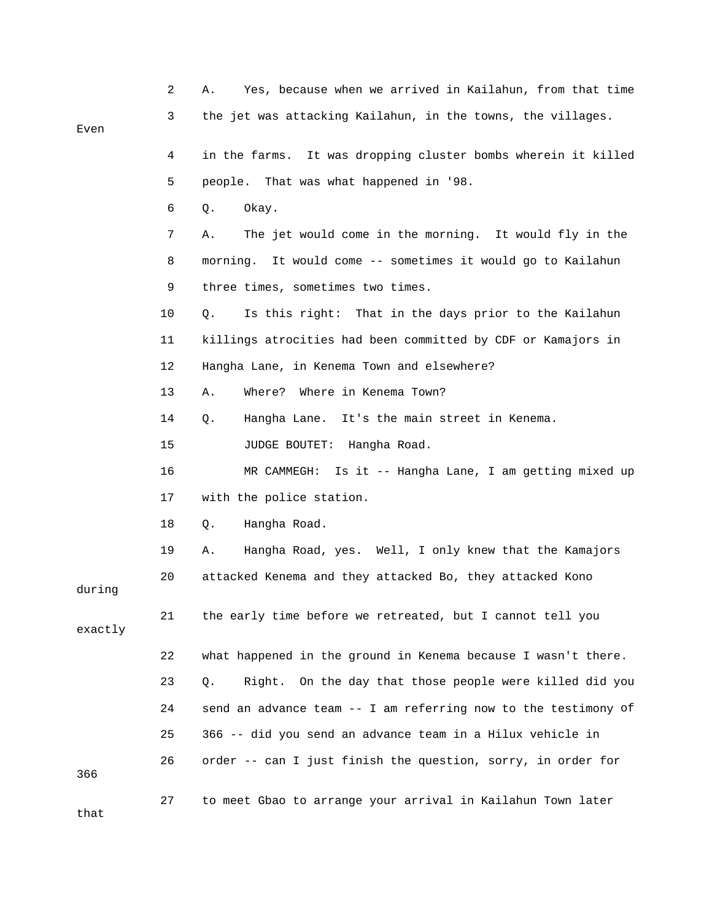2 A. Yes, because when we arrived in Kailahun, from that time

3 the jet was attacking Kailahun, in the towns, the villages. Even

4 in the farms. It was dropping cluster bombs wherein it killed

5 people. That was what happened in '98.

6 Q. Okay.

7 A. The jet would come in the morning. It would fly in the

8 morning. It would come -- sometimes it would go to Kailahun

9 three times, sometimes two times.

10 Q. Is this right: That in the days prior to the Kailahun

11 killings atrocities had been committed by CDF or Kamajors in

12 Hangha Lane, in Kenema Town and elsewhere?

13 A. Where? Where in Kenema Town?

14 Q. Hangha Lane. It's the main street in Kenema.

15 JUDGE BOUTET: Hangha Road.

16 MR CAMMEGH: Is it -- Hangha Lane, I am getting mixed up

17 with the police station.

18 Q. Hangha Road.

19 A. Hangha Road, yes. Well, I only knew that the Kamajors

20 attacked Kenema and they attacked Bo, they attacked Kono during

21 the early time before we retreated, but I cannot tell you exactly

22 what happened in the ground in Kenema because I wasn't there.

23 Q. Right. On the day that those people were killed did you

24 send an advance team -- I am referring now to the testimony of

25 366 -- did you send an advance team in a Hilux vehicle in

26 order -- can I just finish the question, sorry, in order for 366

27 to meet Gbao to arrange your arrival in Kailahun Town later that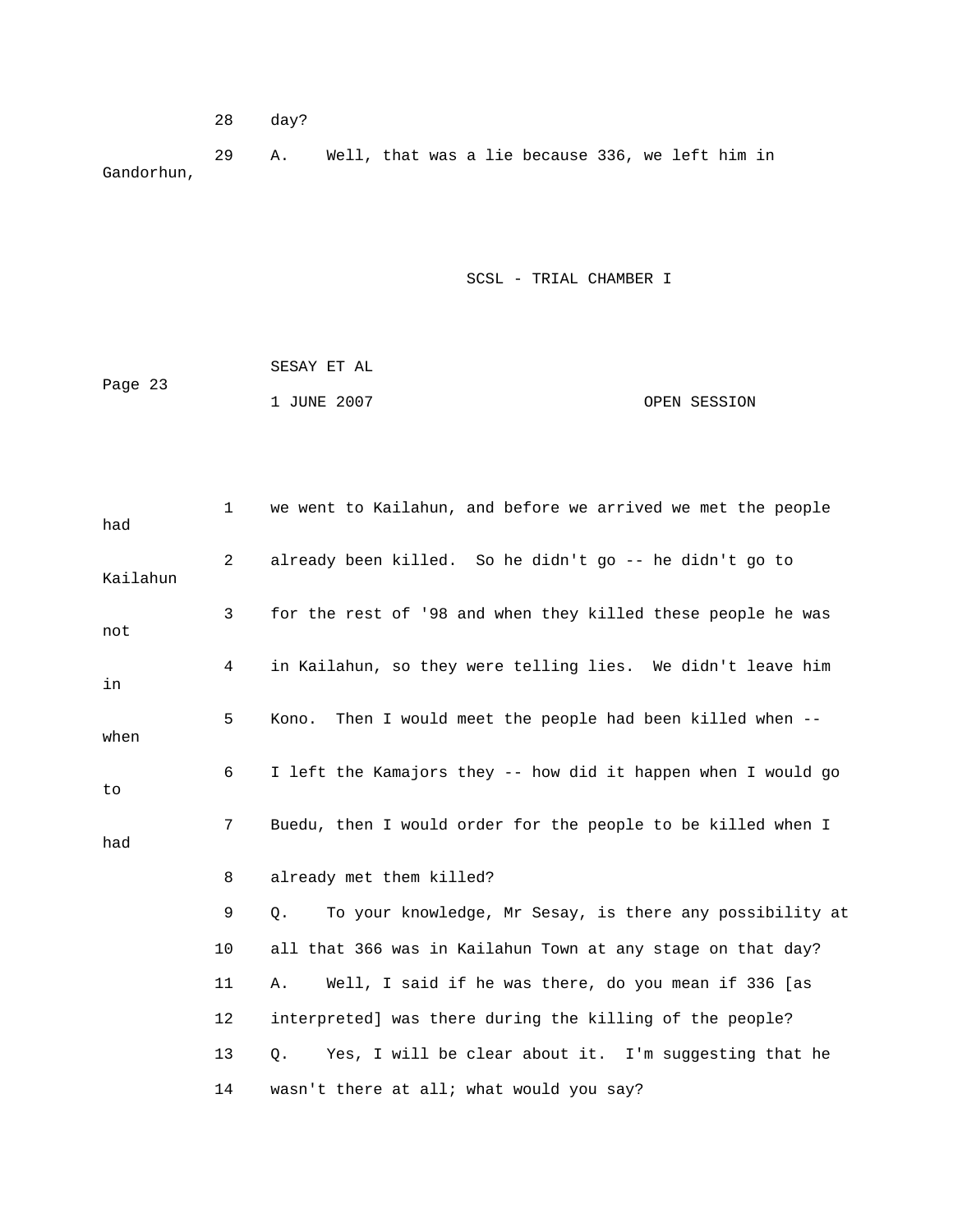28 day?

29 A. Well, that was a lie because 336, we left him in Gandorhun,

1 we went to Kailahun, and before we arrived we met the people had

2 already been killed. So he didn't go -- he didn't go to Kailahun

3 for the rest of '98 and when they killed these people he was not

4 in Kailahun, so they were telling lies. We didn't leave him in

5 Kono. Then I would meet the people had been killed when -- when

6 I left the Kamajors they -- how did it happen when I would go to

7 Buedu, then I would order for the people to be killed when I had

8 already met them killed?

9 Q. To your knowledge, Mr Sesay, is there any possibility at

10 all that 366 was in Kailahun Town at any stage on that day?

11 A. Well, I said if he was there, do you mean if 336 [as

12 interpreted] was there during the killing of the people?

13 Q. Yes, I will be clear about it. I'm suggesting that he

14 wasn't there at all; what would you say?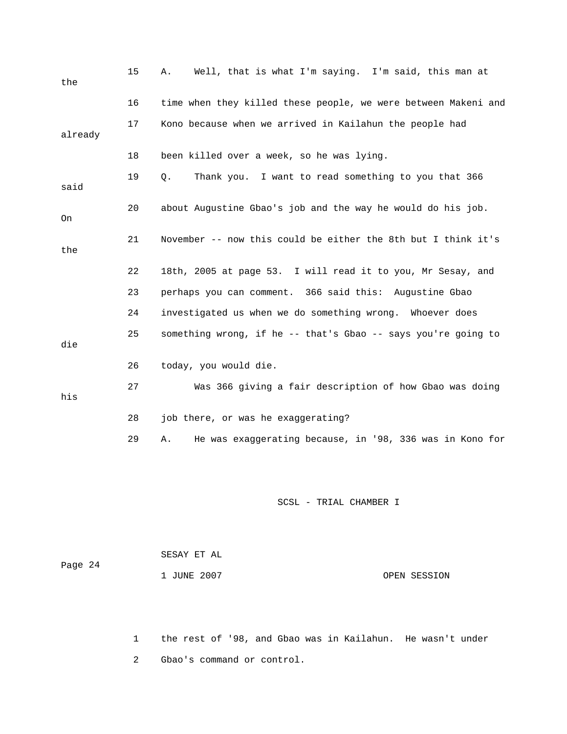15 A. Well, that is what I'm saying. I'm said, this man at the

16 time when they killed these people, we were between Makeni and

17 Kono because when we arrived in Kailahun the people had already

18 been killed over a week, so he was lying.

19 Q. Thank you. I want to read something to you that 366 said

20 about Augustine Gbao's job and the way he would do his job. On

21 November -- now this could be either the 8th but I think it's the

22 18th, 2005 at page 53. I will read it to you, Mr Sesay, and

23 perhaps you can comment. 366 said this: Augustine Gbao

24 investigated us when we do something wrong. Whoever does

25 something wrong, if he -- that's Gbao -- says you're going to die

26 today, you would die.

27 Was 366 giving a fair description of how Gbao was doing his

28 job there, or was he exaggerating?

29 A. He was exaggerating because, in '98, 336 was in Kono for

1 the rest of '98, and Gbao was in Kailahun. He wasn't under

2 Gbao's command or control.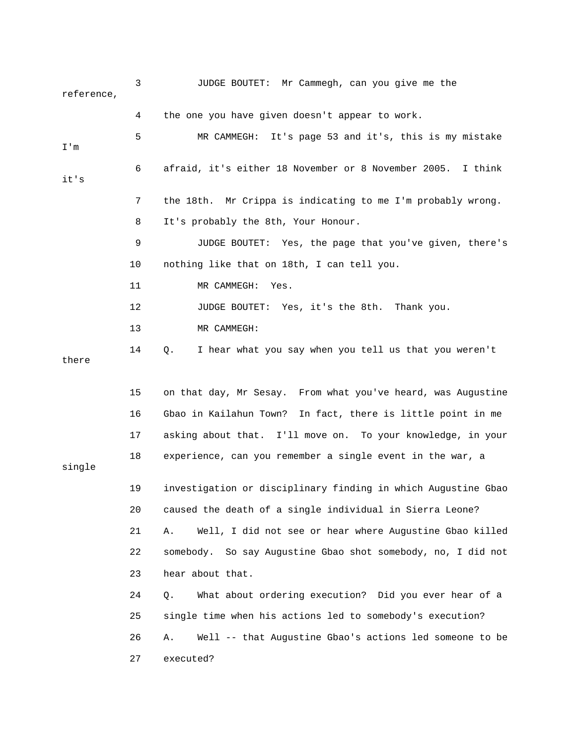3 JUDGE BOUTET: Mr Cammegh, can you give me the reference,

4 the one you have given doesn't appear to work.

5 MR CAMMEGH: It's page 53 and it's, this is my mistake I'm

6 afraid, it's either 18 November or 8 November 2005. I think it's

7 the 18th. Mr Crippa is indicating to me I'm probably wrong.

8 It's probably the 8th, Your Honour.

9 JUDGE BOUTET: Yes, the page that you've given, there's

10 nothing like that on 18th, I can tell you.

11 MR CAMMEGH: Yes.

12 JUDGE BOUTET: Yes, it's the 8th. Thank you.

13 MR CAMMEGH:

14 Q. I hear what you say when you tell us that you weren't there

15 on that day, Mr Sesay. From what you've heard, was Augustine

16 Gbao in Kailahun Town? In fact, there is little point in me

17 asking about that. I'll move on. To your knowledge, in your

18 experience, can you remember a single event in the war, a single

19 investigation or disciplinary finding in which Augustine Gbao

20 caused the death of a single individual in Sierra Leone?

21 A. Well, I did not see or hear where Augustine Gbao killed

22 somebody. So say Augustine Gbao shot somebody, no, I did not

23 hear about that.

24 Q. What about ordering execution? Did you ever hear of a

25 single time when his actions led to somebody's execution?

26 A. Well -- that Augustine Gbao's actions led someone to be

27 executed?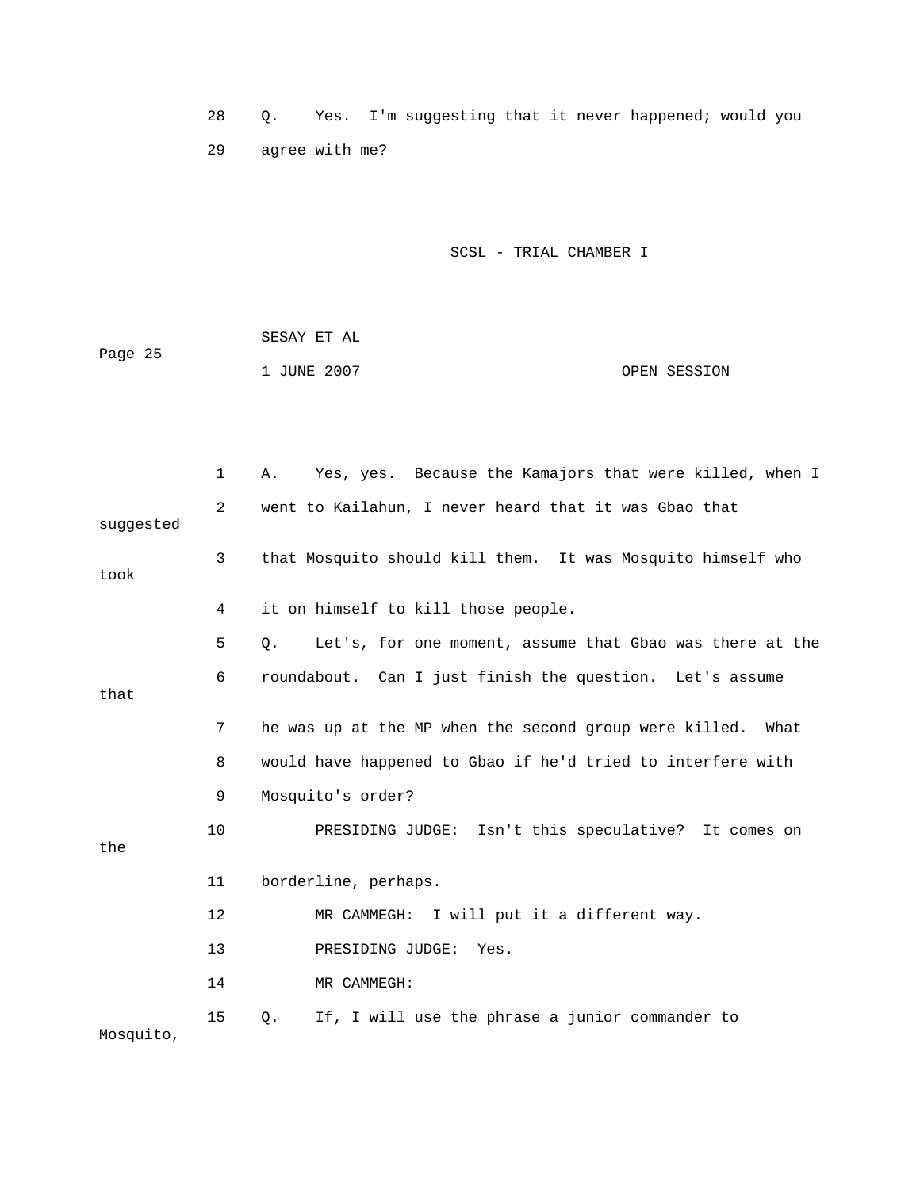28 Q. Yes. I'm suggesting that it never happened; would you

29 agree with me?

1 A. Yes, yes. Because the Kamajors that were killed, when I

2 went to Kailahun, I never heard that it was Gbao that suggested

3 that Mosquito should kill them. It was Mosquito himself who took

4 it on himself to kill those people.

5 Q. Let's, for one moment, assume that Gbao was there at the

6 roundabout. Can I just finish the question. Let's assume that

7 he was up at the MP when the second group were killed. What

8 would have happened to Gbao if he'd tried to interfere with

9 Mosquito's order?

10 PRESIDING JUDGE: Isn't this speculative? It comes on the

11 borderline, perhaps.

12 MR CAMMEGH: I will put it a different way.

13 PRESIDING JUDGE: Yes.

14 MR CAMMEGH:

15 Q. If, I will use the phrase a junior commander to Mosquito,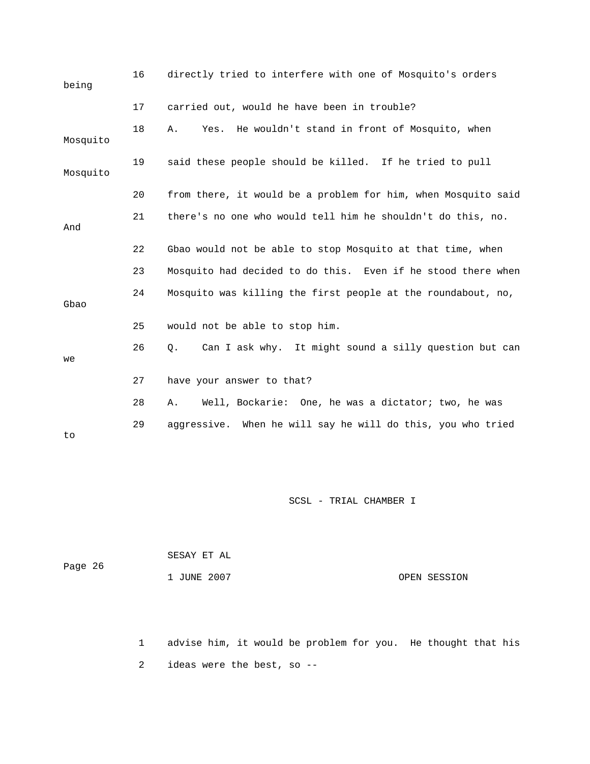16 directly tried to interfere with one of Mosquito's orders being

17 carried out, would he have been in trouble?

18 A. Yes. He wouldn't stand in front of Mosquito, when Mosquito

19 said these people should be killed. If he tried to pull Mosquito

20 from there, it would be a problem for him, when Mosquito said

21 there's no one who would tell him he shouldn't do this, no. And

22 Gbao would not be able to stop Mosquito at that time, when

23 Mosquito had decided to do this. Even if he stood there when

24 Mosquito was killing the first people at the roundabout, no, Gbao

25 would not be able to stop him.

26 Q. Can I ask why. It might sound a silly question but can we

27 have your answer to that?

28 A. Well, Bockarie: One, he was a dictator; two, he was

29 aggressive. When he will say he will do this, you who tried to

1 advise him, it would be problem for you. He thought that his

2 ideas were the best, so --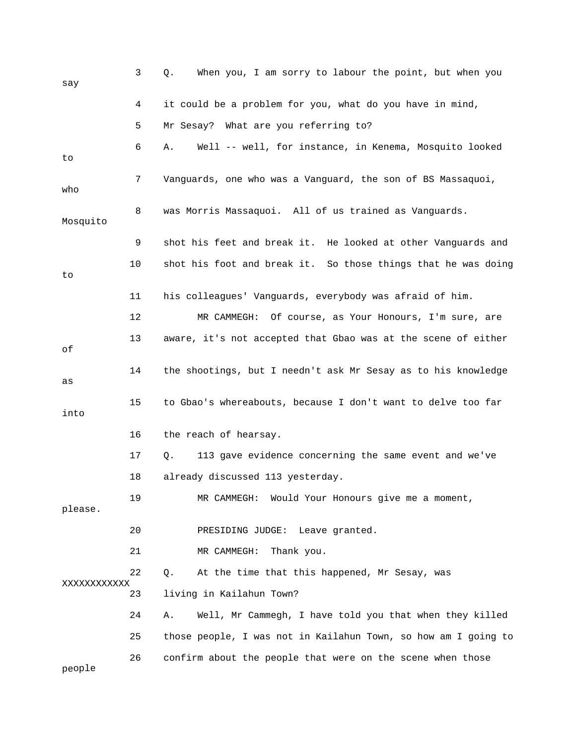3 Q. When you, I am sorry to labour the point, but when you say

4 it could be a problem for you, what do you have in mind,

5 Mr Sesay? What are you referring to?

6 A. Well -- well, for instance, in Kenema, Mosquito looked to

7 Vanguards, one who was a Vanguard, the son of BS Massaquoi, who

8 was Morris Massaquoi. All of us trained as Vanguards. Mosquito

9 shot his feet and break it. He looked at other Vanguards and

10 shot his foot and break it. So those things that he was doing to

11 his colleagues' Vanguards, everybody was afraid of him.

12 MR CAMMEGH: Of course, as Your Honours, I'm sure, are

13 aware, it's not accepted that Gbao was at the scene of either of

14 the shootings, but I needn't ask Mr Sesay as to his knowledge as

15 to Gbao's whereabouts, because I don't want to delve too far into

16 the reach of hearsay.

17 Q. 113 gave evidence concerning the same event and we've

18 already discussed 113 yesterday.

19 MR CAMMEGH: Would Your Honours give me a moment, please.

20 PRESIDING JUDGE: Leave granted.

21 MR CAMMEGH: Thank you.

22 Q. At the time that this happened, Mr Sesay, was XXXXXXXXXXXX

23 living in Kailahun Town?

24 A. Well, Mr Cammegh, I have told you that when they killed

25 those people, I was not in Kailahun Town, so how am I going to

26 confirm about the people that were on the scene when those people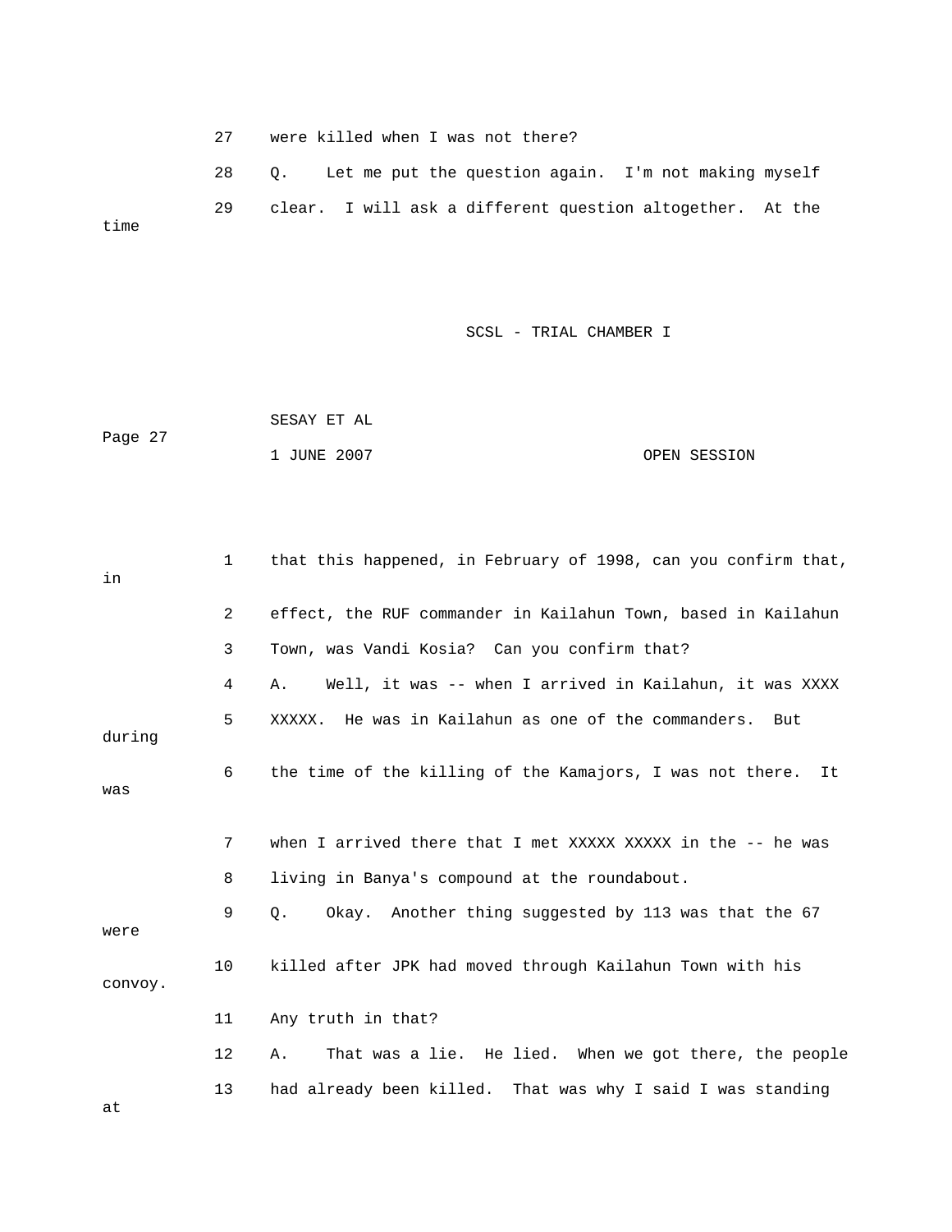27 were killed when I was not there?

28 Q. Let me put the question again. I'm not making myself

29 clear. I will ask a different question altogether. At the time

1 that this happened, in February of 1998, can you confirm that, in

2 effect, the RUF commander in Kailahun Town, based in Kailahun

3 Town, was Vandi Kosia? Can you confirm that?

4 A. Well, it was -- when I arrived in Kailahun, it was XXXX

5 XXXXX. He was in Kailahun as one of the commanders. But during

6 the time of the killing of the Kamajors, I was not there. It was

7 when I arrived there that I met XXXXX XXXXX in the -- he was

8 living in Banya's compound at the roundabout.

9 Q. Okay. Another thing suggested by 113 was that the 67 were

10 killed after JPK had moved through Kailahun Town with his convoy.

11 Any truth in that?

12 A. That was a lie. He lied. When we got there, the people

13 had already been killed. That was why I said I was standing at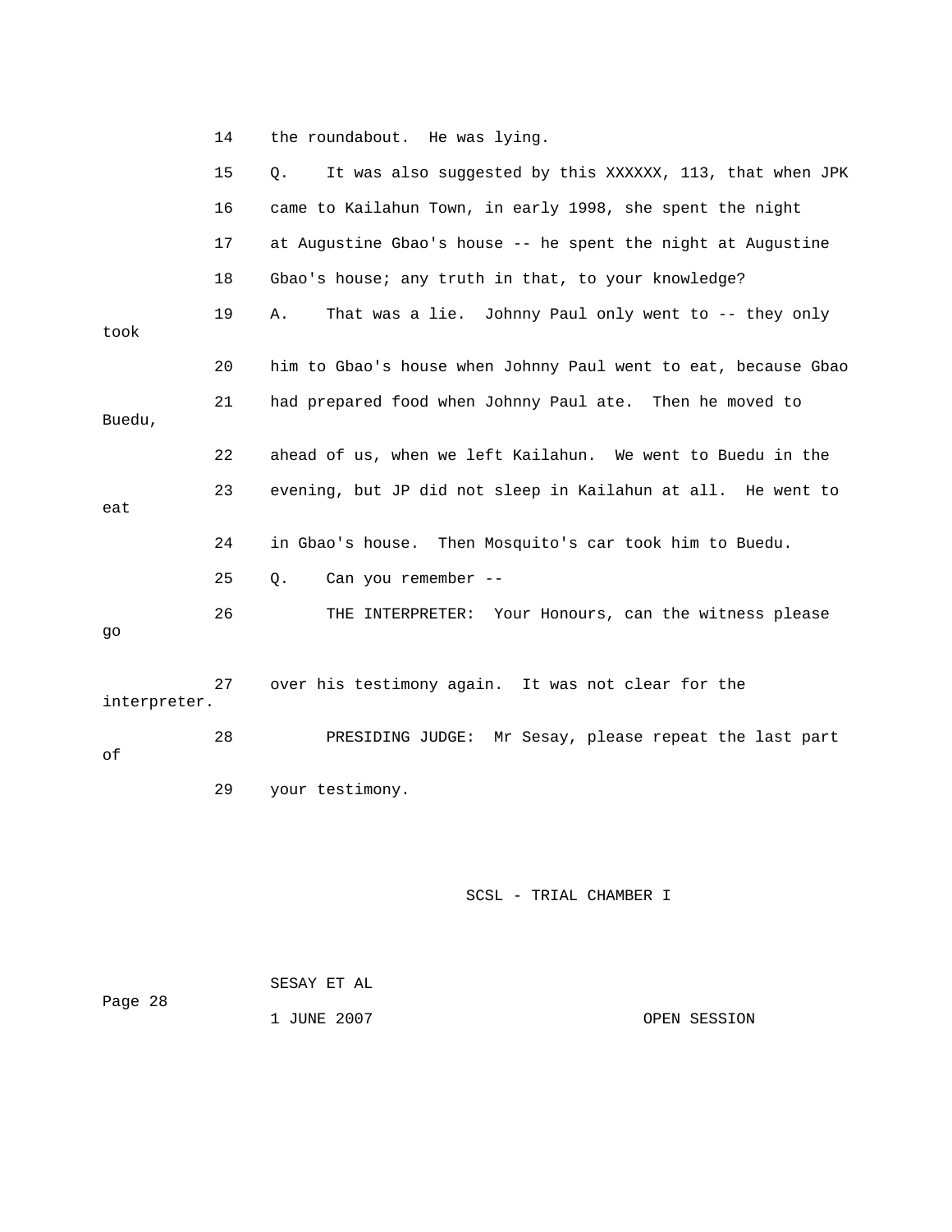14 the roundabout. He was lying.

15 Q. It was also suggested by this XXXXXX, 113, that when JPK

16 came to Kailahun Town, in early 1998, she spent the night

17 at Augustine Gbao's house -- he spent the night at Augustine

18 Gbao's house; any truth in that, to your knowledge?

19 A. That was a lie. Johnny Paul only went to -- they only took

20 him to Gbao's house when Johnny Paul went to eat, because Gbao

21 had prepared food when Johnny Paul ate. Then he moved to Buedu,

22 ahead of us, when we left Kailahun. We went to Buedu in the

23 evening, but JP did not sleep in Kailahun at all. He went to eat

24 in Gbao's house. Then Mosquito's car took him to Buedu.

25 Q. Can you remember --

26 THE INTERPRETER: Your Honours, can the witness please go

27 over his testimony again. It was not clear for the interpreter.

28 PRESIDING JUDGE: Mr Sesay, please repeat the last part of

29 your testimony.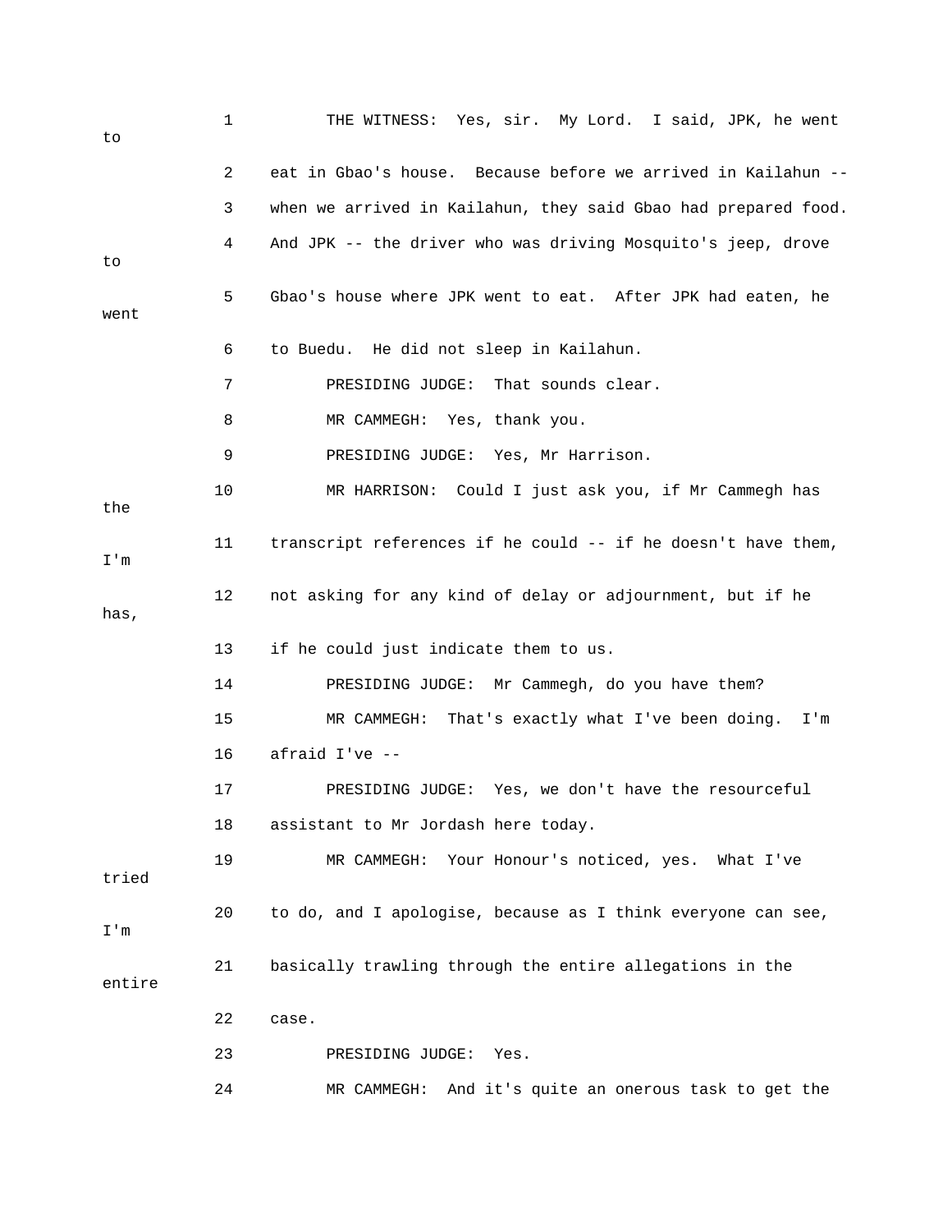1 THE WITNESS: Yes, sir. My Lord. I said, JPK, he went to

2 eat in Gbao's house. Because before we arrived in Kailahun --

3 when we arrived in Kailahun, they said Gbao had prepared food.

4 And JPK -- the driver who was driving Mosquito's jeep, drove to

5 Gbao's house where JPK went to eat. After JPK had eaten, he went

6 to Buedu. He did not sleep in Kailahun.

7 PRESIDING JUDGE: That sounds clear.

8 MR CAMMEGH: Yes, thank you.

9 PRESIDING JUDGE: Yes, Mr Harrison.

10 MR HARRISON: Could I just ask you, if Mr Cammegh has the

11 transcript references if he could -- if he doesn't have them, I'm

12 not asking for any kind of delay or adjournment, but if he has,

13 if he could just indicate them to us.

14 PRESIDING JUDGE: Mr Cammegh, do you have them?

15 MR CAMMEGH: That's exactly what I've been doing. I'm

16 afraid I've --

17 PRESIDING JUDGE: Yes, we don't have the resourceful

18 assistant to Mr Jordash here today.

19 MR CAMMEGH: Your Honour's noticed, yes. What I've tried

20 to do, and I apologise, because as I think everyone can see, I'm

21 basically trawling through the entire allegations in the entire

22 case.

23 PRESIDING JUDGE: Yes.

24 MR CAMMEGH: And it's quite an onerous task to get the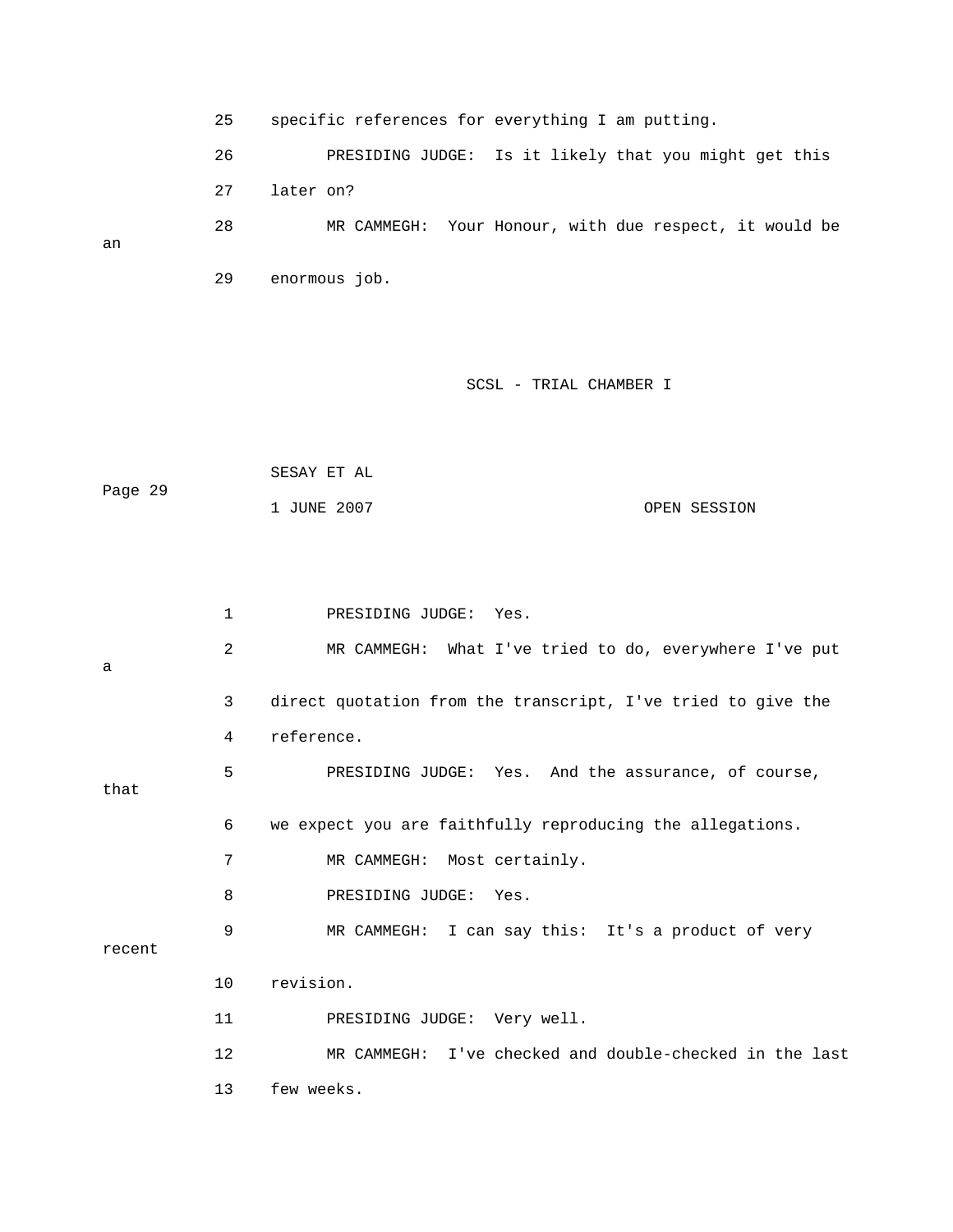25 specific references for everything I am putting.

26 PRESIDING JUDGE: Is it likely that you might get this

27 later on?

28 MR CAMMEGH: Your Honour, with due respect, it would be an

29 enormous job.

1 PRESIDING JUDGE: Yes.

2 MR CAMMEGH: What I've tried to do, everywhere I've put a

3 direct quotation from the transcript, I've tried to give the

4 reference.

5 PRESIDING JUDGE: Yes. And the assurance, of course, that

6 we expect you are faithfully reproducing the allegations.

7 MR CAMMEGH: Most certainly.

8 PRESIDING JUDGE: Yes.

9 MR CAMMEGH: I can say this: It's a product of very recent

10 revision.

11 PRESIDING JUDGE: Very well.

12 MR CAMMEGH: I've checked and double-checked in the last

13 few weeks.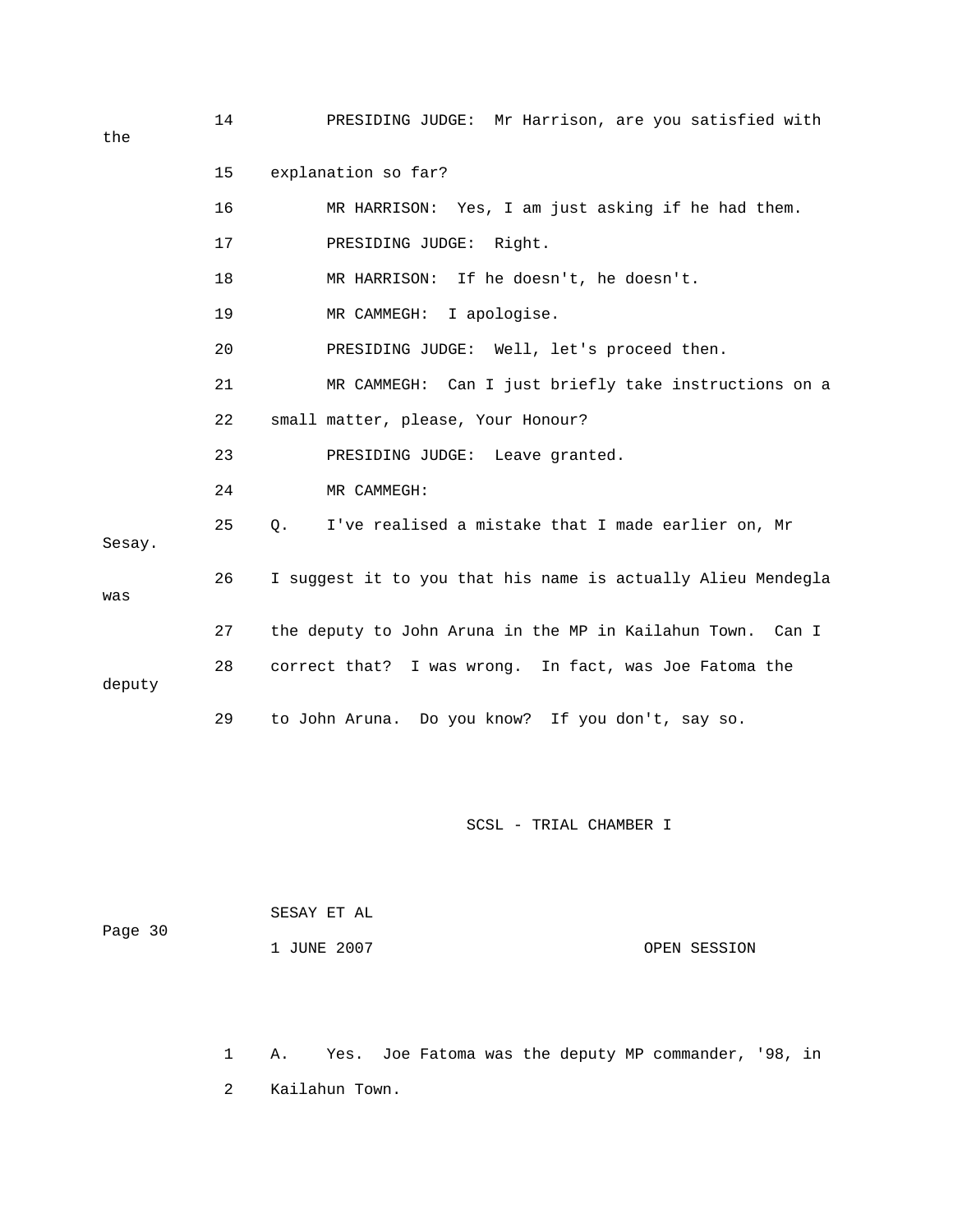14 PRESIDING JUDGE: Mr Harrison, are you satisfied with the

15 explanation so far?

16 MR HARRISON: Yes, I am just asking if he had them.

17 PRESIDING JUDGE: Right.

18 MR HARRISON: If he doesn't, he doesn't.

19 MR CAMMEGH: I apologise.

20 PRESIDING JUDGE: Well, let's proceed then.

21 MR CAMMEGH: Can I just briefly take instructions on a

22 small matter, please, Your Honour?

23 PRESIDING JUDGE: Leave granted.

24 MR CAMMEGH:

25 Q. I've realised a mistake that I made earlier on, Mr Sesay.

26 I suggest it to you that his name is actually Alieu Mendegla was

27 the deputy to John Aruna in the MP in Kailahun Town. Can I

28 correct that? I was wrong. In fact, was Joe Fatoma the deputy

29 to John Aruna. Do you know? If you don't, say so.

SESAY ET AL

1 JUNE 2007 OPEN SESSION

1 A. Yes. Joe Fatoma was the deputy MP commander, '98, in

2 Kailahun Town.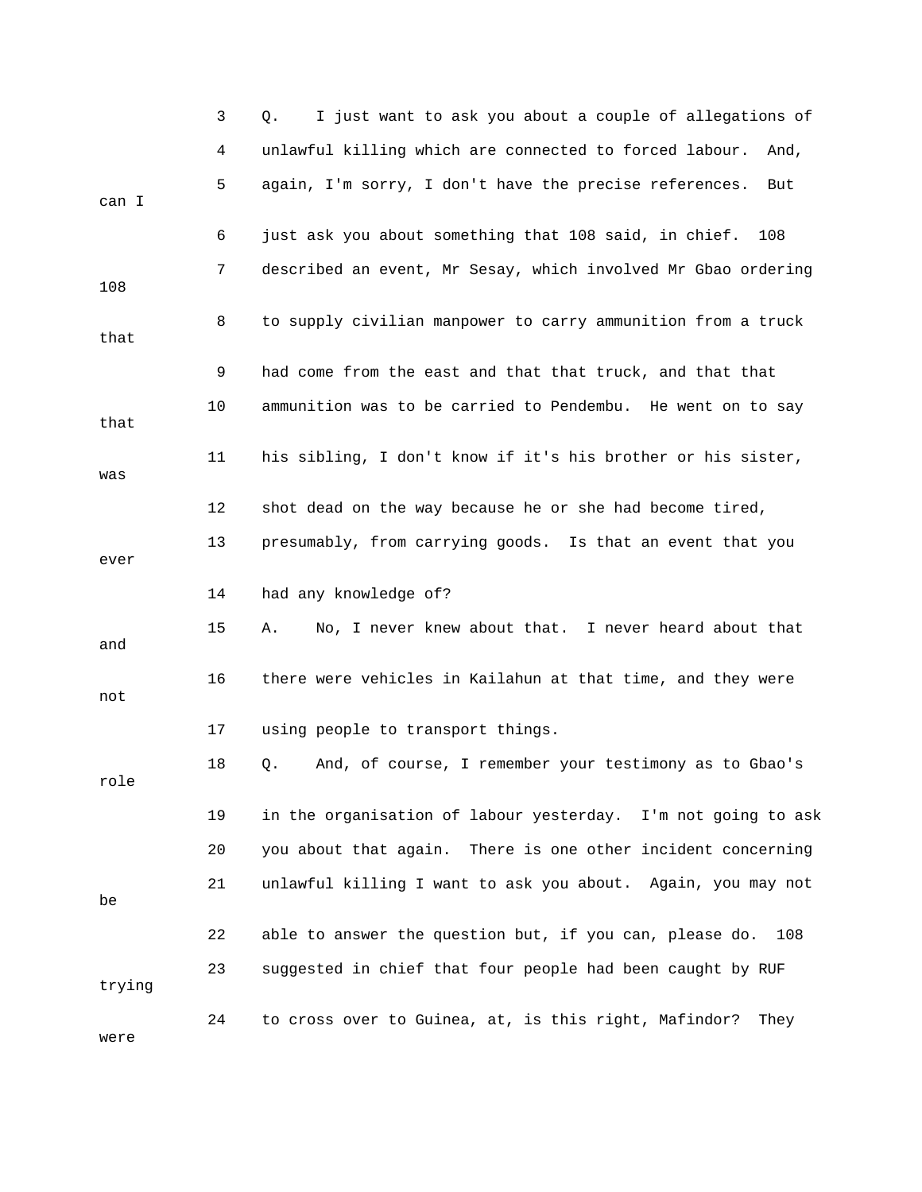3 Q. I just want to ask you about a couple of allegations of

4 unlawful killing which are connected to forced labour. And,

5 again, I'm sorry, I don't have the precise references. But can I

6 just ask you about something that 108 said, in chief. 108

7 described an event, Mr Sesay, which involved Mr Gbao ordering 108

8 to supply civilian manpower to carry ammunition from a truck that

9 had come from the east and that that truck, and that that

10 ammunition was to be carried to Pendembu. He went on to say that

11 his sibling, I don't know if it's his brother or his sister, was

12 shot dead on the way because he or she had become tired,

13 presumably, from carrying goods. Is that an event that you ever

14 had any knowledge of?

15 A. No, I never knew about that. I never heard about that and

16 there were vehicles in Kailahun at that time, and they were not

17 using people to transport things.

18 Q. And, of course, I remember your testimony as to Gbao's role

19 in the organisation of labour yesterday. I'm not going to ask

20 you about that again. There is one other incident concerning

21 unlawful killing I want to ask you about. Again, you may not be

22 able to answer the question but, if you can, please do. 108

23 suggested in chief that four people had been caught by RUF trying

24 to cross over to Guinea, at, is this right, Mafindor? They were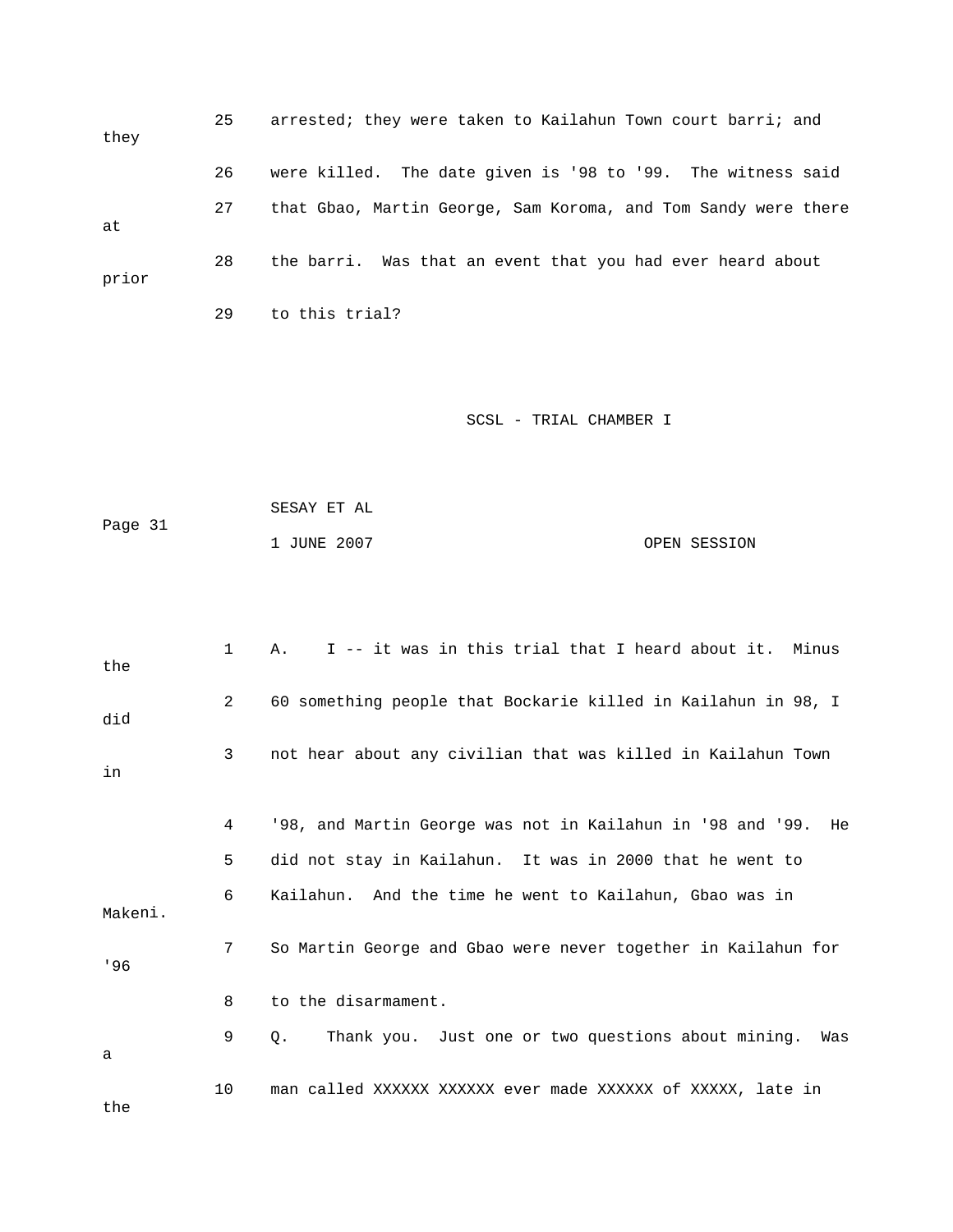25 arrested; they were taken to Kailahun Town court barri; and they

26 were killed. The date given is '98 to '99. The witness said

27 that Gbao, Martin George, Sam Koroma, and Tom Sandy were there at

28 the barri. Was that an event that you had ever heard about prior

29 to this trial?

1 A. I -- it was in this trial that I heard about it. Minus the

2 60 something people that Bockarie killed in Kailahun in 98, I did

3 not hear about any civilian that was killed in Kailahun Town in

4 '98, and Martin George was not in Kailahun in '98 and '99. He

5 did not stay in Kailahun. It was in 2000 that he went to

6 Kailahun. And the time he went to Kailahun, Gbao was in Makeni.

7 So Martin George and Gbao were never together in Kailahun for '96

8 to the disarmament.

9 Q. Thank you. Just one or two questions about mining. Was a

10 man called XXXXXX XXXXXX ever made XXXXXX of XXXXX, late in the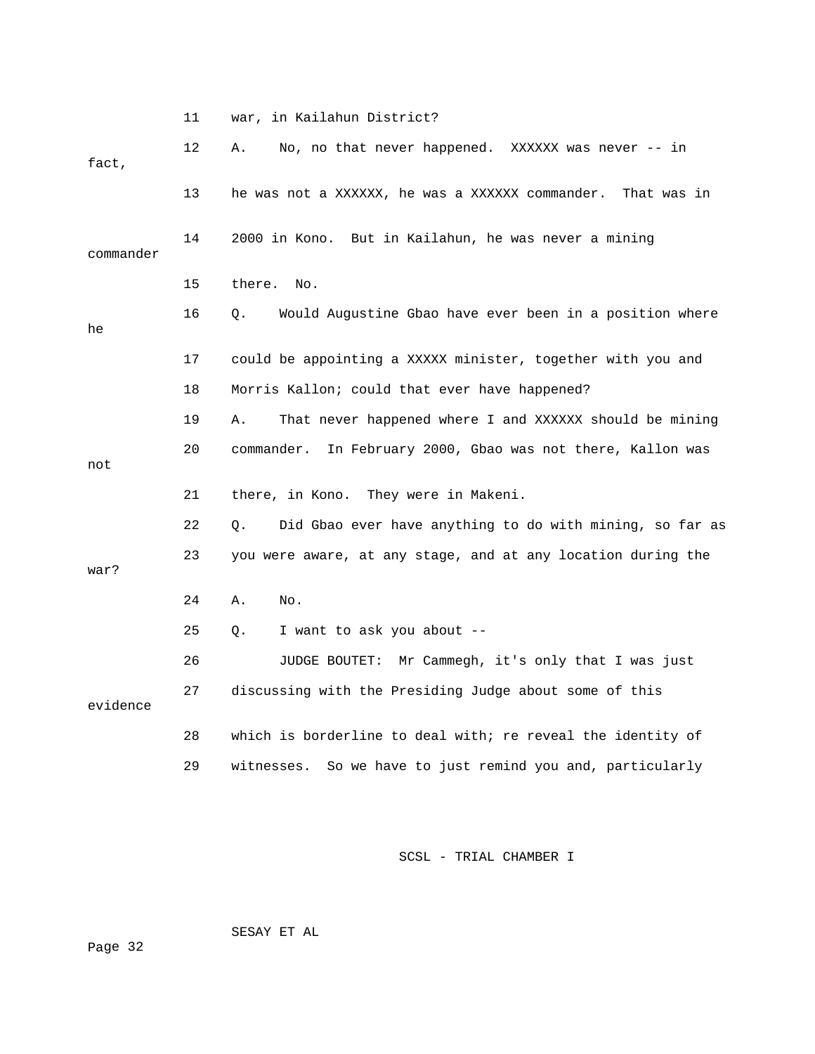11 war, in Kailahun District?

12 A. No, no that never happened. XXXXXX was never -- in fact,

13 he was not a XXXXXX, he was a XXXXXX commander. That was in

14 2000 in Kono. But in Kailahun, he was never a mining commander

15 there. No.

16 Q. Would Augustine Gbao have ever been in a position where he

17 could be appointing a XXXXX minister, together with you and

18 Morris Kallon; could that ever have happened?

19 A. That never happened where I and XXXXXX should be mining

20 commander. In February 2000, Gbao was not there, Kallon was not

21 there, in Kono. They were in Makeni.

22 Q. Did Gbao ever have anything to do with mining, so far as

23 you were aware, at any stage, and at any location during the war?

24 A. No.

25 Q. I want to ask you about --

26 JUDGE BOUTET: Mr Cammegh, it's only that I was just

27 discussing with the Presiding Judge about some of this evidence

28 which is borderline to deal with; re reveal the identity of

29 witnesses. So we have to just remind you and, particularly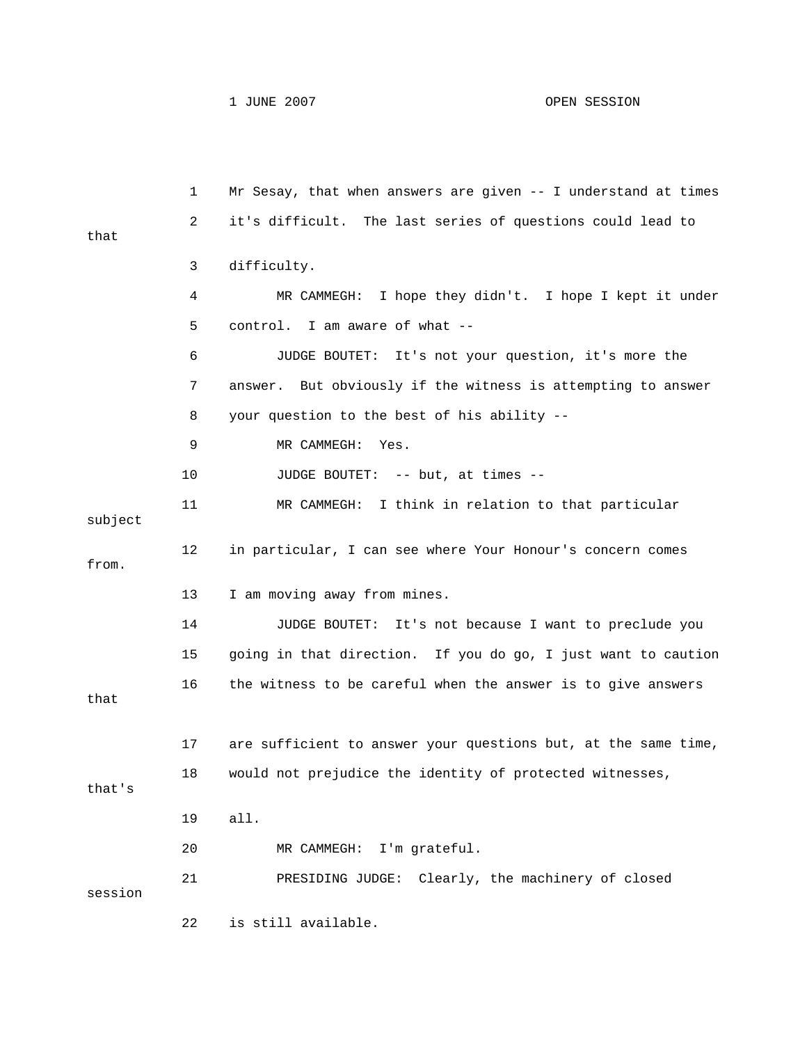1 Mr Sesay, that when answers are given -- I understand at times
2 it's difficult. The last series of questions could lead to that
3 difficulty.
4 MR CAMMEGH: I hope they didn't. I hope I kept it under
5 control. I am aware of what --
6 JUDGE BOUTET: It's not your question, it's more the
7 answer. But obviously if the witness is attempting to answer
8 your question to the best of his ability --
9 MR CAMMEGH: Yes.
10 JUDGE BOUTET: -- but, at times --
11 MR CAMMEGH: I think in relation to that particular subject
12 in particular, I can see where Your Honour's concern comes from.
13 I am moving away from mines.
14 JUDGE BOUTET: It's not because I want to preclude you
15 going in that direction. If you do go, I just want to caution
16 the witness to be careful when the answer is to give answers that
17 are sufficient to answer your questions but, at the same time,
18 would not prejudice the identity of protected witnesses, that's
19 all.
20 MR CAMMEGH: I'm grateful.
21 PRESIDING JUDGE: Clearly, the machinery of closed session
22 is still available.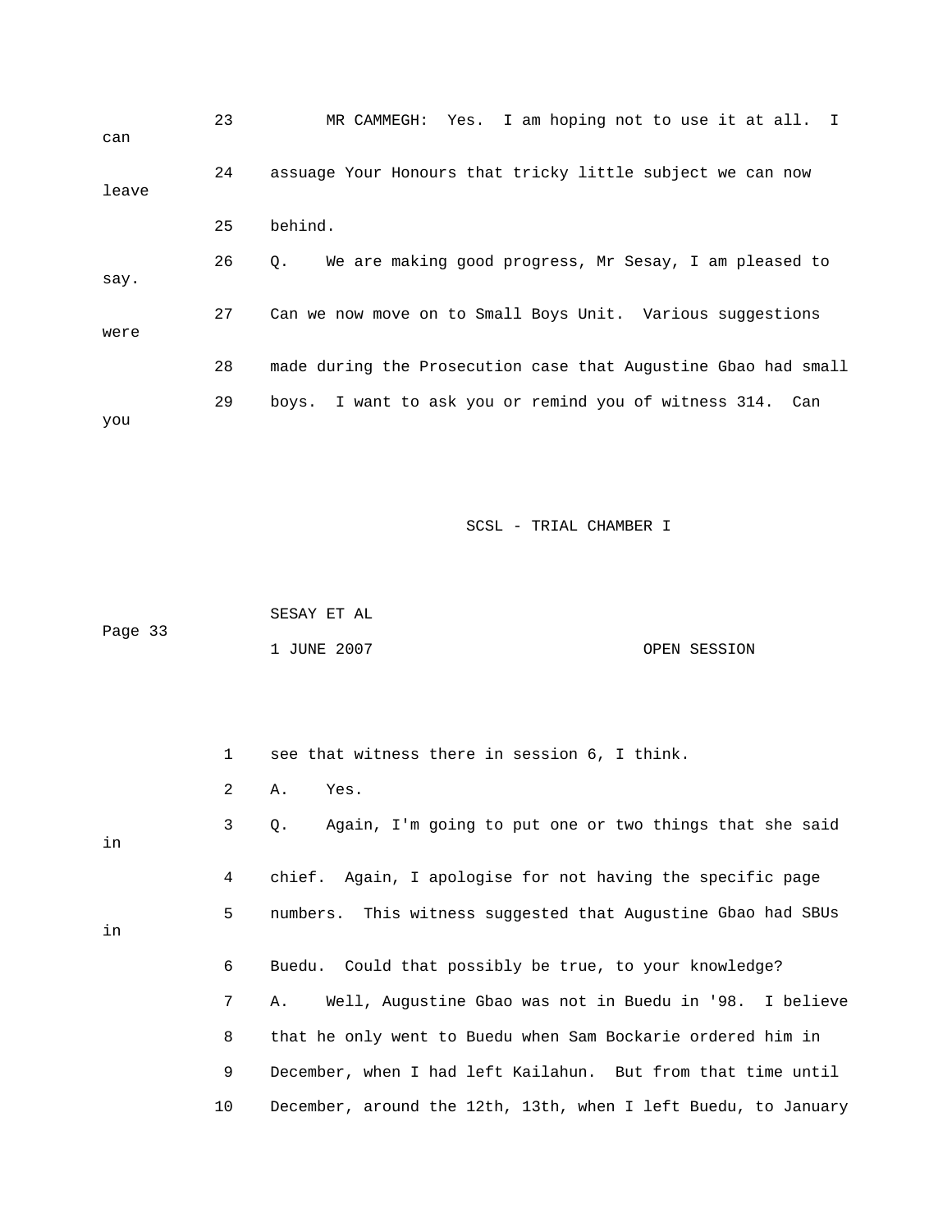23 MR CAMMEGH: Yes. I am hoping not to use it at all. I can

24 assuage Your Honours that tricky little subject we can now leave

25 behind.

26 Q. We are making good progress, Mr Sesay, I am pleased to say.

27 Can we now move on to Small Boys Unit. Various suggestions were

28 made during the Prosecution case that Augustine Gbao had small

29 boys. I want to ask you or remind you of witness 314. Can you

1 see that witness there in session 6, I think.

2 A. Yes.

3 Q. Again, I'm going to put one or two things that she said in

4 chief. Again, I apologise for not having the specific page

5 numbers. This witness suggested that Augustine Gbao had SBUs in

6 Buedu. Could that possibly be true, to your knowledge?

7 A. Well, Augustine Gbao was not in Buedu in '98. I believe

8 that he only went to Buedu when Sam Bockarie ordered him in

9 December, when I had left Kailahun. But from that time until

10 December, around the 12th, 13th, when I left Buedu, to January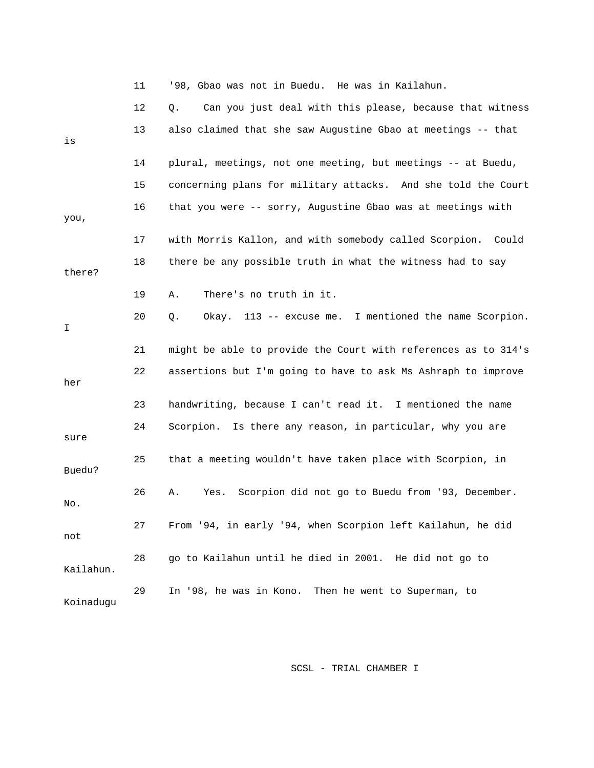11 '98, Gbao was not in Buedu. He was in Kailahun.

12 Q. Can you just deal with this please, because that witness

13 also claimed that she saw Augustine Gbao at meetings -- that is

14 plural, meetings, not one meeting, but meetings -- at Buedu,

15 concerning plans for military attacks. And she told the Court

16 that you were -- sorry, Augustine Gbao was at meetings with you,

17 with Morris Kallon, and with somebody called Scorpion. Could

18 there be any possible truth in what the witness had to say there?

19 A. There's no truth in it.

20 Q. Okay. 113 -- excuse me. I mentioned the name Scorpion. I

21 might be able to provide the Court with references as to 314's

22 assertions but I'm going to have to ask Ms Ashraph to improve her

23 handwriting, because I can't read it. I mentioned the name

24 Scorpion. Is there any reason, in particular, why you are sure

25 that a meeting wouldn't have taken place with Scorpion, in Buedu?

26 A. Yes. Scorpion did not go to Buedu from '93, December. No.

27 From '94, in early '94, when Scorpion left Kailahun, he did not

28 go to Kailahun until he died in 2001. He did not go to Kailahun.

29 In '98, he was in Kono. Then he went to Superman, to Koinadugu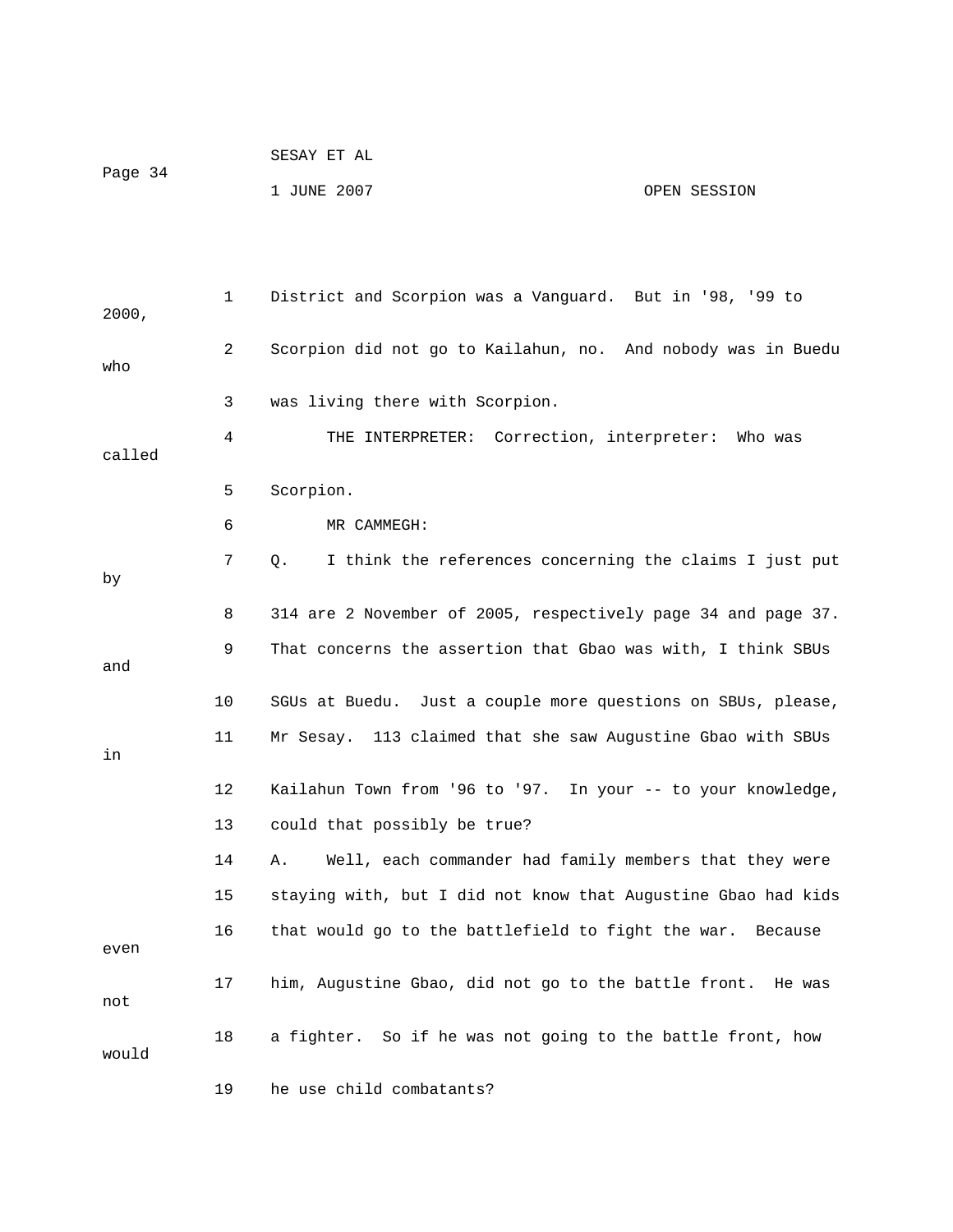District and Scorpion was a Vanguard. But in '98, '99 to 2000, Scorpion did not go to Kailahun, no. And nobody was in Buedu who was living there with Scorpion.

THE INTERPRETER: Correction, interpreter: Who was called Scorpion.

MR CAMMEGH:

Q. I think the references concerning the claims I just put by 314 are 2 November of 2005, respectively page 34 and page 37. That concerns the assertion that Gbao was with, I think SBUs and SGUs at Buedu. Just a couple more questions on SBUs, please, Mr Sesay. 113 claimed that she saw Augustine Gbao with SBUs in Kailahun Town from '96 to '97. In your -- to your knowledge, could that possibly be true?

A. Well, each commander had family members that they were staying with, but I did not know that Augustine Gbao had kids that would go to the battlefield to fight the war. Because even him, Augustine Gbao, did not go to the battle front. He was not a fighter. So if he was not going to the battle front, how would he use child combatants?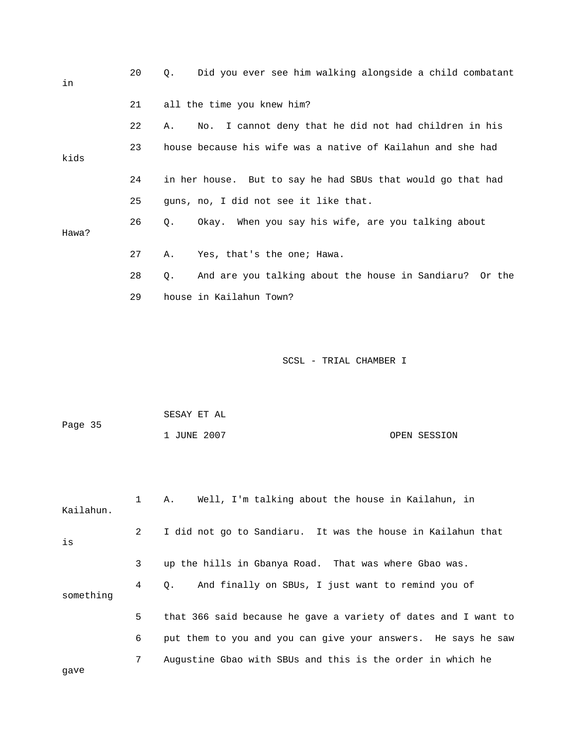20 Q. Did you ever see him walking alongside a child combatant in

21 all the time you knew him?

22 A. No. I cannot deny that he did not had children in his

23 house because his wife was a native of Kailahun and she had kids

24 in her house. But to say he had SBUs that would go that had

25 guns, no, I did not see it like that.

26 Q. Okay. When you say his wife, are you talking about Hawa?

27 A. Yes, that's the one; Hawa.

28 Q. And are you talking about the house in Sandiaru? Or the

29 house in Kailahun Town?

1 A. Well, I'm talking about the house in Kailahun, in Kailahun.

2 I did not go to Sandiaru. It was the house in Kailahun that is

3 up the hills in Gbanya Road. That was where Gbao was.

4 Q. And finally on SBUs, I just want to remind you of something

5 that 366 said because he gave a variety of dates and I want to

6 put them to you and you can give your answers. He says he saw

7 Augustine Gbao with SBUs and this is the order in which he gave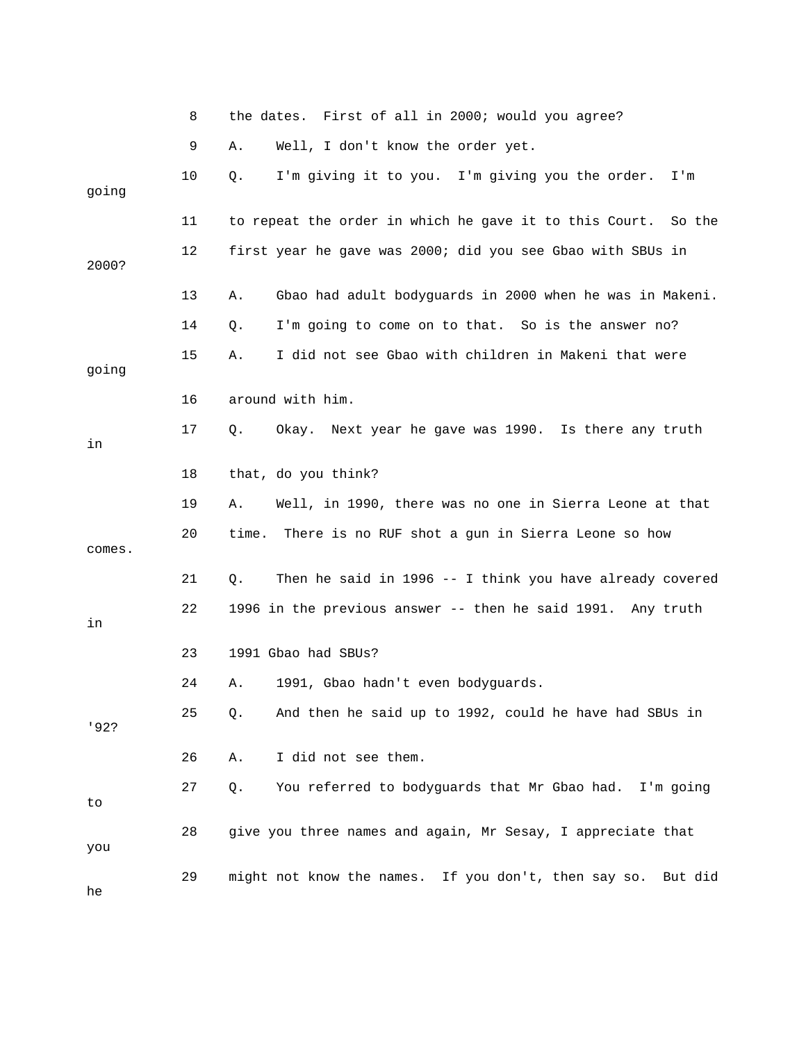8 the dates. First of all in 2000; would you agree?

9 A. Well, I don't know the order yet.

10 Q. I'm giving it to you. I'm giving you the order. I'm going

11 to repeat the order in which he gave it to this Court. So the

12 first year he gave was 2000; did you see Gbao with SBUs in 2000?

13 A. Gbao had adult bodyguards in 2000 when he was in Makeni.

14 Q. I'm going to come on to that. So is the answer no?

15 A. I did not see Gbao with children in Makeni that were going

16 around with him.

17 Q. Okay. Next year he gave was 1990. Is there any truth in

18 that, do you think?

19 A. Well, in 1990, there was no one in Sierra Leone at that

20 time. There is no RUF shot a gun in Sierra Leone so how comes.

21 Q. Then he said in 1996 -- I think you have already covered

22 1996 in the previous answer -- then he said 1991. Any truth in

23 1991 Gbao had SBUs?

24 A. 1991, Gbao hadn't even bodyguards.

25 Q. And then he said up to 1992, could he have had SBUs in '92?

26 A. I did not see them.

27 Q. You referred to bodyguards that Mr Gbao had. I'm going to

28 give you three names and again, Mr Sesay, I appreciate that you

29 might not know the names. If you don't, then say so. But did he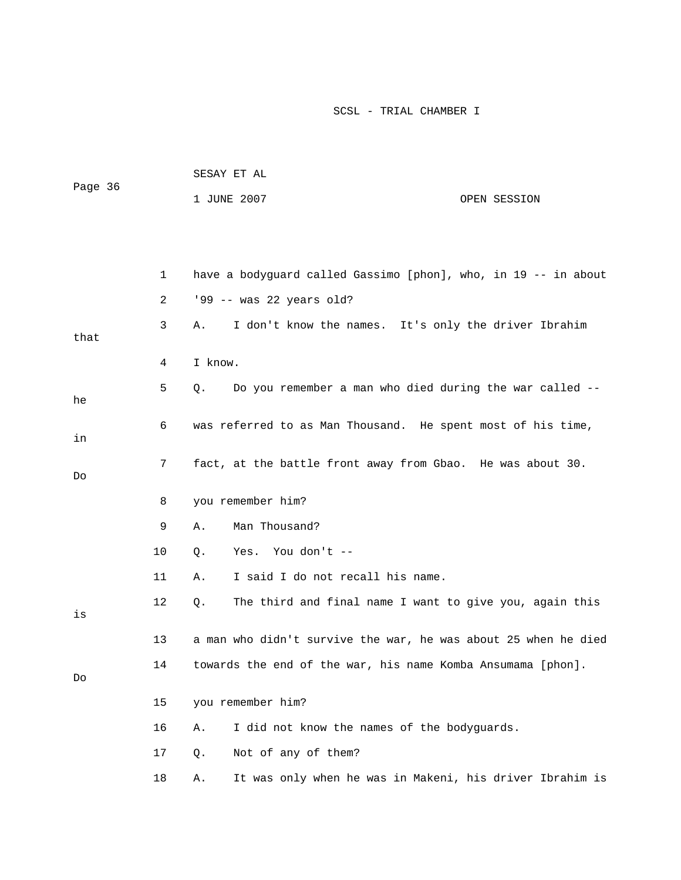1 have a bodyguard called Gassimo [phon], who, in 19 -- in about

2 '99 -- was 22 years old?

3 A. I don't know the names. It's only the driver Ibrahim that

4 I know.

5 Q. Do you remember a man who died during the war called -- he

6 was referred to as Man Thousand. He spent most of his time, in

7 fact, at the battle front away from Gbao. He was about 30. Do

8 you remember him?

9 A. Man Thousand?

10 Q. Yes. You don't --

11 A. I said I do not recall his name.

12 Q. The third and final name I want to give you, again this is

13 a man who didn't survive the war, he was about 25 when he died

14 towards the end of the war, his name Komba Ansumama [phon]. Do

15 you remember him?

16 A. I did not know the names of the bodyguards.

17 Q. Not of any of them?

18 A. It was only when he was in Makeni, his driver Ibrahim is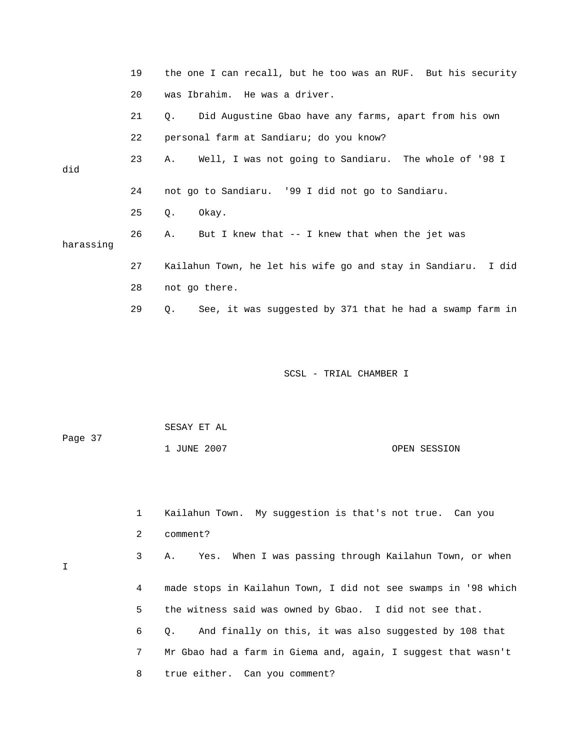19 the one I can recall, but he too was an RUF. But his security

20 was Ibrahim. He was a driver.

21 Q. Did Augustine Gbao have any farms, apart from his own

22 personal farm at Sandiaru; do you know?

23 A. Well, I was not going to Sandiaru. The whole of '98 I did

24 not go to Sandiaru. '99 I did not go to Sandiaru.

25 Q. Okay.

26 A. But I knew that -- I knew that when the jet was harassing

27 Kailahun Town, he let his wife go and stay in Sandiaru. I did

28 not go there.

29 Q. See, it was suggested by 371 that he had a swamp farm in

1 Kailahun Town. My suggestion is that's not true. Can you

2 comment?

3 A. Yes. When I was passing through Kailahun Town, or when I

4 made stops in Kailahun Town, I did not see swamps in '98 which

5 the witness said was owned by Gbao. I did not see that.

6 Q. And finally on this, it was also suggested by 108 that

7 Mr Gbao had a farm in Giema and, again, I suggest that wasn't

8 true either. Can you comment?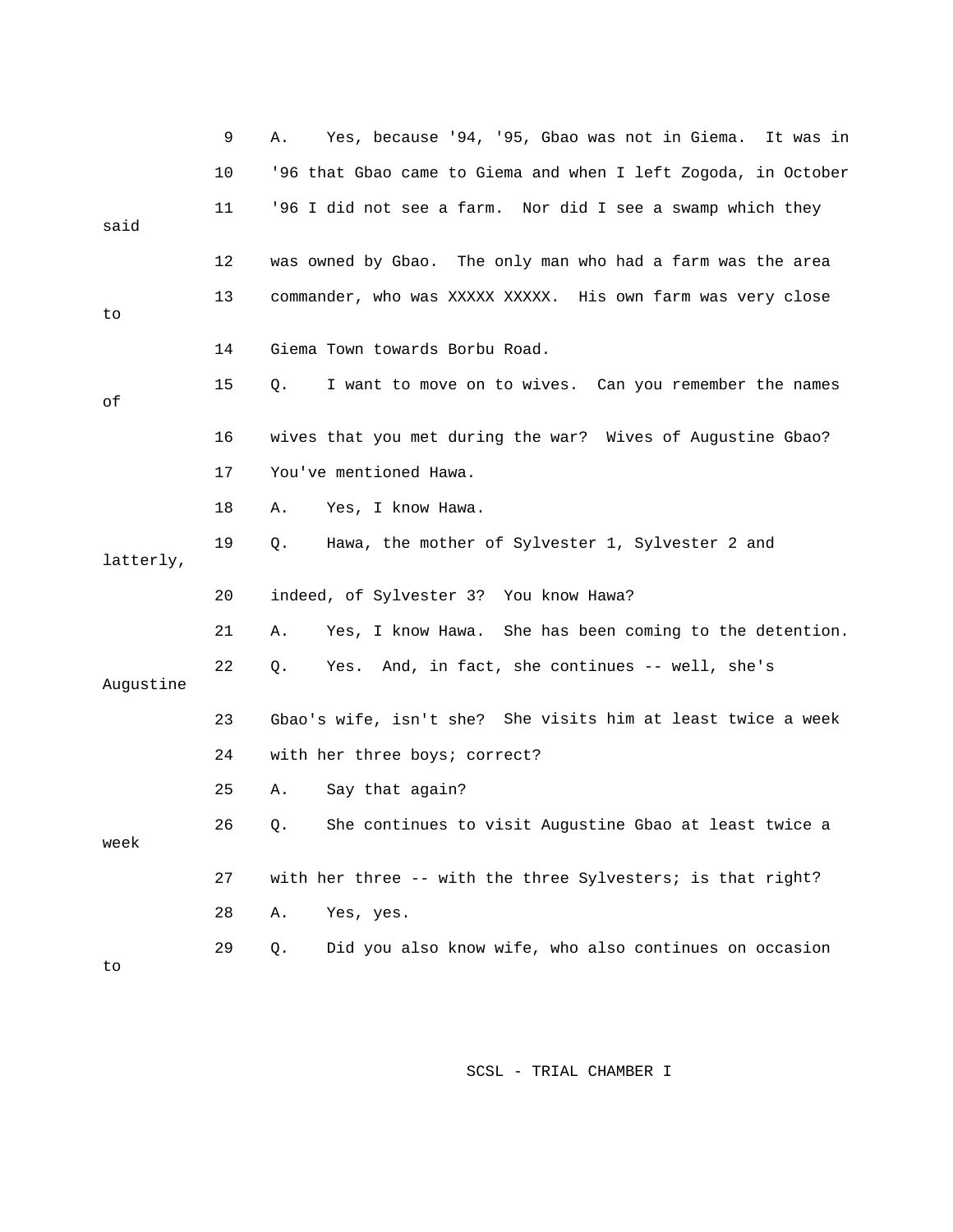9 A. Yes, because '94, '95, Gbao was not in Giema. It was in

10 '96 that Gbao came to Giema and when I left Zogoda, in October

11 '96 I did not see a farm. Nor did I see a swamp which they said

12 was owned by Gbao. The only man who had a farm was the area

13 commander, who was XXXXX XXXXX. His own farm was very close to

14 Giema Town towards Borbu Road.

15 Q. I want to move on to wives. Can you remember the names of

16 wives that you met during the war? Wives of Augustine Gbao?

17 You've mentioned Hawa.

18 A. Yes, I know Hawa.

19 Q. Hawa, the mother of Sylvester 1, Sylvester 2 and latterly,

20 indeed, of Sylvester 3? You know Hawa?

21 A. Yes, I know Hawa. She has been coming to the detention.

22 Q. Yes. And, in fact, she continues -- well, she's Augustine

23 Gbao's wife, isn't she? She visits him at least twice a week

24 with her three boys; correct?

25 A. Say that again?

26 Q. She continues to visit Augustine Gbao at least twice a week

27 with her three -- with the three Sylvesters; is that right?

28 A. Yes, yes.

29 Q. Did you also know wife, who also continues on occasion to

SCSL - TRIAL CHAMBER I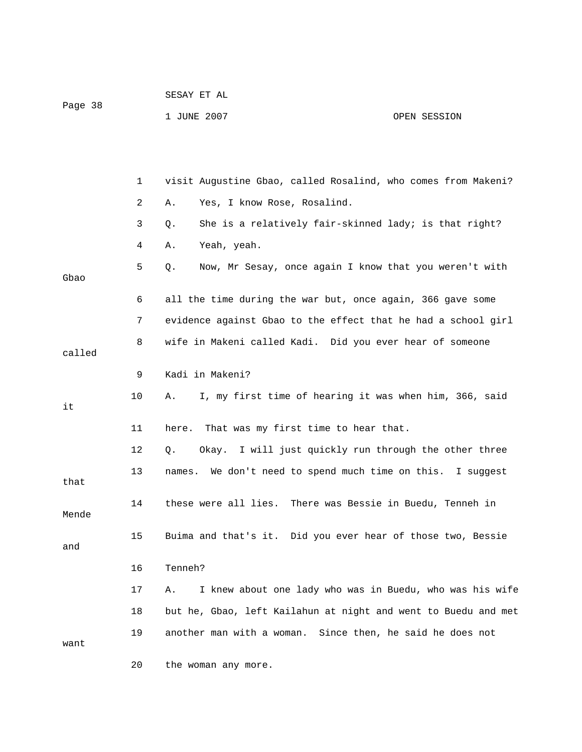1 visit Augustine Gbao, called Rosalind, who comes from Makeni?

2 A. Yes, I know Rose, Rosalind.

3 Q. She is a relatively fair-skinned lady; is that right?

4 A. Yeah, yeah.

5 Q. Now, Mr Sesay, once again I know that you weren't with Gbao

6 all the time during the war but, once again, 366 gave some

7 evidence against Gbao to the effect that he had a school girl

8 wife in Makeni called Kadi. Did you ever hear of someone called

9 Kadi in Makeni?

10 A. I, my first time of hearing it was when him, 366, said it

11 here. That was my first time to hear that.

12 Q. Okay. I will just quickly run through the other three

13 names. We don't need to spend much time on this. I suggest that

14 these were all lies. There was Bessie in Buedu, Tenneh in Mende

15 Buima and that's it. Did you ever hear of those two, Bessie and

16 Tenneh?

17 A. I knew about one lady who was in Buedu, who was his wife

18 but he, Gbao, left Kailahun at night and went to Buedu and met

19 another man with a woman. Since then, he said he does not want

20 the woman any more.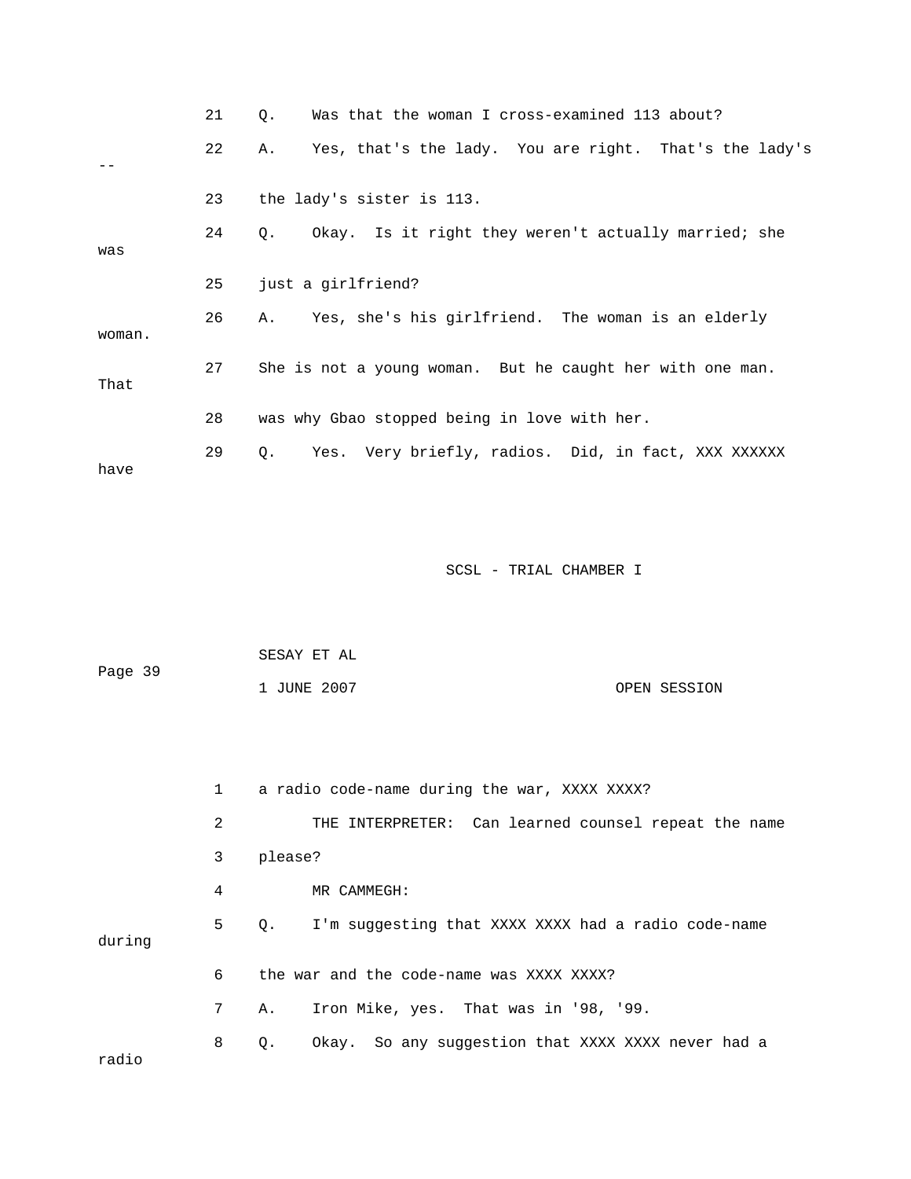21 Q. Was that the woman I cross-examined 113 about?

22 A. Yes, that's the lady. You are right. That's the lady's --

23 the lady's sister is 113.

24 Q. Okay. Is it right they weren't actually married; she was

25 just a girlfriend?

26 A. Yes, she's his girlfriend. The woman is an elderly woman.

27 She is not a young woman. But he caught her with one man. That

28 was why Gbao stopped being in love with her.

29 Q. Yes. Very briefly, radios. Did, in fact, XXX XXXXXX have

1 a radio code-name during the war, XXXX XXXX?

2 THE INTERPRETER: Can learned counsel repeat the name

3 please?

4 MR CAMMEGH:

5 Q. I'm suggesting that XXXX XXXX had a radio code-name during

6 the war and the code-name was XXXX XXXX?

7 A. Iron Mike, yes. That was in '98, '99.

8 Q. Okay. So any suggestion that XXXX XXXX never had a radio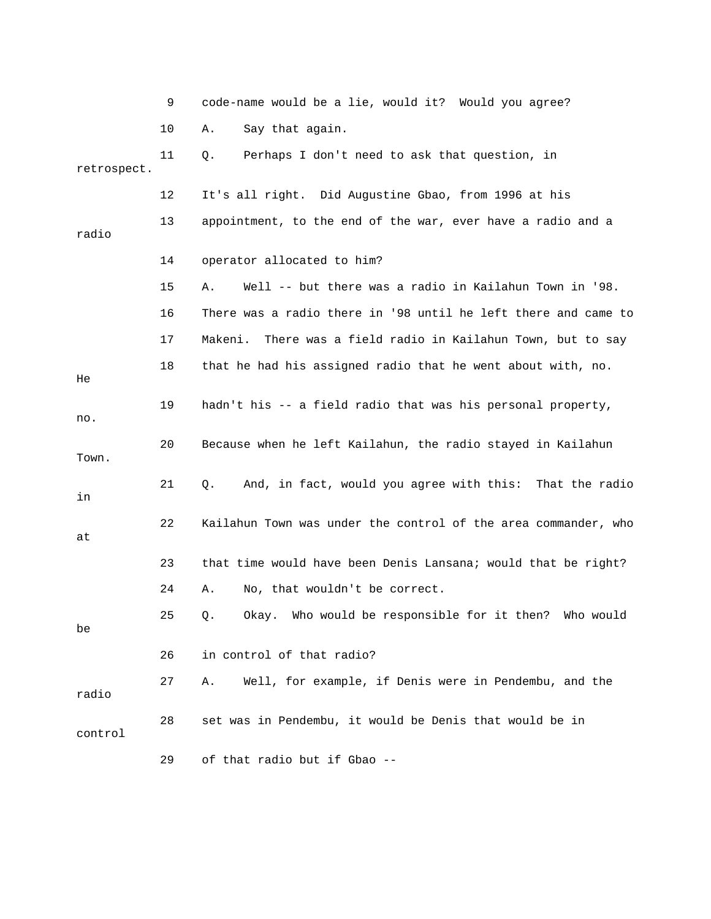9 code-name would be a lie, would it? Would you agree?

10 A. Say that again.

11 Q. Perhaps I don't need to ask that question, in retrospect.

12 It's all right. Did Augustine Gbao, from 1996 at his

13 appointment, to the end of the war, ever have a radio and a radio

14 operator allocated to him?

15 A. Well -- but there was a radio in Kailahun Town in '98.

16 There was a radio there in '98 until he left there and came to

17 Makeni. There was a field radio in Kailahun Town, but to say

18 that he had his assigned radio that he went about with, no. He

19 hadn't his -- a field radio that was his personal property, no.

20 Because when he left Kailahun, the radio stayed in Kailahun Town.

21 Q. And, in fact, would you agree with this: That the radio in

22 Kailahun Town was under the control of the area commander, who at

23 that time would have been Denis Lansana; would that be right?

24 A. No, that wouldn't be correct.

25 Q. Okay. Who would be responsible for it then? Who would be

26 in control of that radio?

27 A. Well, for example, if Denis were in Pendembu, and the radio

28 set was in Pendembu, it would be Denis that would be in control

29 of that radio but if Gbao --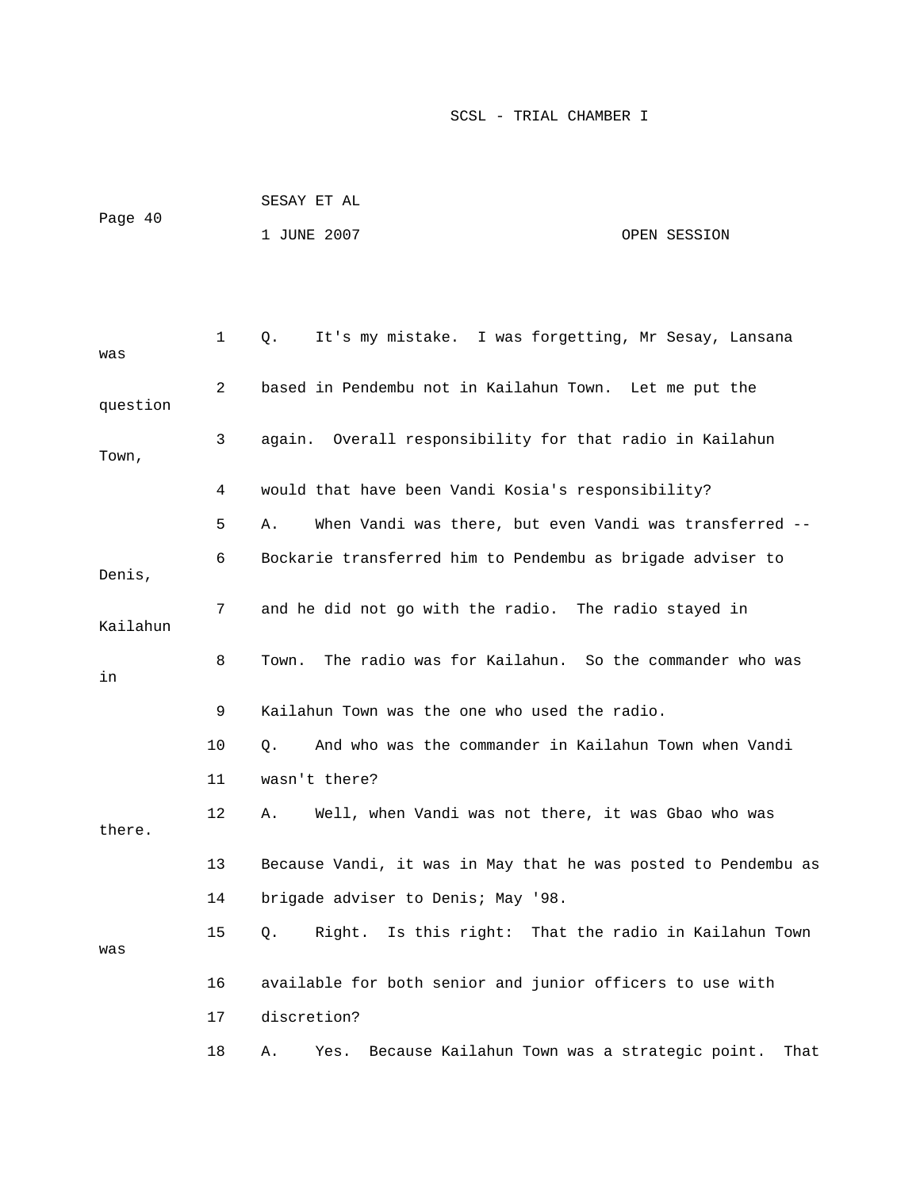1 Q. It's my mistake. I was forgetting, Mr Sesay, Lansana was

2 based in Pendembu not in Kailahun Town. Let me put the question

3 again. Overall responsibility for that radio in Kailahun Town,

4 would that have been Vandi Kosia's responsibility?

5 A. When Vandi was there, but even Vandi was transferred --

6 Bockarie transferred him to Pendembu as brigade adviser to Denis,

7 and he did not go with the radio. The radio stayed in Kailahun

8 Town. The radio was for Kailahun. So the commander who was in

9 Kailahun Town was the one who used the radio.

10 Q. And who was the commander in Kailahun Town when Vandi

11 wasn't there?

12 A. Well, when Vandi was not there, it was Gbao who was there.

13 Because Vandi, it was in May that he was posted to Pendembu as

14 brigade adviser to Denis; May '98.

15 Q. Right. Is this right: That the radio in Kailahun Town was

16 available for both senior and junior officers to use with

17 discretion?

18 A. Yes. Because Kailahun Town was a strategic point. That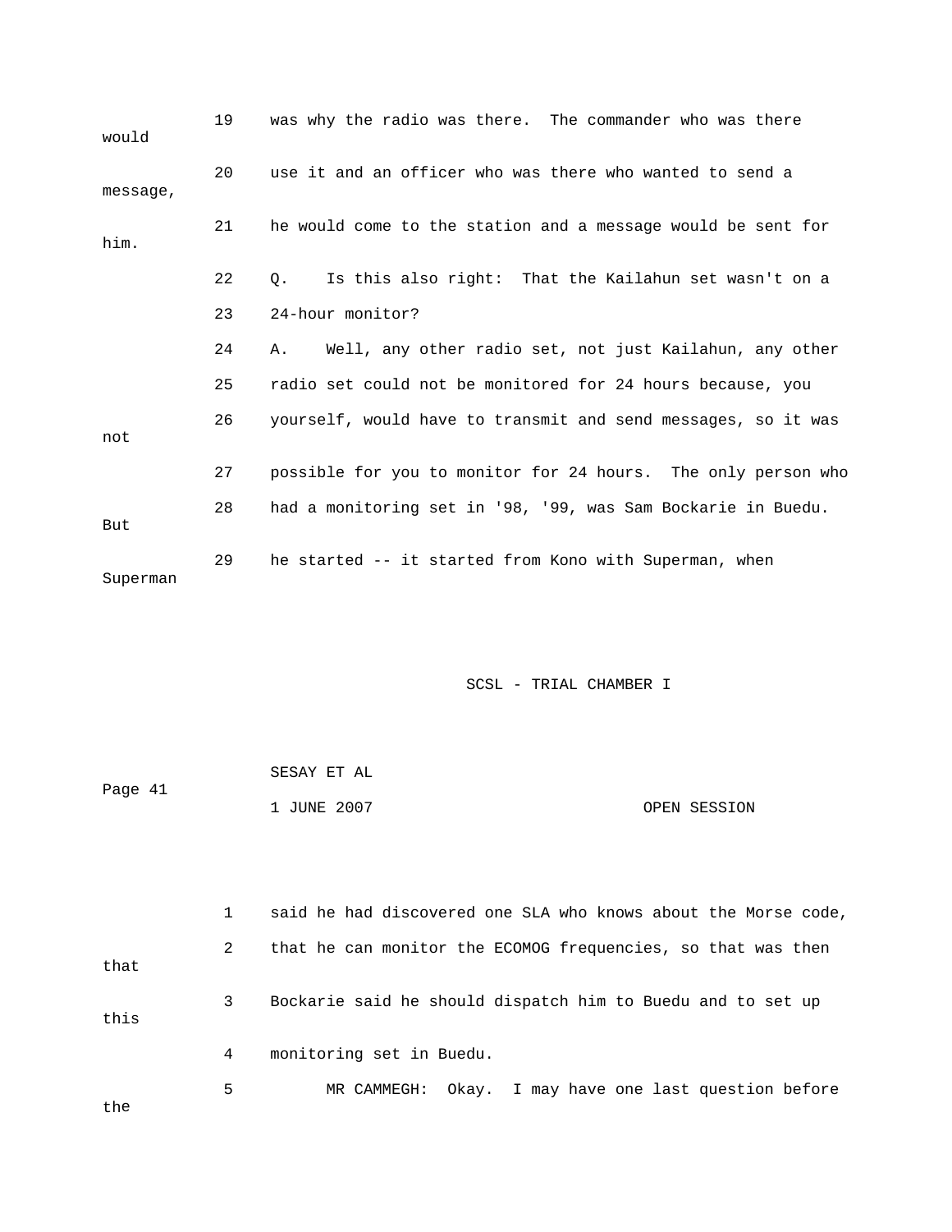19 was why the radio was there. The commander who was there would

20 use it and an officer who was there who wanted to send a message,

21 he would come to the station and a message would be sent for him.

22 Q. Is this also right: That the Kailahun set wasn't on a

23 24-hour monitor?

24 A. Well, any other radio set, not just Kailahun, any other

25 radio set could not be monitored for 24 hours because, you

26 yourself, would have to transmit and send messages, so it was not

27 possible for you to monitor for 24 hours. The only person who

28 had a monitoring set in '98, '99, was Sam Bockarie in Buedu. But

29 he started -- it started from Kono with Superman, when Superman

1 said he had discovered one SLA who knows about the Morse code,

2 that he can monitor the ECOMOG frequencies, so that was then that

3 Bockarie said he should dispatch him to Buedu and to set up this

4 monitoring set in Buedu.

5 MR CAMMEGH: Okay. I may have one last question before the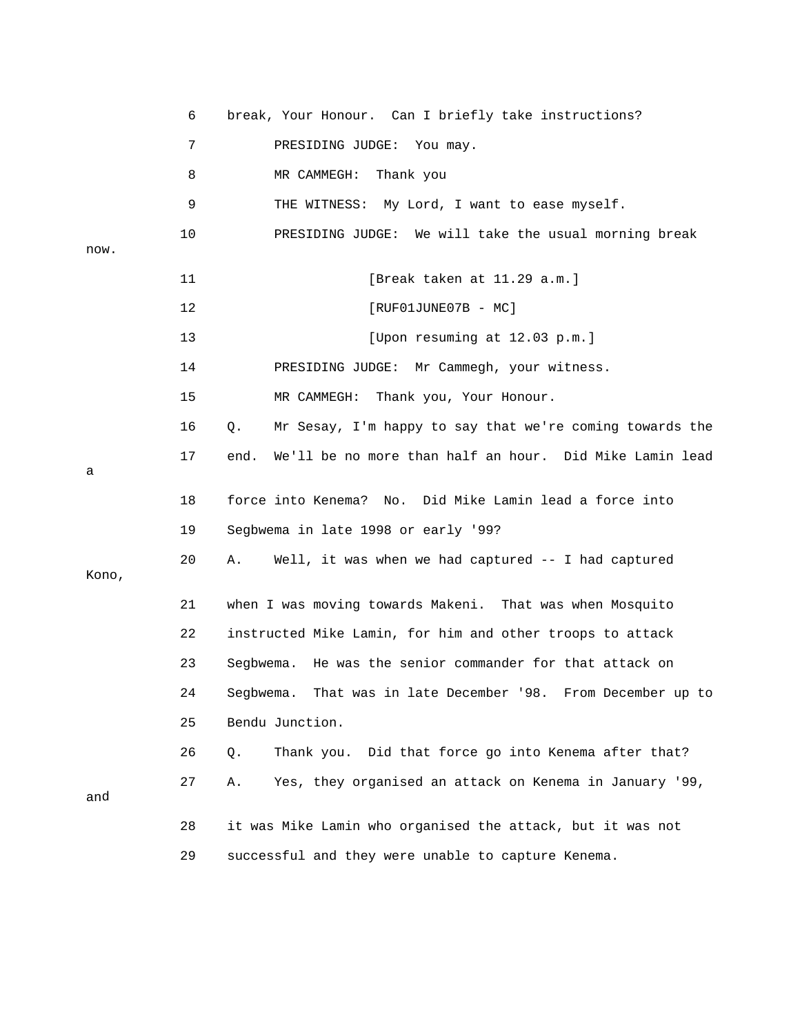6 break, Your Honour. Can I briefly take instructions?

7 PRESIDING JUDGE: You may.

8 MR CAMMEGH: Thank you

9 THE WITNESS: My Lord, I want to ease myself.

10 PRESIDING JUDGE: We will take the usual morning break now.

11 [Break taken at 11.29 a.m.]

12 [RUF01JUNE07B - MC]

13 [Upon resuming at 12.03 p.m.]

14 PRESIDING JUDGE: Mr Cammegh, your witness.

15 MR CAMMEGH: Thank you, Your Honour.

16 Q. Mr Sesay, I'm happy to say that we're coming towards the

17 end. We'll be no more than half an hour. Did Mike Lamin lead a

18 force into Kenema? No. Did Mike Lamin lead a force into

19 Segbwema in late 1998 or early '99?

20 A. Well, it was when we had captured -- I had captured Kono,

21 when I was moving towards Makeni. That was when Mosquito

22 instructed Mike Lamin, for him and other troops to attack

23 Segbwema. He was the senior commander for that attack on

24 Segbwema. That was in late December '98. From December up to

25 Bendu Junction.

26 Q. Thank you. Did that force go into Kenema after that?

27 A. Yes, they organised an attack on Kenema in January '99, and

28 it was Mike Lamin who organised the attack, but it was not

29 successful and they were unable to capture Kenema.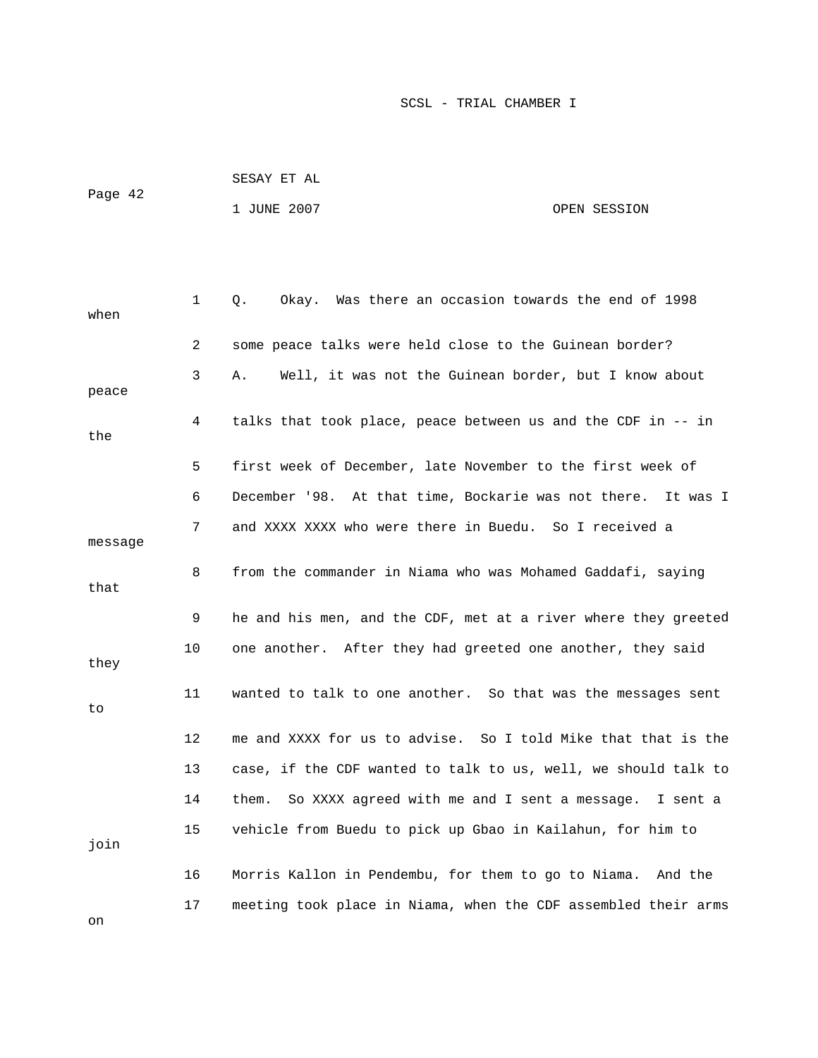1 Q. Okay. Was there an occasion towards the end of 1998 when

2 some peace talks were held close to the Guinean border?

3 A. Well, it was not the Guinean border, but I know about peace

4 talks that took place, peace between us and the CDF in -- in the

5 first week of December, late November to the first week of

6 December '98. At that time, Bockarie was not there. It was I

7 and XXXX XXXX who were there in Buedu. So I received a message

8 from the commander in Niama who was Mohamed Gaddafi, saying that

9 he and his men, and the CDF, met at a river where they greeted

10 one another. After they had greeted one another, they said they

11 wanted to talk to one another. So that was the messages sent to

12 me and XXXX for us to advise. So I told Mike that that is the

13 case, if the CDF wanted to talk to us, well, we should talk to

14 them. So XXXX agreed with me and I sent a message. I sent a

15 vehicle from Buedu to pick up Gbao in Kailahun, for him to join

16 Morris Kallon in Pendembu, for them to go to Niama. And the

17 meeting took place in Niama, when the CDF assembled their arms on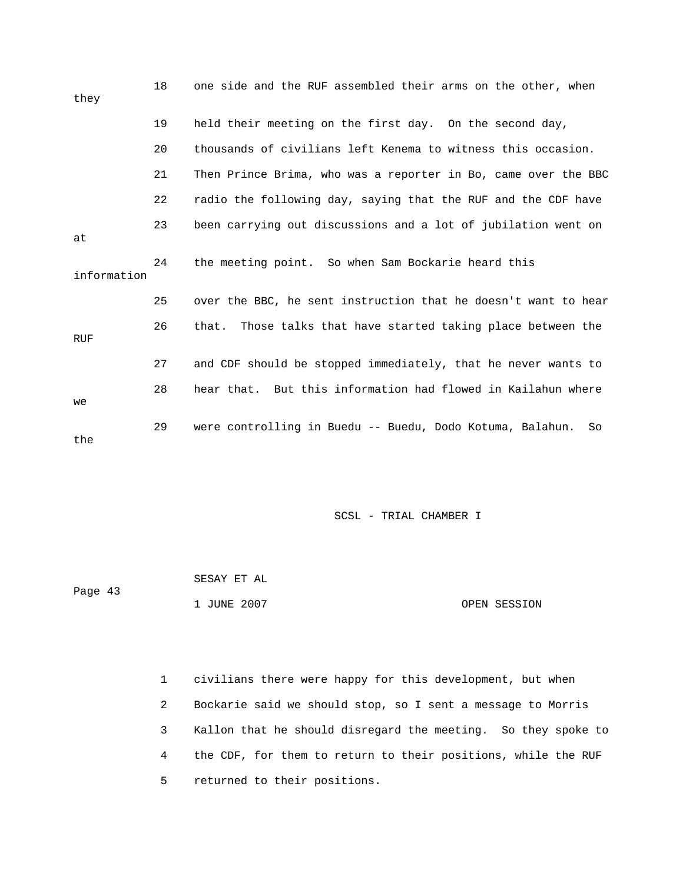18 one side and the RUF assembled their arms on the other, when they

19 held their meeting on the first day. On the second day,

20 thousands of civilians left Kenema to witness this occasion.

21 Then Prince Brima, who was a reporter in Bo, came over the BBC

22 radio the following day, saying that the RUF and the CDF have

23 been carrying out discussions and a lot of jubilation went on at

24 the meeting point. So when Sam Bockarie heard this information

25 over the BBC, he sent instruction that he doesn't want to hear

26 that. Those talks that have started taking place between the RUF

27 and CDF should be stopped immediately, that he never wants to

28 hear that. But this information had flowed in Kailahun where we

29 were controlling in Buedu -- Buedu, Dodo Kotuma, Balahun. So the

1 civilians there were happy for this development, but when

2 Bockarie said we should stop, so I sent a message to Morris

3 Kallon that he should disregard the meeting. So they spoke to

4 the CDF, for them to return to their positions, while the RUF

5 returned to their positions.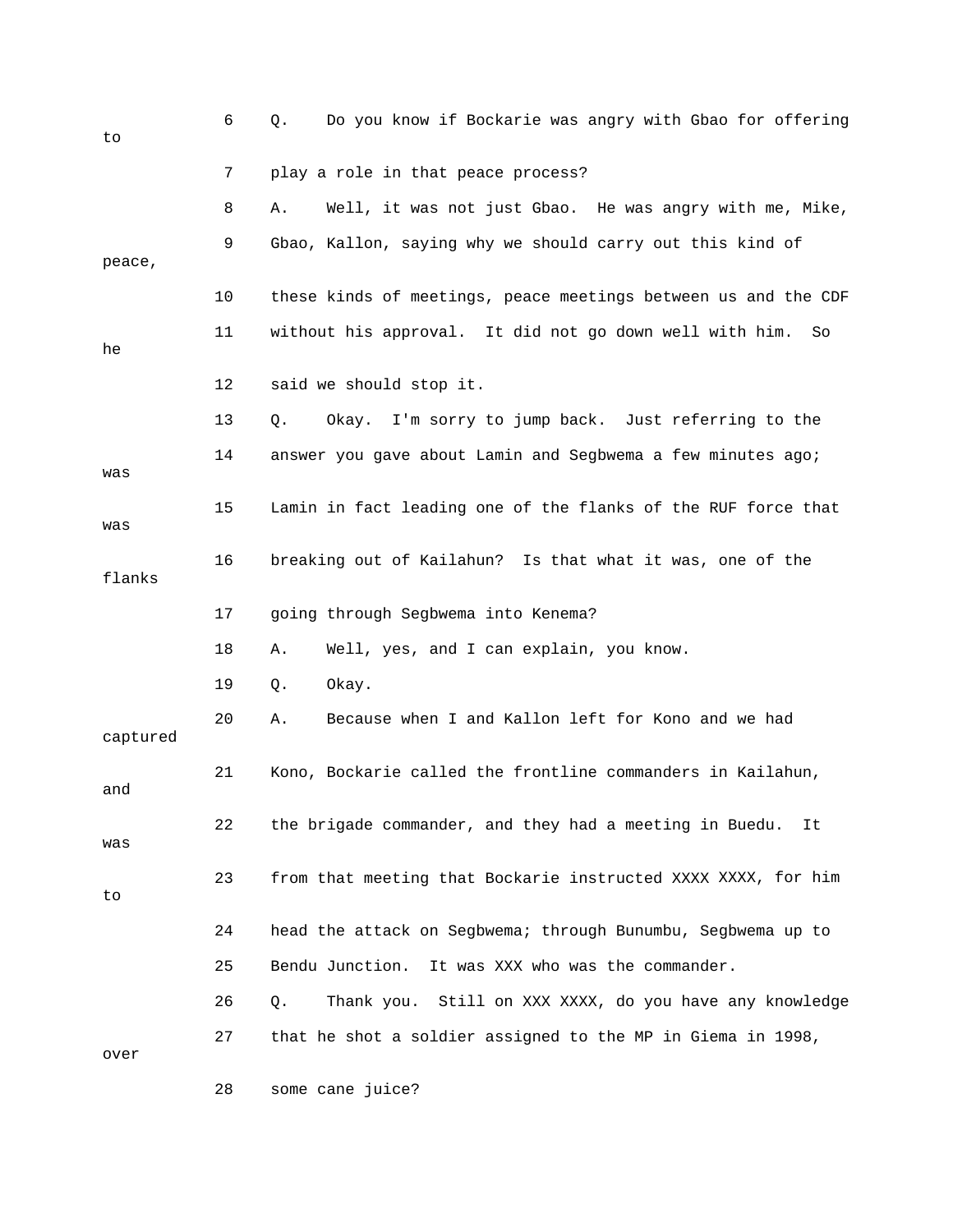6 Q. Do you know if Bockarie was angry with Gbao for offering to

7 play a role in that peace process?

8 A. Well, it was not just Gbao. He was angry with me, Mike,

9 Gbao, Kallon, saying why we should carry out this kind of peace,

10 these kinds of meetings, peace meetings between us and the CDF

11 without his approval. It did not go down well with him. So he

12 said we should stop it.

13 Q. Okay. I'm sorry to jump back. Just referring to the

14 answer you gave about Lamin and Segbwema a few minutes ago; was

15 Lamin in fact leading one of the flanks of the RUF force that was

16 breaking out of Kailahun? Is that what it was, one of the flanks

17 going through Segbwema into Kenema?

18 A. Well, yes, and I can explain, you know.

19 Q. Okay.

20 A. Because when I and Kallon left for Kono and we had captured

21 Kono, Bockarie called the frontline commanders in Kailahun, and

22 the brigade commander, and they had a meeting in Buedu. It was

23 from that meeting that Bockarie instructed XXXX XXXX, for him to

24 head the attack on Segbwema; through Bunumbu, Segbwema up to

25 Bendu Junction. It was XXX who was the commander.

26 Q. Thank you. Still on XXX XXXX, do you have any knowledge

27 that he shot a soldier assigned to the MP in Giema in 1998, over

28 some cane juice?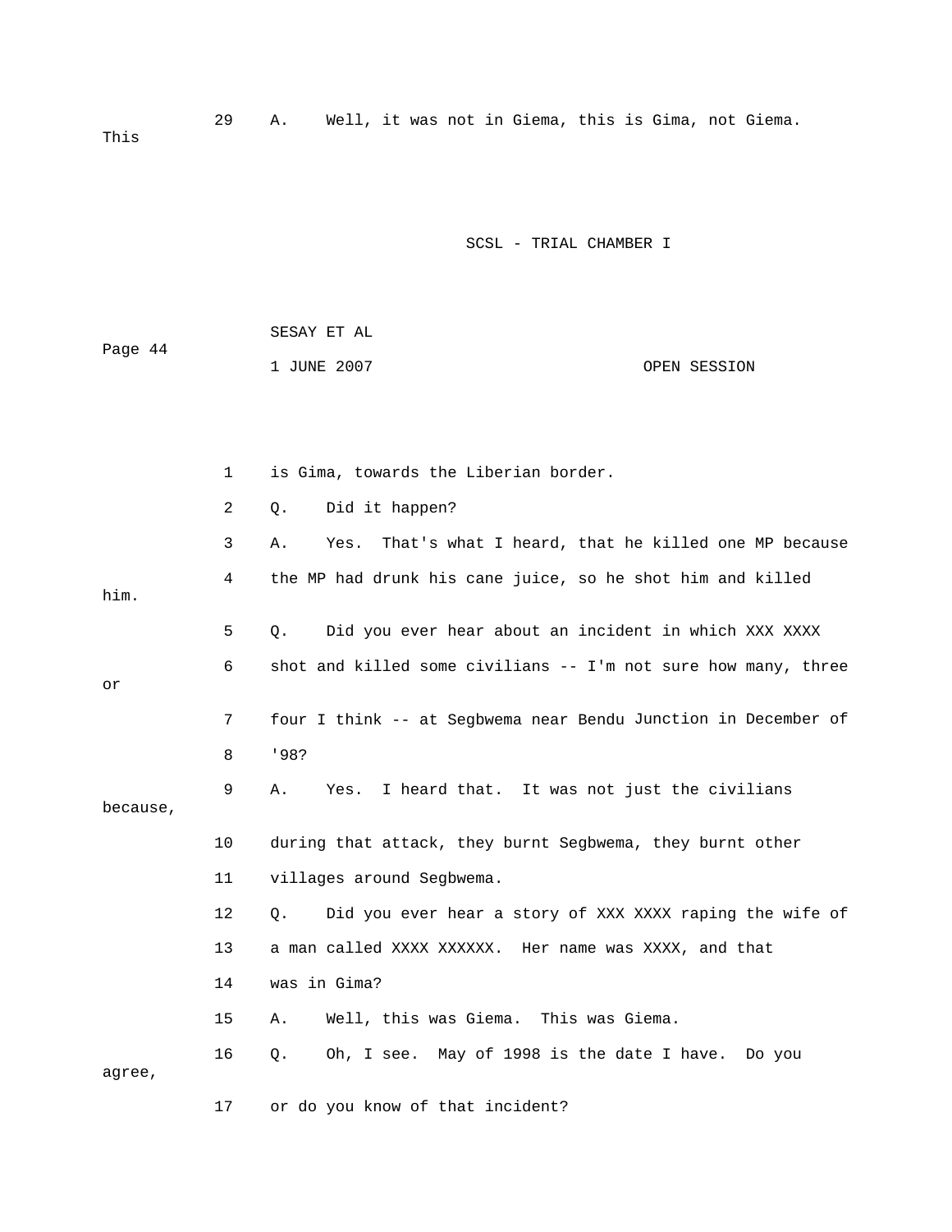29 A. Well, it was not in Giema, this is Gima, not Giema. This

1 is Gima, towards the Liberian border.

2 Q. Did it happen?

3 A. Yes. That's what I heard, that he killed one MP because

4 the MP had drunk his cane juice, so he shot him and killed him.

5 Q. Did you ever hear about an incident in which XXX XXXX

6 shot and killed some civilians -- I'm not sure how many, three or

7 four I think -- at Segbwema near Bendu Junction in December of

8 '98?

9 A. Yes. I heard that. It was not just the civilians because,

10 during that attack, they burnt Segbwema, they burnt other

11 villages around Segbwema.

12 Q. Did you ever hear a story of XXX XXXX raping the wife of

13 a man called XXXX XXXXXX. Her name was XXXX, and that

14 was in Gima?

15 A. Well, this was Giema. This was Giema.

16 Q. Oh, I see. May of 1998 is the date I have. Do you agree,

17 or do you know of that incident?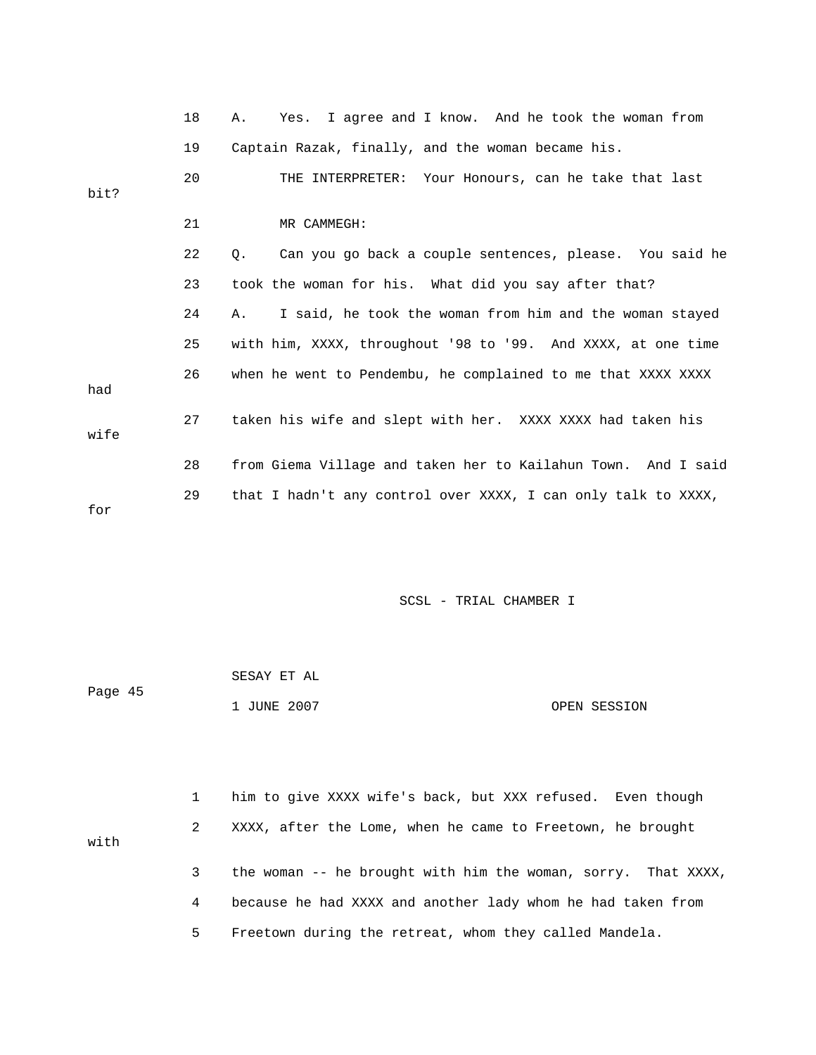18 A. Yes. I agree and I know. And he took the woman from

19 Captain Razak, finally, and the woman became his.

20 THE INTERPRETER: Your Honours, can he take that last bit?

21 MR CAMMEGH:

22 Q. Can you go back a couple sentences, please. You said he

23 took the woman for his. What did you say after that?

24 A. I said, he took the woman from him and the woman stayed

25 with him, XXXX, throughout '98 to '99. And XXXX, at one time

26 when he went to Pendembu, he complained to me that XXXX XXXX had

27 taken his wife and slept with her. XXXX XXXX had taken his wife

28 from Giema Village and taken her to Kailahun Town. And I said

29 that I hadn't any control over XXXX, I can only talk to XXXX, for

1 him to give XXXX wife's back, but XXX refused. Even though

2 XXXX, after the Lome, when he came to Freetown, he brought with

3 the woman -- he brought with him the woman, sorry. That XXXX,

4 because he had XXXX and another lady whom he had taken from

5 Freetown during the retreat, whom they called Mandela.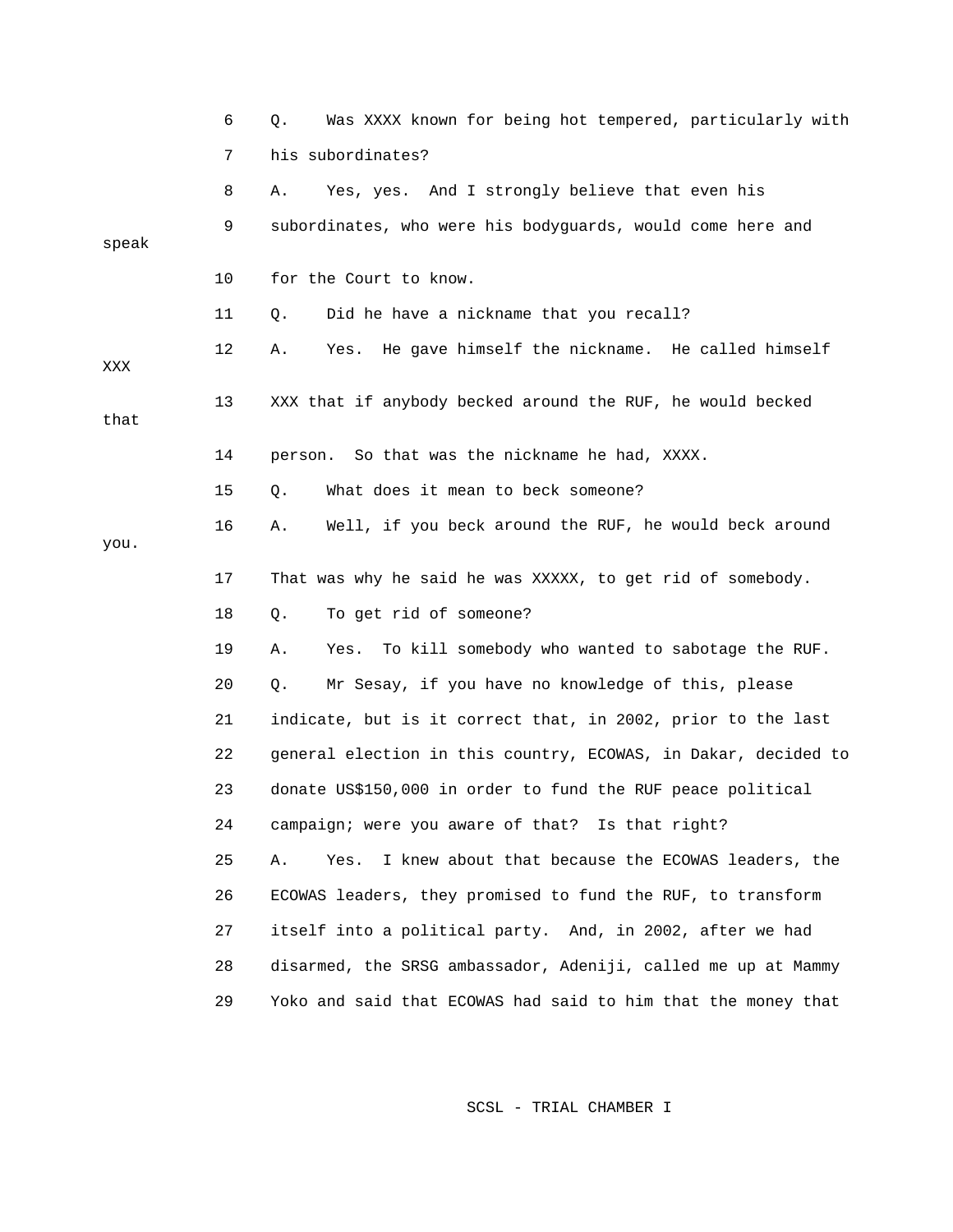6 Q. Was XXXX known for being hot tempered, particularly with

7 his subordinates?

8 A. Yes, yes. And I strongly believe that even his

9 subordinates, who were his bodyguards, would come here and speak

10 for the Court to know.

11 Q. Did he have a nickname that you recall?

12 A. Yes. He gave himself the nickname. He called himself XXX

13 XXX that if anybody becked around the RUF, he would becked that

14 person. So that was the nickname he had, XXXX.

15 Q. What does it mean to beck someone?

16 A. Well, if you beck around the RUF, he would beck around you.

17 That was why he said he was XXXXX, to get rid of somebody.

18 Q. To get rid of someone?

19 A. Yes. To kill somebody who wanted to sabotage the RUF.

20 Q. Mr Sesay, if you have no knowledge of this, please

21 indicate, but is it correct that, in 2002, prior to the last

22 general election in this country, ECOWAS, in Dakar, decided to

23 donate US$150,000 in order to fund the RUF peace political

24 campaign; were you aware of that? Is that right?

25 A. Yes. I knew about that because the ECOWAS leaders, the

26 ECOWAS leaders, they promised to fund the RUF, to transform

27 itself into a political party. And, in 2002, after we had

28 disarmed, the SRSG ambassador, Adeniji, called me up at Mammy

29 Yoko and said that ECOWAS had said to him that the money that

SCSL - TRIAL CHAMBER I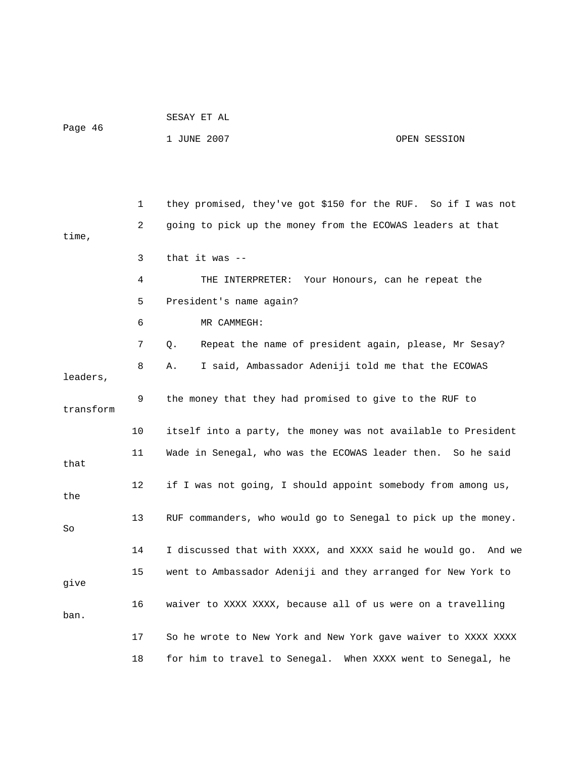1 they promised, they've got $150 for the RUF. So if I was not
2 going to pick up the money from the ECOWAS leaders at that time,
3 that it was --
4 THE INTERPRETER: Your Honours, can he repeat the
5 President's name again?
6 MR CAMMEGH:
7 Q. Repeat the name of president again, please, Mr Sesay?
8 A. I said, Ambassador Adeniji told me that the ECOWAS leaders,
9 the money that they had promised to give to the RUF to transform
10 itself into a party, the money was not available to President
11 Wade in Senegal, who was the ECOWAS leader then. So he said that
12 if I was not going, I should appoint somebody from among us, the
13 RUF commanders, who would go to Senegal to pick up the money. So
14 I discussed that with XXXX, and XXXX said he would go. And we
15 went to Ambassador Adeniji and they arranged for New York to give
16 waiver to XXXX XXXX, because all of us were on a travelling ban.
17 So he wrote to New York and New York gave waiver to XXXX XXXX
18 for him to travel to Senegal. When XXXX went to Senegal, he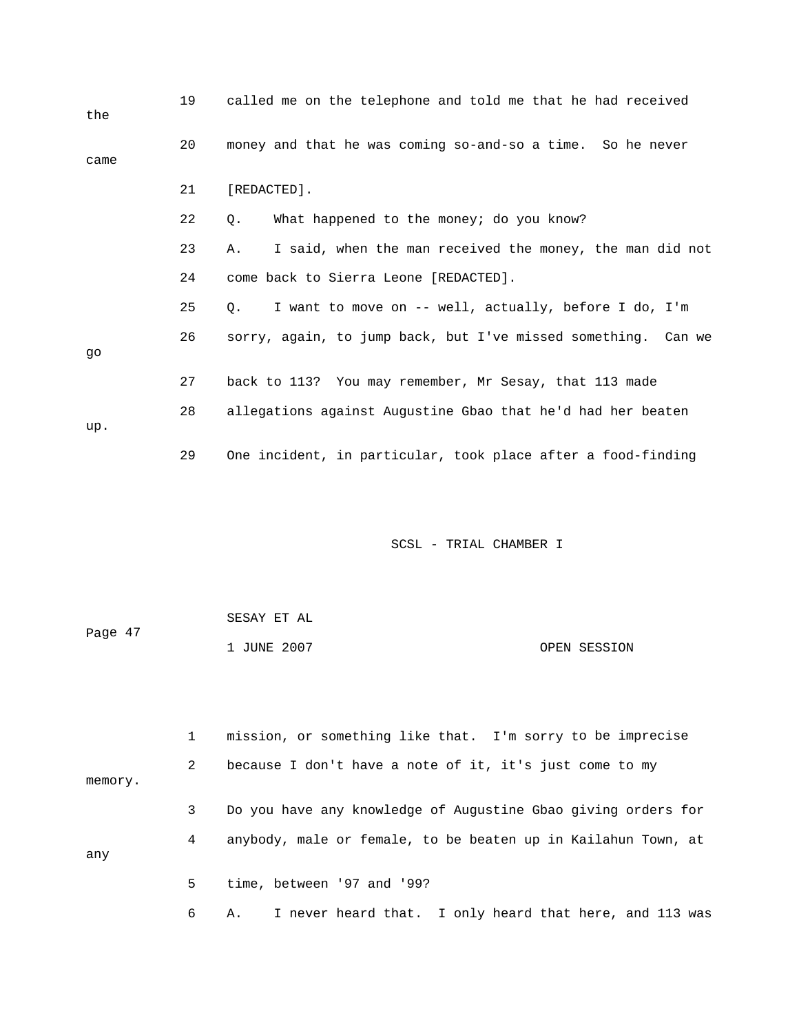19 called me on the telephone and told me that he had received the

20 money and that he was coming so-and-so a time. So he never came

21 [REDACTED].

22 Q. What happened to the money; do you know?

23 A. I said, when the man received the money, the man did not

24 come back to Sierra Leone [REDACTED].

25 Q. I want to move on -- well, actually, before I do, I'm

26 sorry, again, to jump back, but I've missed something. Can we go

27 back to 113? You may remember, Mr Sesay, that 113 made

28 allegations against Augustine Gbao that he'd had her beaten up.

29 One incident, in particular, took place after a food-finding

1 mission, or something like that. I'm sorry to be imprecise

2 because I don't have a note of it, it's just come to my memory.

3 Do you have any knowledge of Augustine Gbao giving orders for

4 anybody, male or female, to be beaten up in Kailahun Town, at any

5 time, between '97 and '99?

6 A. I never heard that. I only heard that here, and 113 was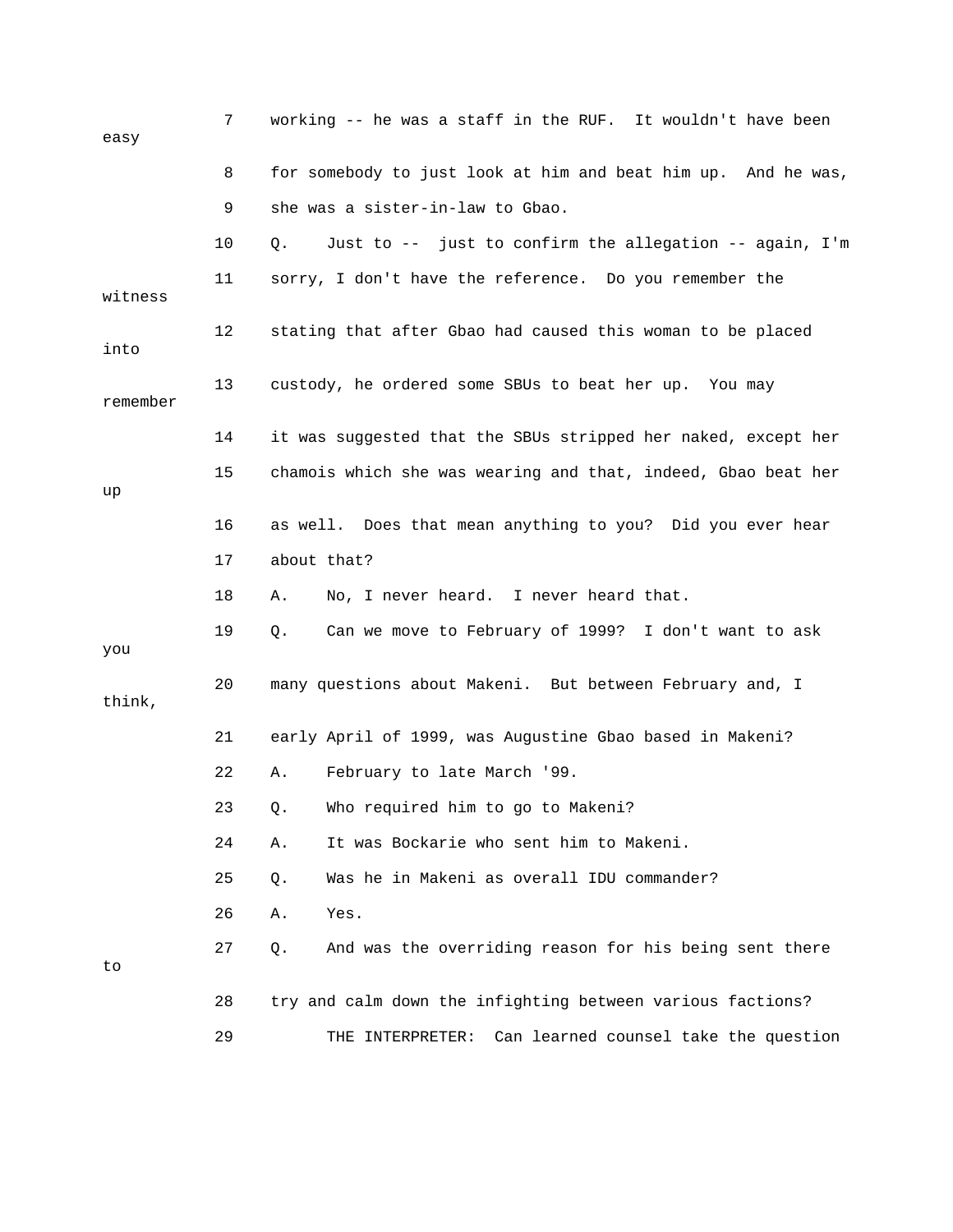7 working -- he was a staff in the RUF. It wouldn't have been easy

8 for somebody to just look at him and beat him up. And he was,

9 she was a sister-in-law to Gbao.

10 Q. Just to -- just to confirm the allegation -- again, I'm

11 sorry, I don't have the reference. Do you remember the witness

12 stating that after Gbao had caused this woman to be placed into

13 custody, he ordered some SBUs to beat her up. You may remember

14 it was suggested that the SBUs stripped her naked, except her

15 chamois which she was wearing and that, indeed, Gbao beat her up

16 as well. Does that mean anything to you? Did you ever hear

17 about that?

18 A. No, I never heard. I never heard that.

19 Q. Can we move to February of 1999? I don't want to ask you

20 many questions about Makeni. But between February and, I think,

21 early April of 1999, was Augustine Gbao based in Makeni?

22 A. February to late March '99.

23 Q. Who required him to go to Makeni?

24 A. It was Bockarie who sent him to Makeni.

25 Q. Was he in Makeni as overall IDU commander?

26 A. Yes.

27 Q. And was the overriding reason for his being sent there to

28 try and calm down the infighting between various factions?

29 THE INTERPRETER: Can learned counsel take the question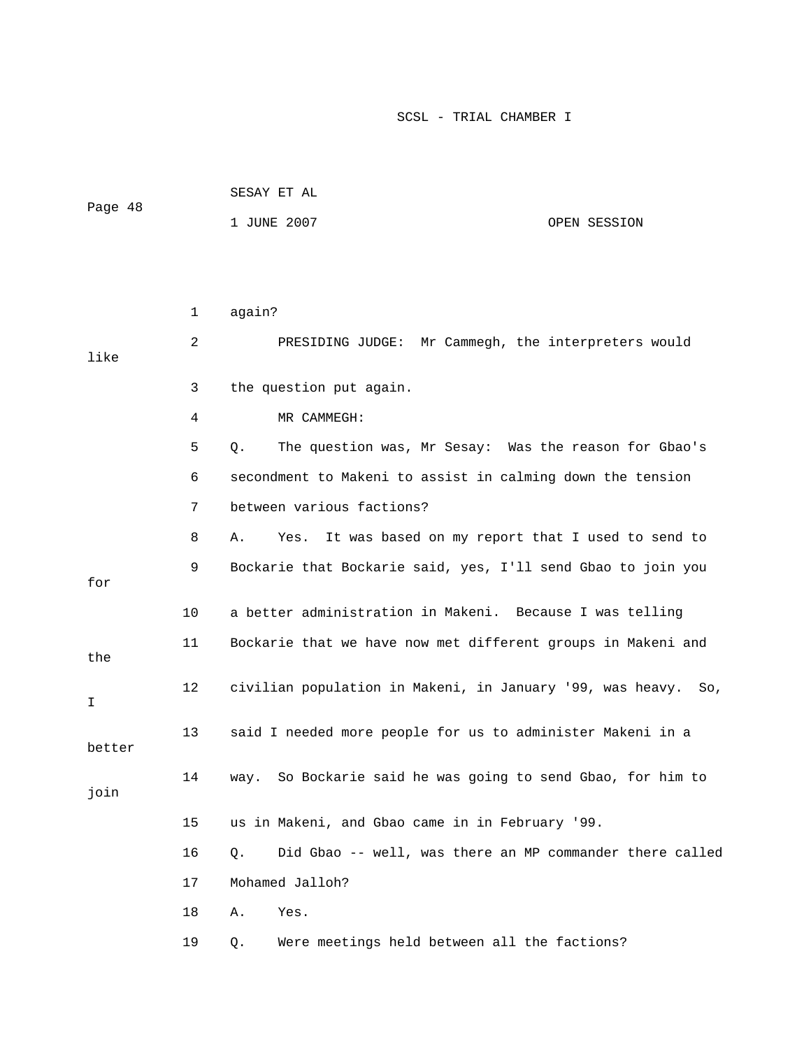again?

PRESIDING JUDGE: Mr Cammegh, the interpreters would like the question put again.

MR CAMMEGH:

Q. The question was, Mr Sesay: Was the reason for Gbao's secondment to Makeni to assist in calming down the tension between various factions?

A. Yes. It was based on my report that I used to send to Bockarie that Bockarie said, yes, I'll send Gbao to join you for a better administration in Makeni. Because I was telling Bockarie that we have now met different groups in Makeni and the civilian population in Makeni, in January '99, was heavy. So, I said I needed more people for us to administer Makeni in a better way. So Bockarie said he was going to send Gbao, for him to join us in Makeni, and Gbao came in in February '99.

Q. Did Gbao -- well, was there an MP commander there called Mohamed Jalloh?

A. Yes.

Q. Were meetings held between all the factions?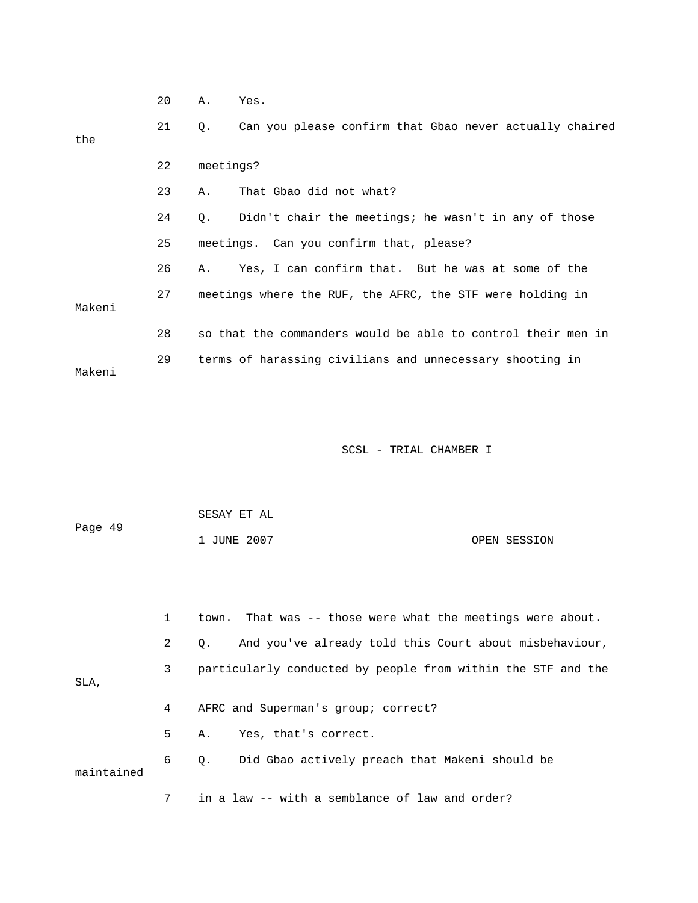20 A. Yes.

21 Q. Can you please confirm that Gbao never actually chaired the

22 meetings?

23 A. That Gbao did not what?

24 Q. Didn't chair the meetings; he wasn't in any of those

25 meetings. Can you confirm that, please?

26 A. Yes, I can confirm that. But he was at some of the

27 meetings where the RUF, the AFRC, the STF were holding in Makeni

28 so that the commanders would be able to control their men in

29 terms of harassing civilians and unnecessary shooting in Makeni

1 town. That was -- those were what the meetings were about.

2 Q. And you've already told this Court about misbehaviour,

3 particularly conducted by people from within the STF and the SLA,

4 AFRC and Superman's group; correct?

5 A. Yes, that's correct.

6 Q. Did Gbao actively preach that Makeni should be maintained

7 in a law -- with a semblance of law and order?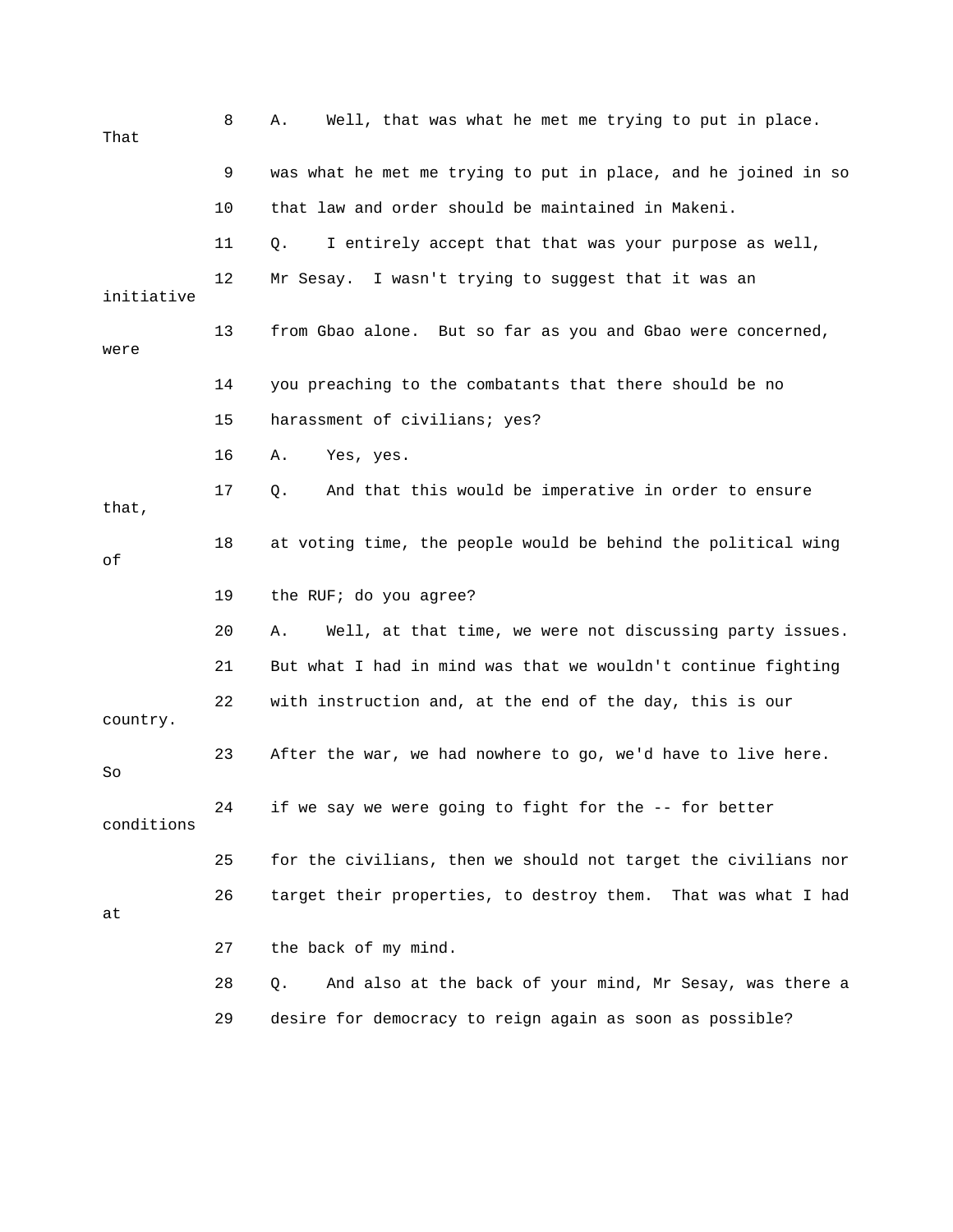8 A. Well, that was what he met me trying to put in place. That

9 was what he met me trying to put in place, and he joined in so

10 that law and order should be maintained in Makeni.

11 Q. I entirely accept that that was your purpose as well,

12 Mr Sesay. I wasn't trying to suggest that it was an initiative

13 from Gbao alone. But so far as you and Gbao were concerned, were

14 you preaching to the combatants that there should be no

15 harassment of civilians; yes?

16 A. Yes, yes.

17 Q. And that this would be imperative in order to ensure that,

18 at voting time, the people would be behind the political wing of

19 the RUF; do you agree?

20 A. Well, at that time, we were not discussing party issues.

21 But what I had in mind was that we wouldn't continue fighting

22 with instruction and, at the end of the day, this is our country.

23 After the war, we had nowhere to go, we'd have to live here. So

24 if we say we were going to fight for the -- for better conditions

25 for the civilians, then we should not target the civilians nor

26 target their properties, to destroy them. That was what I had at

27 the back of my mind.

28 Q. And also at the back of your mind, Mr Sesay, was there a

29 desire for democracy to reign again as soon as possible?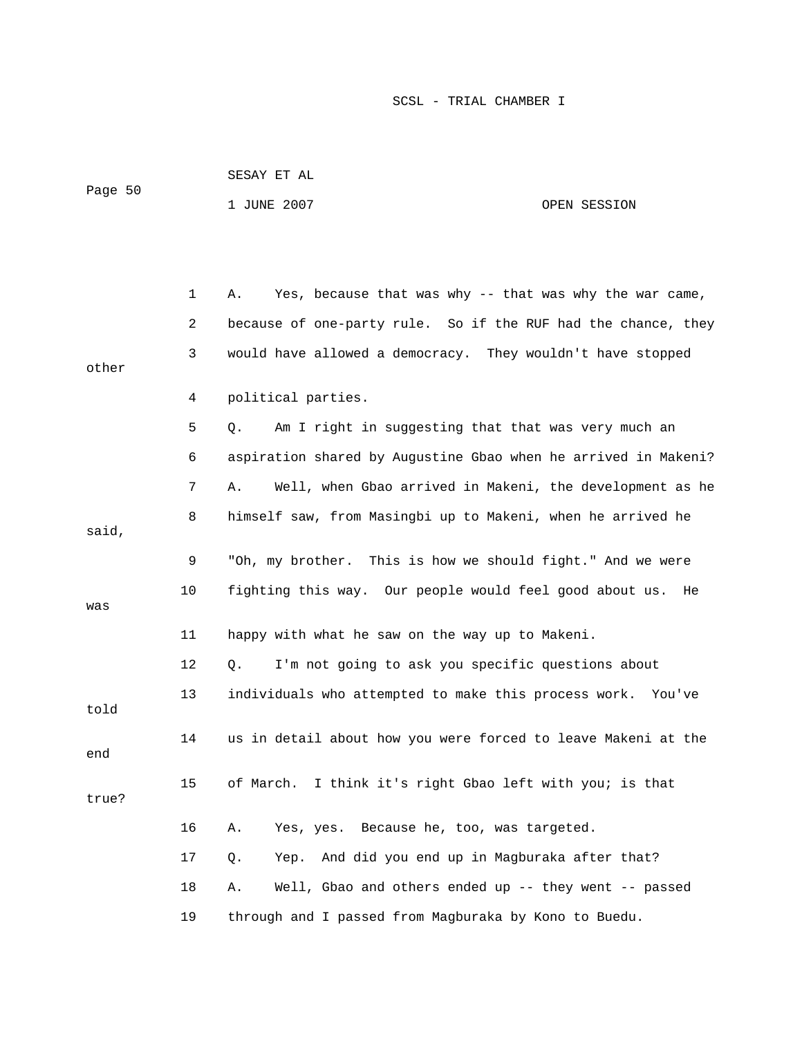A. Yes, because that was why -- that was why the war came, because of one-party rule. So if the RUF had the chance, they would have allowed a democracy. They wouldn't have stopped other political parties.

Q. Am I right in suggesting that that was very much an aspiration shared by Augustine Gbao when he arrived in Makeni?

A. Well, when Gbao arrived in Makeni, the development as he himself saw, from Masingbi up to Makeni, when he arrived he said, "Oh, my brother. This is how we should fight." And we were fighting this way. Our people would feel good about us. He was happy with what he saw on the way up to Makeni.

Q. I'm not going to ask you specific questions about individuals who attempted to make this process work. You've told us in detail about how you were forced to leave Makeni at the end of March. I think it's right Gbao left with you; is that true?

A. Yes, yes. Because he, too, was targeted.

Q. Yep. And did you end up in Magburaka after that?

A. Well, Gbao and others ended up -- they went -- passed through and I passed from Magburaka by Kono to Buedu.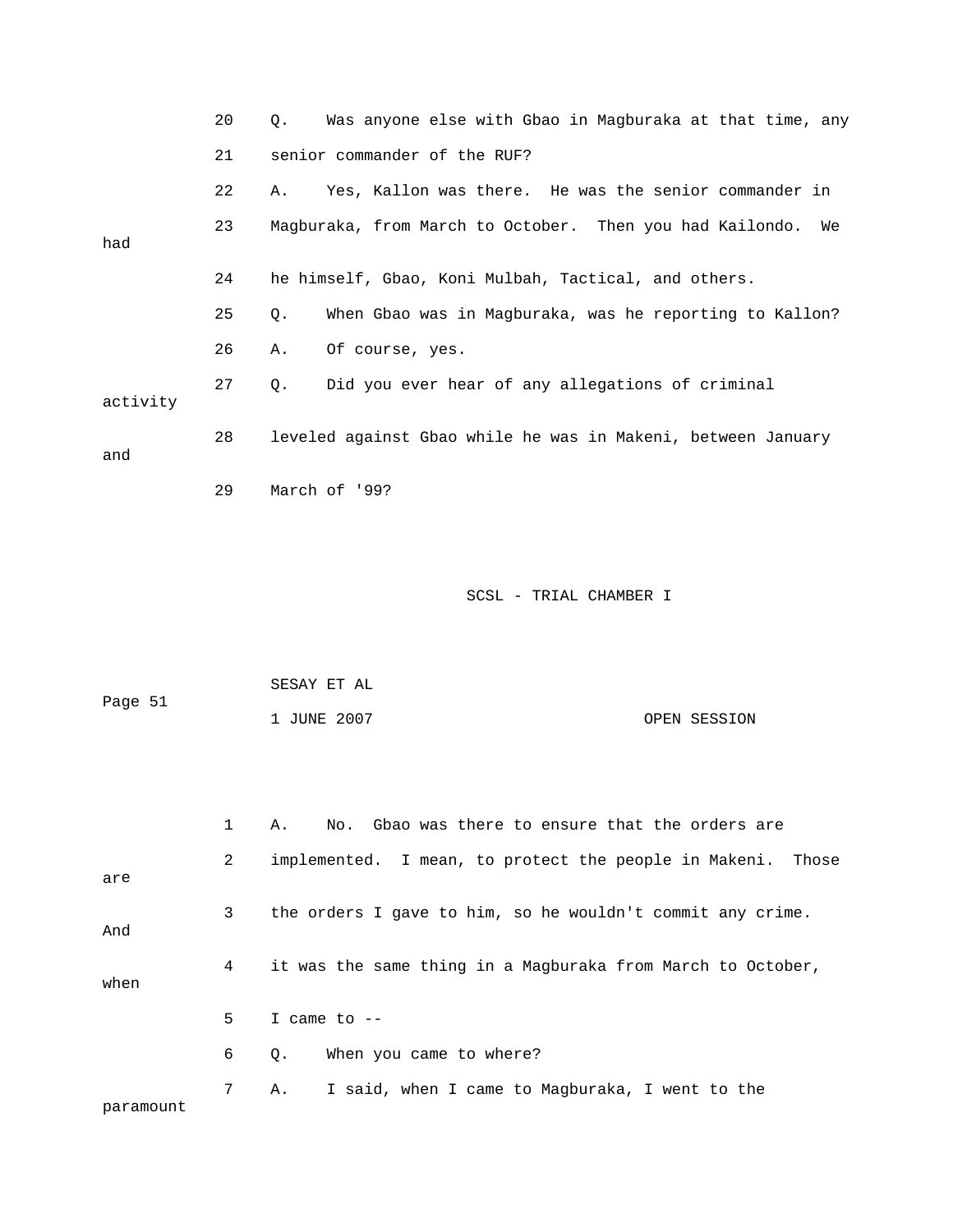20 Q. Was anyone else with Gbao in Magburaka at that time, any

21 senior commander of the RUF?

22 A. Yes, Kallon was there. He was the senior commander in

23 Magburaka, from March to October. Then you had Kailondo. We had

24 he himself, Gbao, Koni Mulbah, Tactical, and others.

25 Q. When Gbao was in Magburaka, was he reporting to Kallon?

26 A. Of course, yes.

27 Q. Did you ever hear of any allegations of criminal activity

28 leveled against Gbao while he was in Makeni, between January and

29 March of '99?

SCSL - TRIAL CHAMBER I

SESAY ET AL

Page 51

1 JUNE 2007 OPEN SESSION

1 A. No. Gbao was there to ensure that the orders are

2 implemented. I mean, to protect the people in Makeni. Those are

3 the orders I gave to him, so he wouldn't commit any crime. And

4 it was the same thing in a Magburaka from March to October, when

5 I came to --

6 Q. When you came to where?

7 A. I said, when I came to Magburaka, I went to the paramount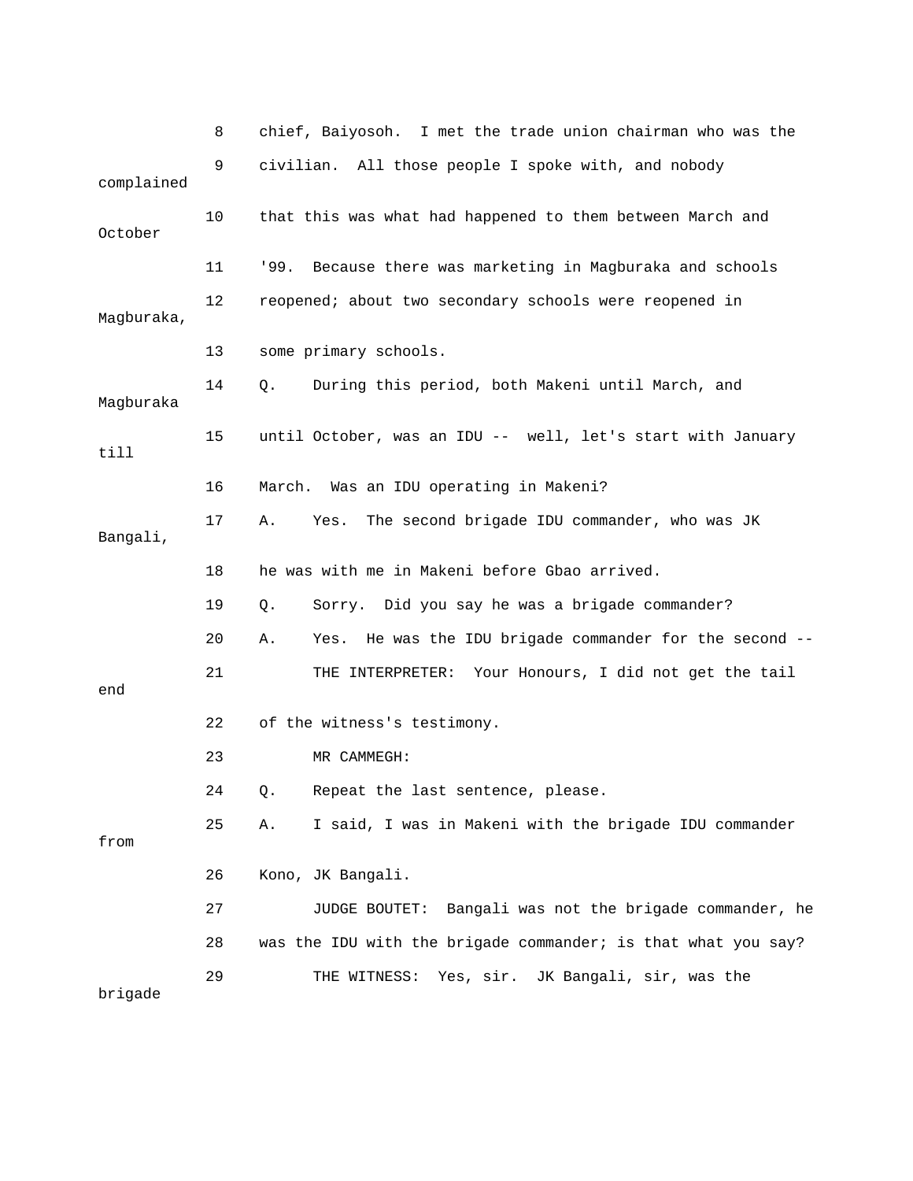8 chief, Baiyosoh. I met the trade union chairman who was the

9 civilian. All those people I spoke with, and nobody complained

10 that this was what had happened to them between March and October

11 '99. Because there was marketing in Magburaka and schools

12 reopened; about two secondary schools were reopened in Magburaka,

13 some primary schools.

14 Q. During this period, both Makeni until March, and Magburaka

15 until October, was an IDU -- well, let's start with January till

16 March. Was an IDU operating in Makeni?

17 A. Yes. The second brigade IDU commander, who was JK Bangali,

18 he was with me in Makeni before Gbao arrived.

19 Q. Sorry. Did you say he was a brigade commander?

20 A. Yes. He was the IDU brigade commander for the second --

21 THE INTERPRETER: Your Honours, I did not get the tail end

22 of the witness's testimony.

23 MR CAMMEGH:

24 Q. Repeat the last sentence, please.

25 A. I said, I was in Makeni with the brigade IDU commander from

26 Kono, JK Bangali.

27 JUDGE BOUTET: Bangali was not the brigade commander, he

28 was the IDU with the brigade commander; is that what you say?

29 THE WITNESS: Yes, sir. JK Bangali, sir, was the brigade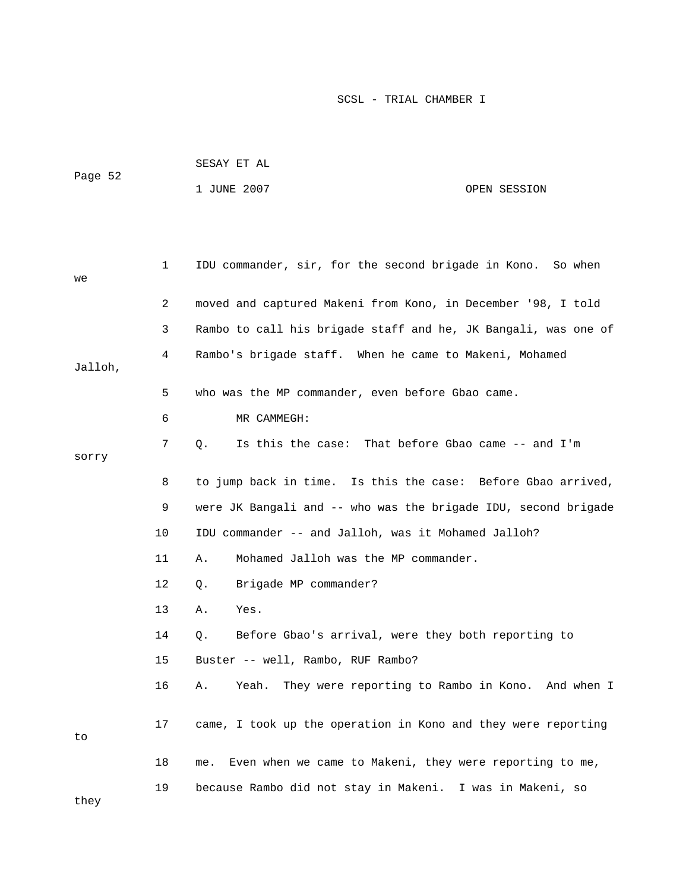1 IDU commander, sir, for the second brigade in Kono. So when we

2 moved and captured Makeni from Kono, in December '98, I told

3 Rambo to call his brigade staff and he, JK Bangali, was one of

4 Rambo's brigade staff. When he came to Makeni, Mohamed Jalloh,

5 who was the MP commander, even before Gbao came.

6 MR CAMMEGH:

7 Q. Is this the case: That before Gbao came -- and I'm sorry

8 to jump back in time. Is this the case: Before Gbao arrived,

9 were JK Bangali and -- who was the brigade IDU, second brigade

10 IDU commander -- and Jalloh, was it Mohamed Jalloh?

11 A. Mohamed Jalloh was the MP commander.

12 Q. Brigade MP commander?

13 A. Yes.

14 Q. Before Gbao's arrival, were they both reporting to

15 Buster -- well, Rambo, RUF Rambo?

16 A. Yeah. They were reporting to Rambo in Kono. And when I

17 came, I took up the operation in Kono and they were reporting to

18 me. Even when we came to Makeni, they were reporting to me,

19 because Rambo did not stay in Makeni. I was in Makeni, so they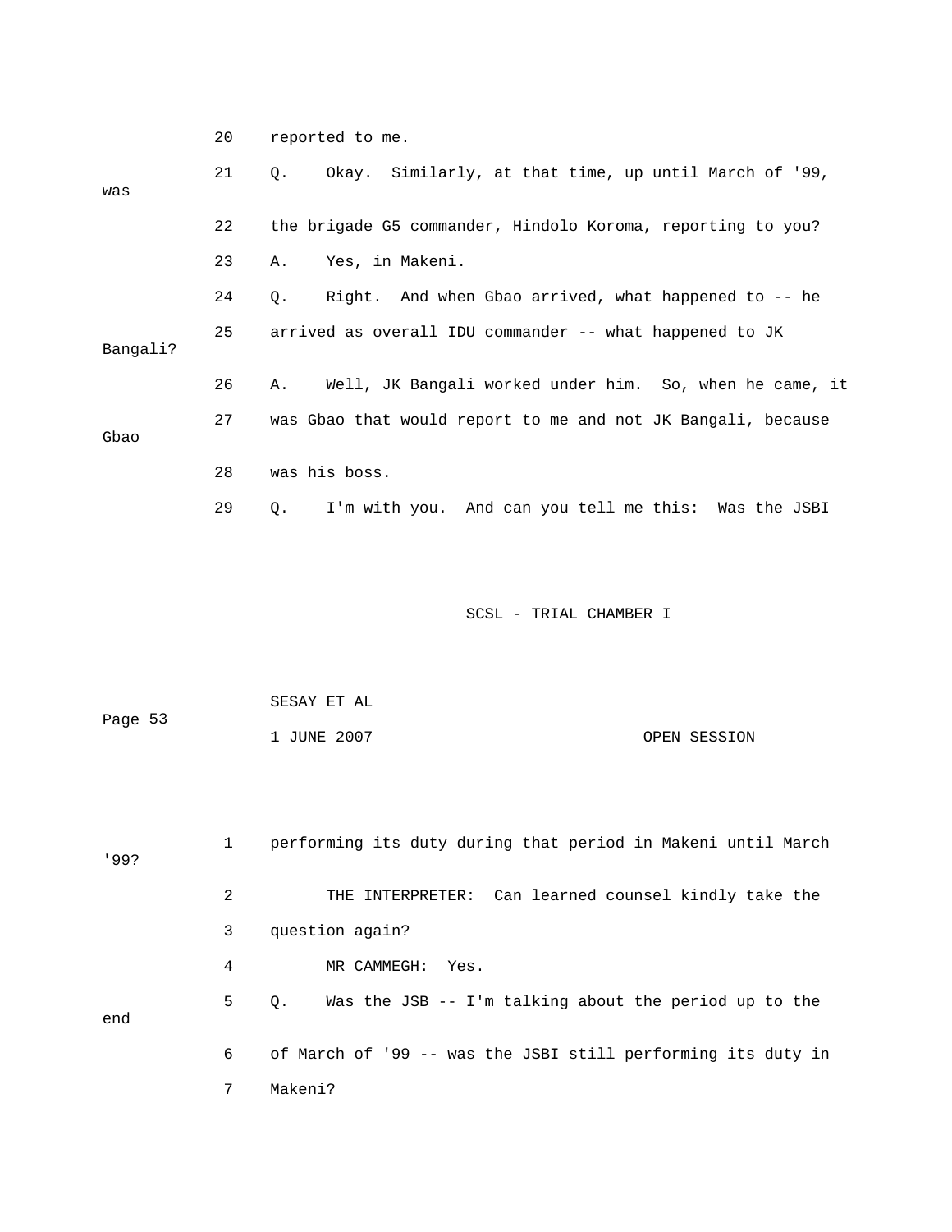20 reported to me.

21 Q. Okay. Similarly, at that time, up until March of '99, was

22 the brigade G5 commander, Hindolo Koroma, reporting to you?

23 A. Yes, in Makeni.

24 Q. Right. And when Gbao arrived, what happened to -- he

25 arrived as overall IDU commander -- what happened to JK Bangali?

26 A. Well, JK Bangali worked under him. So, when he came, it

27 was Gbao that would report to me and not JK Bangali, because Gbao

28 was his boss.

29 Q. I'm with you. And can you tell me this: Was the JSBI

1 performing its duty during that period in Makeni until March '99?

2 THE INTERPRETER: Can learned counsel kindly take the

3 question again?

4 MR CAMMEGH: Yes.

5 Q. Was the JSB -- I'm talking about the period up to the end

6 of March of '99 -- was the JSBI still performing its duty in

7 Makeni?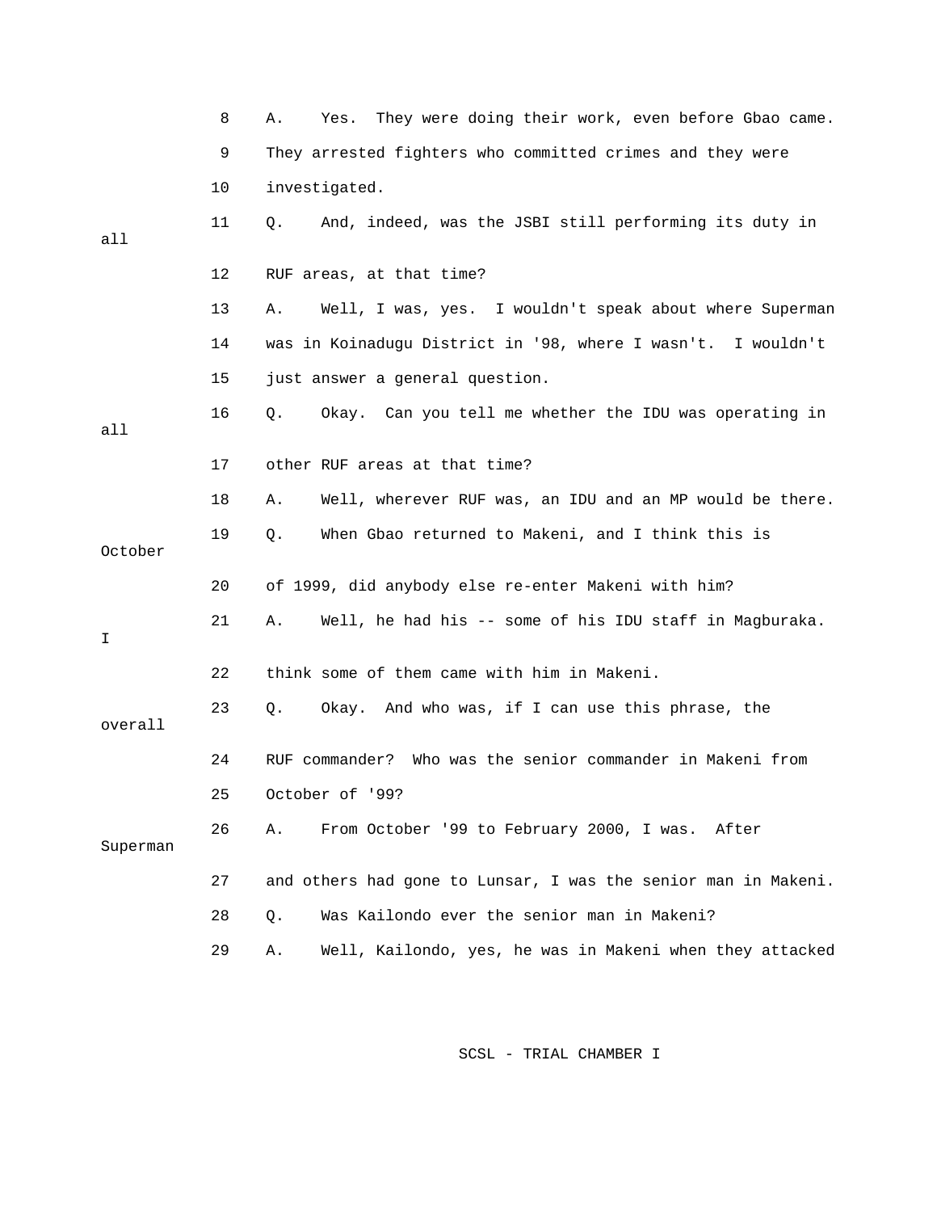8 A. Yes. They were doing their work, even before Gbao came.

9 They arrested fighters who committed crimes and they were

10 investigated.

11 Q. And, indeed, was the JSBI still performing its duty in all

12 RUF areas, at that time?

13 A. Well, I was, yes. I wouldn't speak about where Superman

14 was in Koinadugu District in '98, where I wasn't. I wouldn't

15 just answer a general question.

16 Q. Okay. Can you tell me whether the IDU was operating in all

17 other RUF areas at that time?

18 A. Well, wherever RUF was, an IDU and an MP would be there.

19 Q. When Gbao returned to Makeni, and I think this is October

20 of 1999, did anybody else re-enter Makeni with him?

21 A. Well, he had his -- some of his IDU staff in Magburaka. I

22 think some of them came with him in Makeni.

23 Q. Okay. And who was, if I can use this phrase, the overall

24 RUF commander? Who was the senior commander in Makeni from

25 October of '99?

26 A. From October '99 to February 2000, I was. After Superman

27 and others had gone to Lunsar, I was the senior man in Makeni.

28 Q. Was Kailondo ever the senior man in Makeni?

29 A. Well, Kailondo, yes, he was in Makeni when they attacked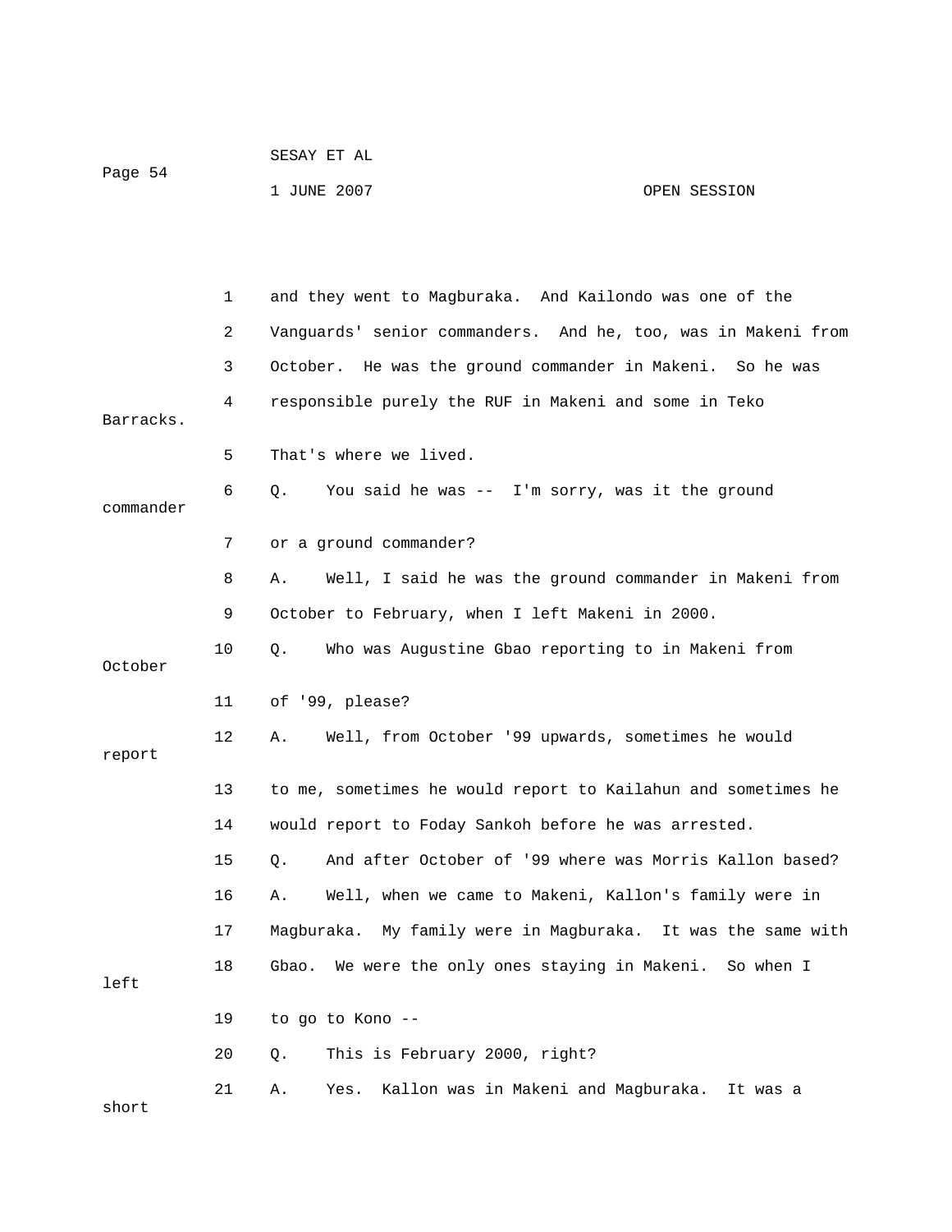1 and they went to Magburaka. And Kailondo was one of the
2 Vanguards' senior commanders. And he, too, was in Makeni from
3 October. He was the ground commander in Makeni. So he was
4 responsible purely the RUF in Makeni and some in Teko Barracks.
5 That's where we lived.
6 Q. You said he was -- I'm sorry, was it the ground commander
7 or a ground commander?
8 A. Well, I said he was the ground commander in Makeni from
9 October to February, when I left Makeni in 2000.
10 Q. Who was Augustine Gbao reporting to in Makeni from October
11 of '99, please?
12 A. Well, from October '99 upwards, sometimes he would report
13 to me, sometimes he would report to Kailahun and sometimes he
14 would report to Foday Sankoh before he was arrested.
15 Q. And after October of '99 where was Morris Kallon based?
16 A. Well, when we came to Makeni, Kallon's family were in
17 Magburaka. My family were in Magburaka. It was the same with
18 Gbao. We were the only ones staying in Makeni. So when I left
19 to go to Kono --
20 Q. This is February 2000, right?
21 A. Yes. Kallon was in Makeni and Magburaka. It was a short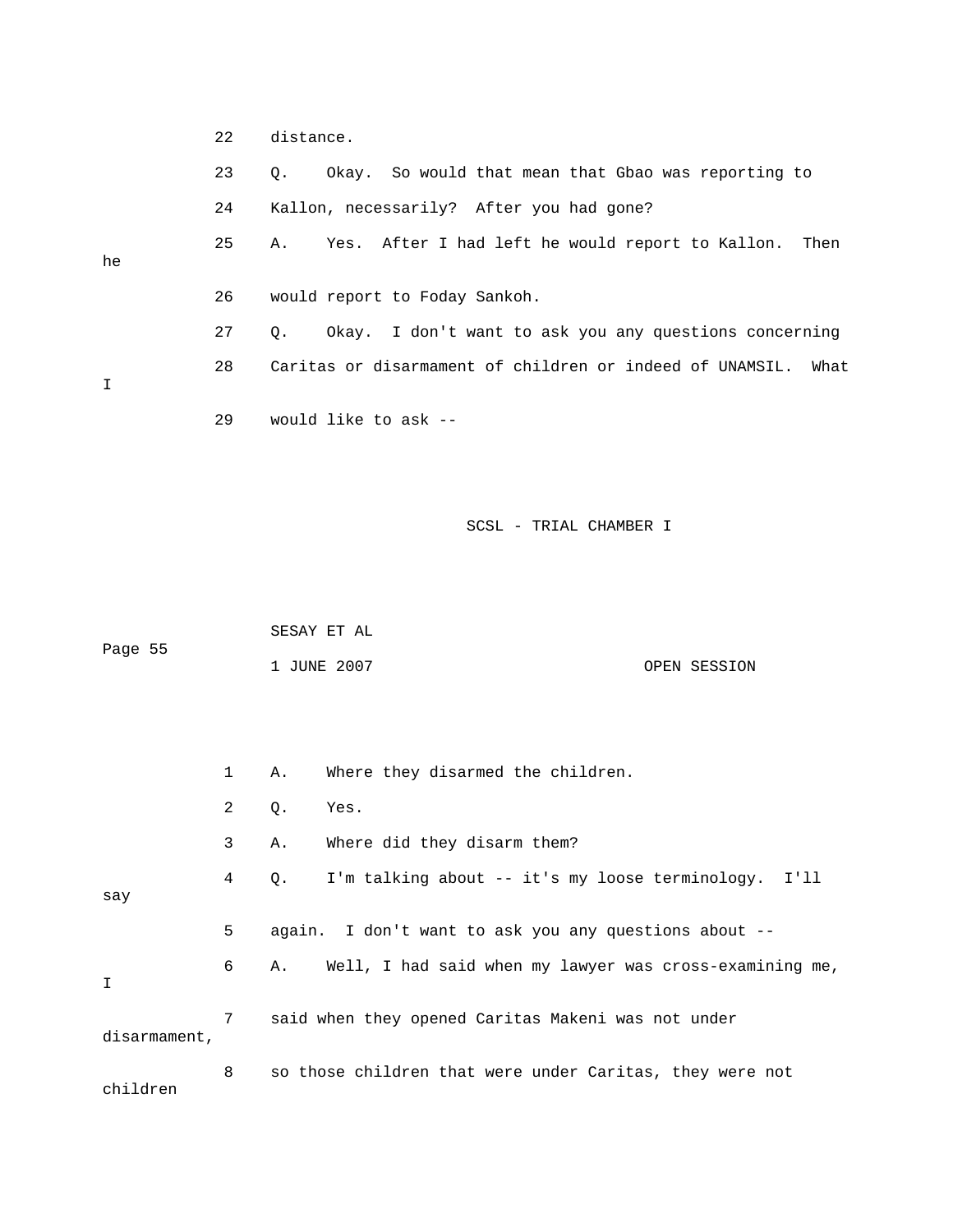22 distance.

23 Q. Okay. So would that mean that Gbao was reporting to

24 Kallon, necessarily? After you had gone?

25 A. Yes. After I had left he would report to Kallon. Then he

26 would report to Foday Sankoh.

27 Q. Okay. I don't want to ask you any questions concerning

28 Caritas or disarmament of children or indeed of UNAMSIL. What I

29 would like to ask --

1 A. Where they disarmed the children.

2 Q. Yes.

3 A. Where did they disarm them?

4 Q. I'm talking about -- it's my loose terminology. I'll say

5 again. I don't want to ask you any questions about --

6 A. Well, I had said when my lawyer was cross-examining me, I

7 said when they opened Caritas Makeni was not under disarmament,

8 so those children that were under Caritas, they were not children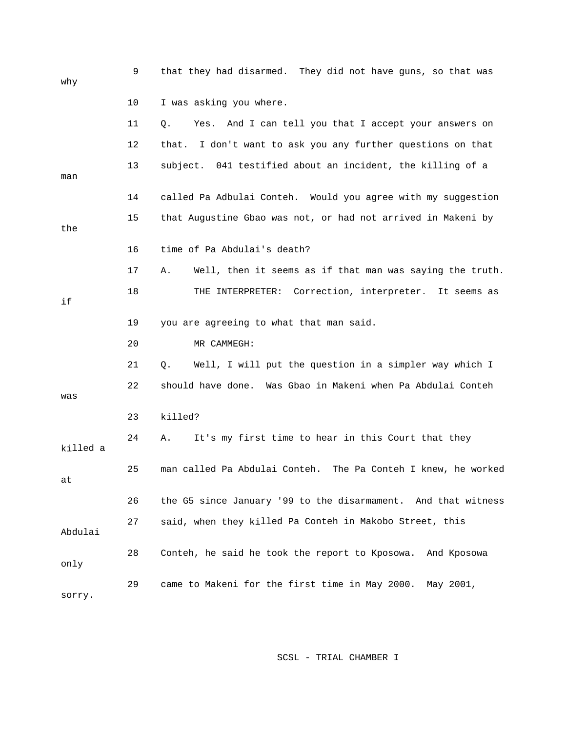9 that they had disarmed. They did not have guns, so that was why

10 I was asking you where.

11 Q. Yes. And I can tell you that I accept your answers on

12 that. I don't want to ask you any further questions on that

13 subject. 041 testified about an incident, the killing of a man

14 called Pa Adbulai Conteh. Would you agree with my suggestion

15 that Augustine Gbao was not, or had not arrived in Makeni by the

16 time of Pa Abdulai's death?

17 A. Well, then it seems as if that man was saying the truth.

18 THE INTERPRETER: Correction, interpreter. It seems as if

19 you are agreeing to what that man said.

20 MR CAMMEGH:

21 Q. Well, I will put the question in a simpler way which I

22 should have done. Was Gbao in Makeni when Pa Abdulai Conteh was

23 killed?

24 A. It's my first time to hear in this Court that they killed a

25 man called Pa Abdulai Conteh. The Pa Conteh I knew, he worked at

26 the G5 since January '99 to the disarmament. And that witness

27 said, when they killed Pa Conteh in Makobo Street, this Abdulai

28 Conteh, he said he took the report to Kposowa. And Kposowa only

29 came to Makeni for the first time in May 2000. May 2001, sorry.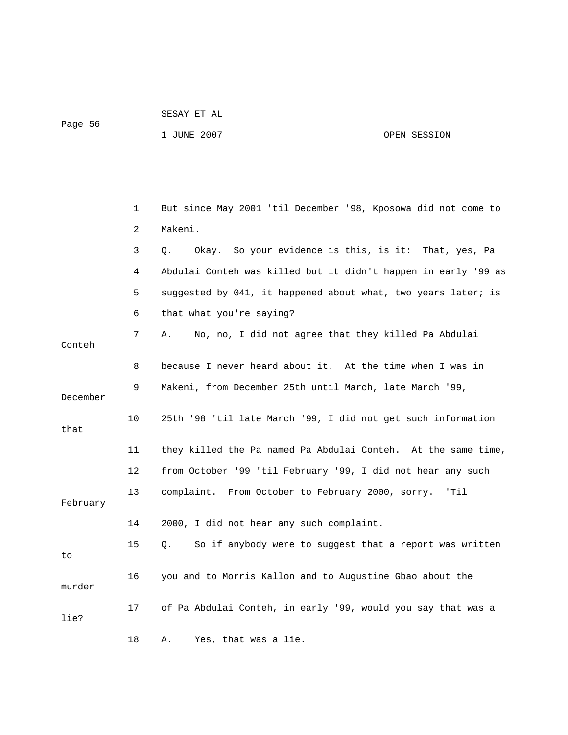But since May 2001 'til December '98, Kposowa did not come to Makeni.

Q. Okay. So your evidence is this, is it: That, yes, Pa Abdulai Conteh was killed but it didn't happen in early '99 as suggested by 041, it happened about what, two years later; is that what you're saying?

A. No, no, I did not agree that they killed Pa Abdulai Conteh because I never heard about it. At the time when I was in Makeni, from December 25th until March, late March '99, December 25th '98 'til late March '99, I did not get such information that they killed the Pa named Pa Abdulai Conteh. At the same time, from October '99 'til February '99, I did not hear any such complaint. From October to February 2000, sorry. 'Til February 2000, I did not hear any such complaint.

Q. So if anybody were to suggest that a report was written to you and to Morris Kallon and to Augustine Gbao about the murder of Pa Abdulai Conteh, in early '99, would you say that was a lie?

A. Yes, that was a lie.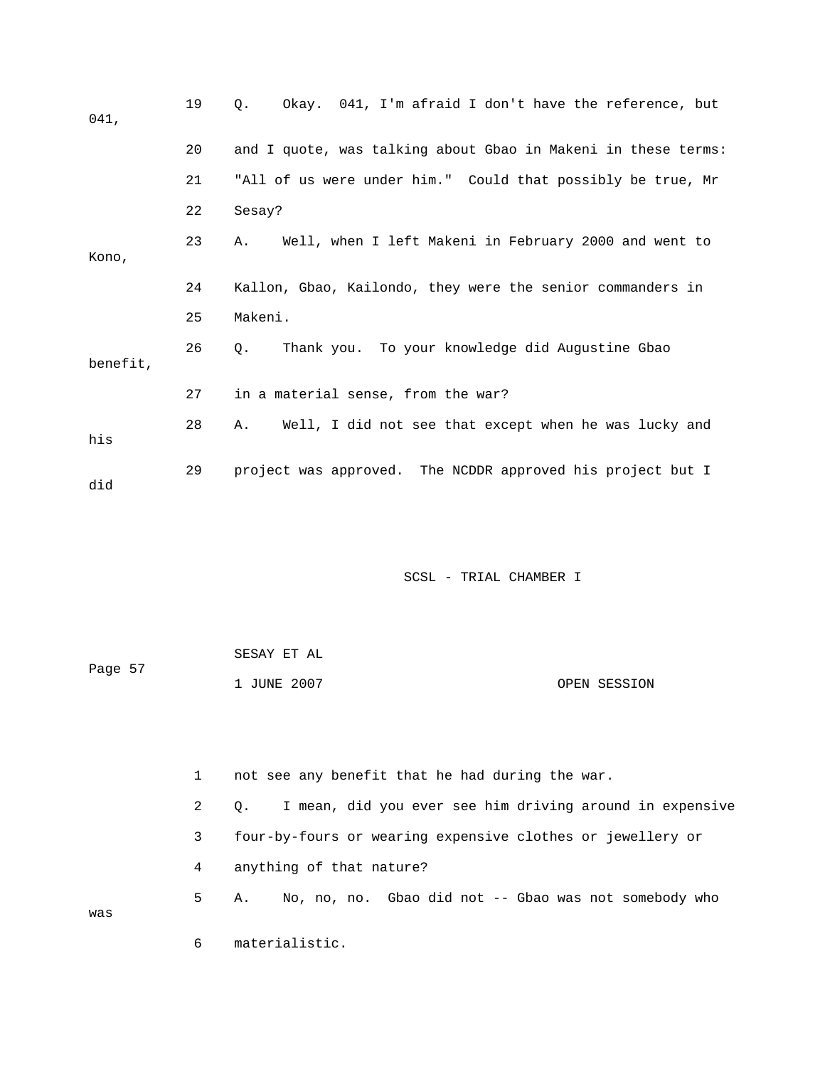19 Q. Okay. 041, I'm afraid I don't have the reference, but 041,

20 and I quote, was talking about Gbao in Makeni in these terms:

21 "All of us were under him." Could that possibly be true, Mr

22 Sesay?

23 A. Well, when I left Makeni in February 2000 and went to Kono,

24 Kallon, Gbao, Kailondo, they were the senior commanders in

25 Makeni.

26 Q. Thank you. To your knowledge did Augustine Gbao benefit,

27 in a material sense, from the war?

28 A. Well, I did not see that except when he was lucky and his

29 project was approved. The NCDDR approved his project but I did

1 not see any benefit that he had during the war.

2 Q. I mean, did you ever see him driving around in expensive

3 four-by-fours or wearing expensive clothes or jewellery or

4 anything of that nature?

5 A. No, no, no. Gbao did not -- Gbao was not somebody who was

6 materialistic.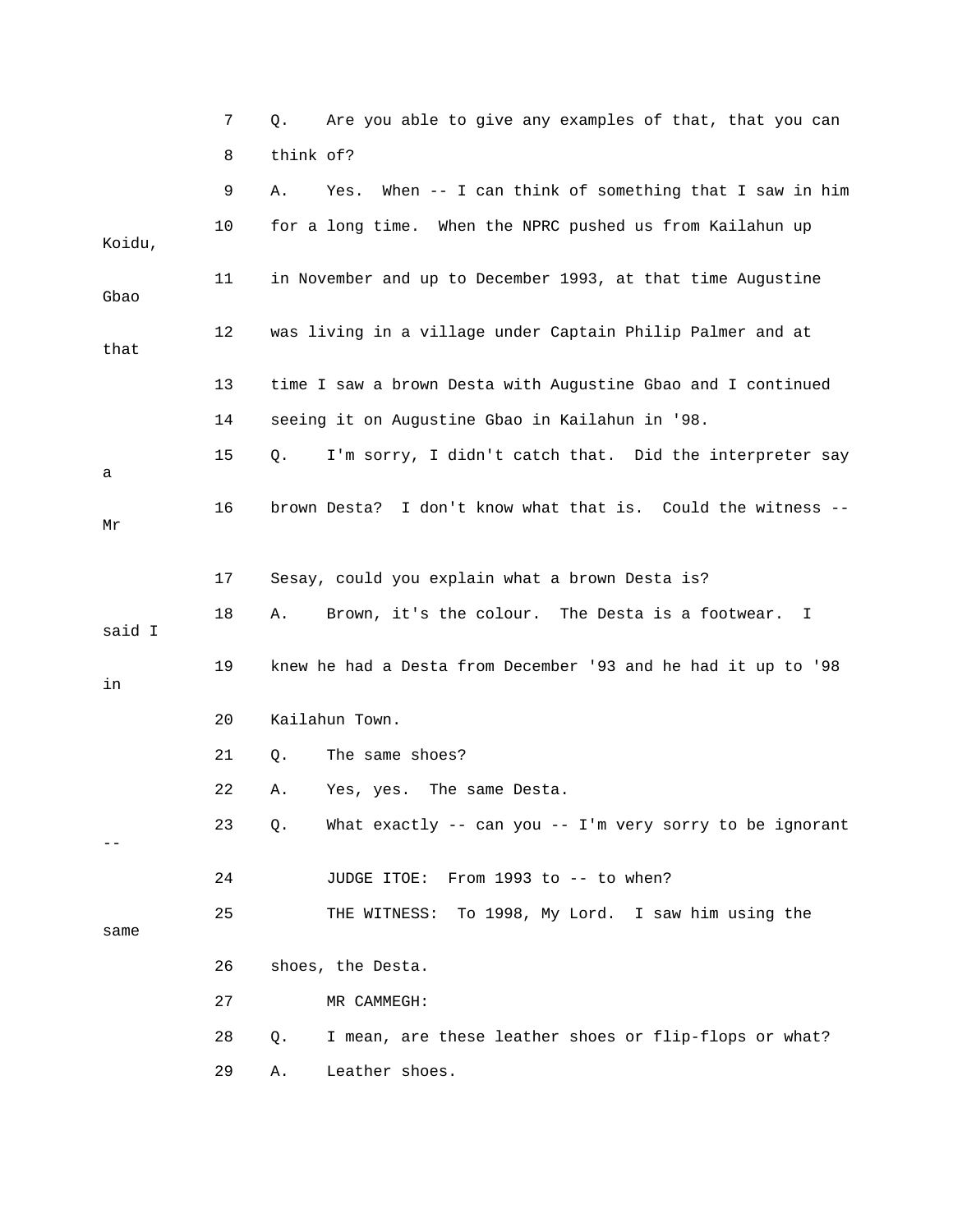7 Q. Are you able to give any examples of that, that you can
8 think of?
9 A. Yes. When -- I can think of something that I saw in him
10 for a long time. When the NPRC pushed us from Kailahun up Koidu,
11 in November and up to December 1993, at that time Augustine Gbao
12 was living in a village under Captain Philip Palmer and at that
13 time I saw a brown Desta with Augustine Gbao and I continued
14 seeing it on Augustine Gbao in Kailahun in '98.
15 Q. I'm sorry, I didn't catch that. Did the interpreter say a
16 brown Desta? I don't know what that is. Could the witness -- Mr
17 Sesay, could you explain what a brown Desta is?
18 A. Brown, it's the colour. The Desta is a footwear. I said I
19 knew he had a Desta from December '93 and he had it up to '98 in
20 Kailahun Town.
21 Q. The same shoes?
22 A. Yes, yes. The same Desta.
23 Q. What exactly -- can you -- I'm very sorry to be ignorant --
24 JUDGE ITOE: From 1993 to -- to when?
25 THE WITNESS: To 1998, My Lord. I saw him using the same
26 shoes, the Desta.
27 MR CAMMEGH:
28 Q. I mean, are these leather shoes or flip-flops or what?
29 A. Leather shoes.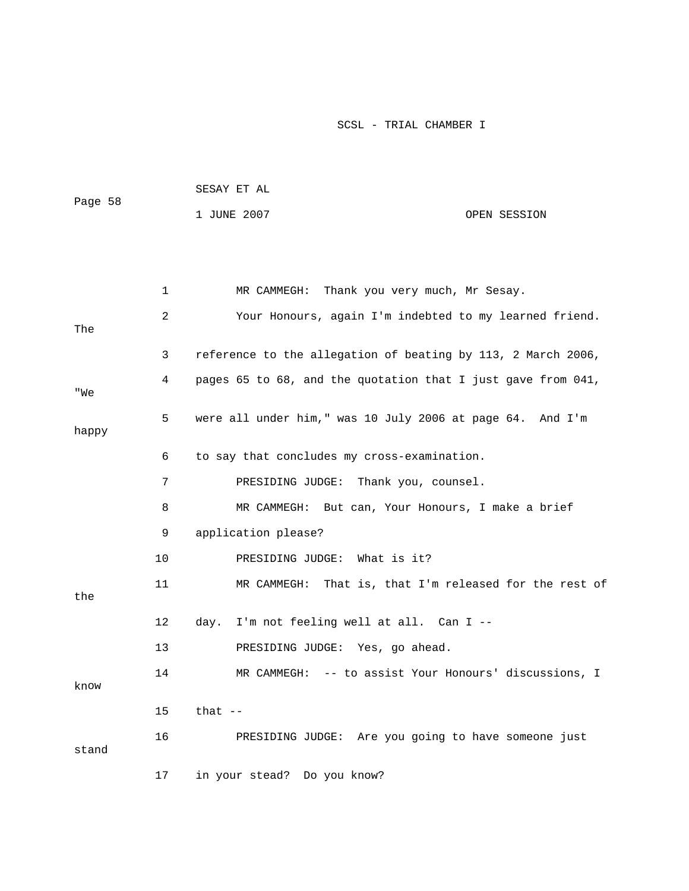1 MR CAMMEGH: Thank you very much, Mr Sesay.

2 Your Honours, again I'm indebted to my learned friend. The

3 reference to the allegation of beating by 113, 2 March 2006,

4 pages 65 to 68, and the quotation that I just gave from 041, "We

5 were all under him," was 10 July 2006 at page 64. And I'm happy

6 to say that concludes my cross-examination.

7 PRESIDING JUDGE: Thank you, counsel.

8 MR CAMMEGH: But can, Your Honours, I make a brief

9 application please?

10 PRESIDING JUDGE: What is it?

11 MR CAMMEGH: That is, that I'm released for the rest of the

12 day. I'm not feeling well at all. Can I --

13 PRESIDING JUDGE: Yes, go ahead.

14 MR CAMMEGH: -- to assist Your Honours' discussions, I know

15 that --

16 PRESIDING JUDGE: Are you going to have someone just stand

17 in your stead? Do you know?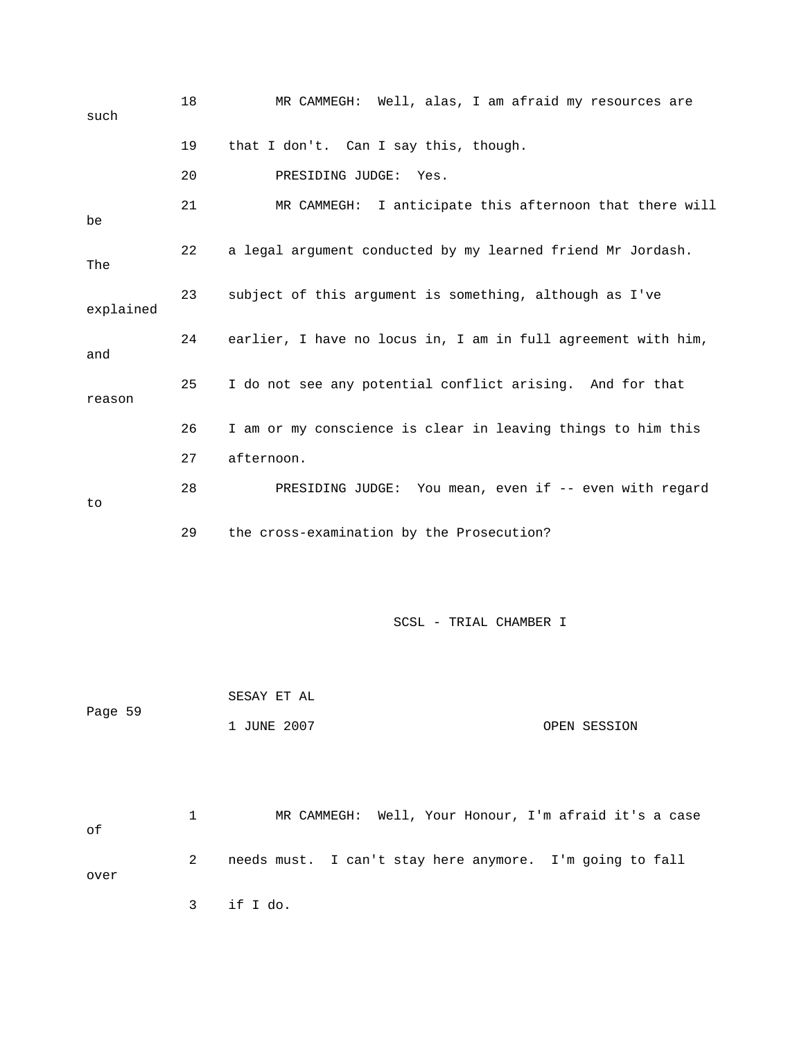18 MR CAMMEGH: Well, alas, I am afraid my resources are such

19 that I don't. Can I say this, though.

20 PRESIDING JUDGE: Yes.

21 MR CAMMEGH: I anticipate this afternoon that there will be

22 a legal argument conducted by my learned friend Mr Jordash. The

23 subject of this argument is something, although as I've explained

24 earlier, I have no locus in, I am in full agreement with him, and

25 I do not see any potential conflict arising. And for that reason

26 I am or my conscience is clear in leaving things to him this

27 afternoon.

28 PRESIDING JUDGE: You mean, even if -- even with regard to

29 the cross-examination by the Prosecution?

1 MR CAMMEGH: Well, Your Honour, I'm afraid it's a case of

2 needs must. I can't stay here anymore. I'm going to fall over

3 if I do.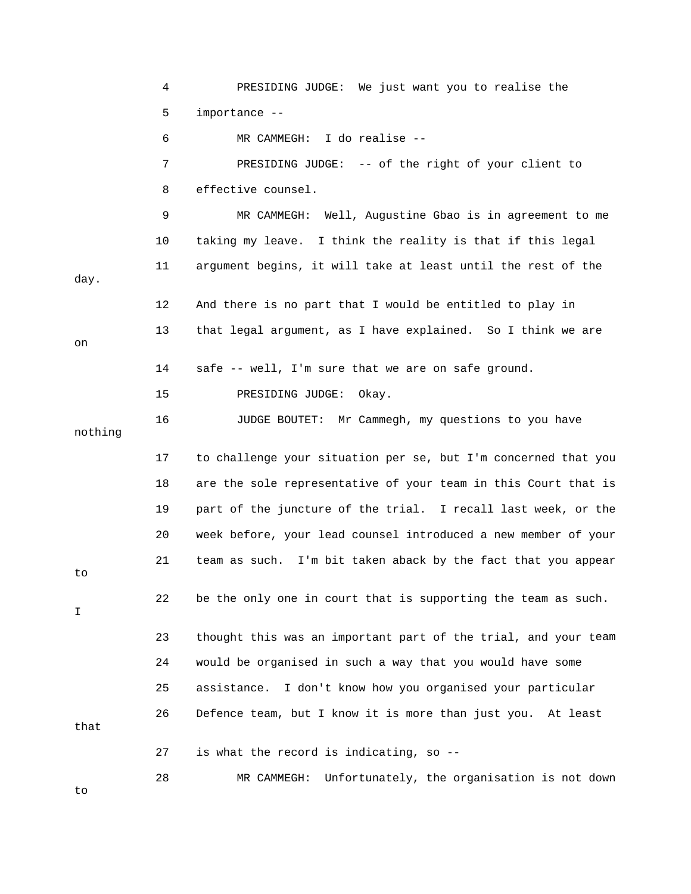4 PRESIDING JUDGE: We just want you to realise the

5 importance --

6 MR CAMMEGH: I do realise --

7 PRESIDING JUDGE: -- of the right of your client to

8 effective counsel.

9 MR CAMMEGH: Well, Augustine Gbao is in agreement to me

10 taking my leave. I think the reality is that if this legal

11 argument begins, it will take at least until the rest of the day.

12 And there is no part that I would be entitled to play in

13 that legal argument, as I have explained. So I think we are on

14 safe -- well, I'm sure that we are on safe ground.

15 PRESIDING JUDGE: Okay.

16 JUDGE BOUTET: Mr Cammegh, my questions to you have nothing

17 to challenge your situation per se, but I'm concerned that you

18 are the sole representative of your team in this Court that is

19 part of the juncture of the trial. I recall last week, or the

20 week before, your lead counsel introduced a new member of your

21 team as such. I'm bit taken aback by the fact that you appear to

22 be the only one in court that is supporting the team as such. I

23 thought this was an important part of the trial, and your team

24 would be organised in such a way that you would have some

25 assistance. I don't know how you organised your particular

26 Defence team, but I know it is more than just you. At least that

27 is what the record is indicating, so --

28 MR CAMMEGH: Unfortunately, the organisation is not down to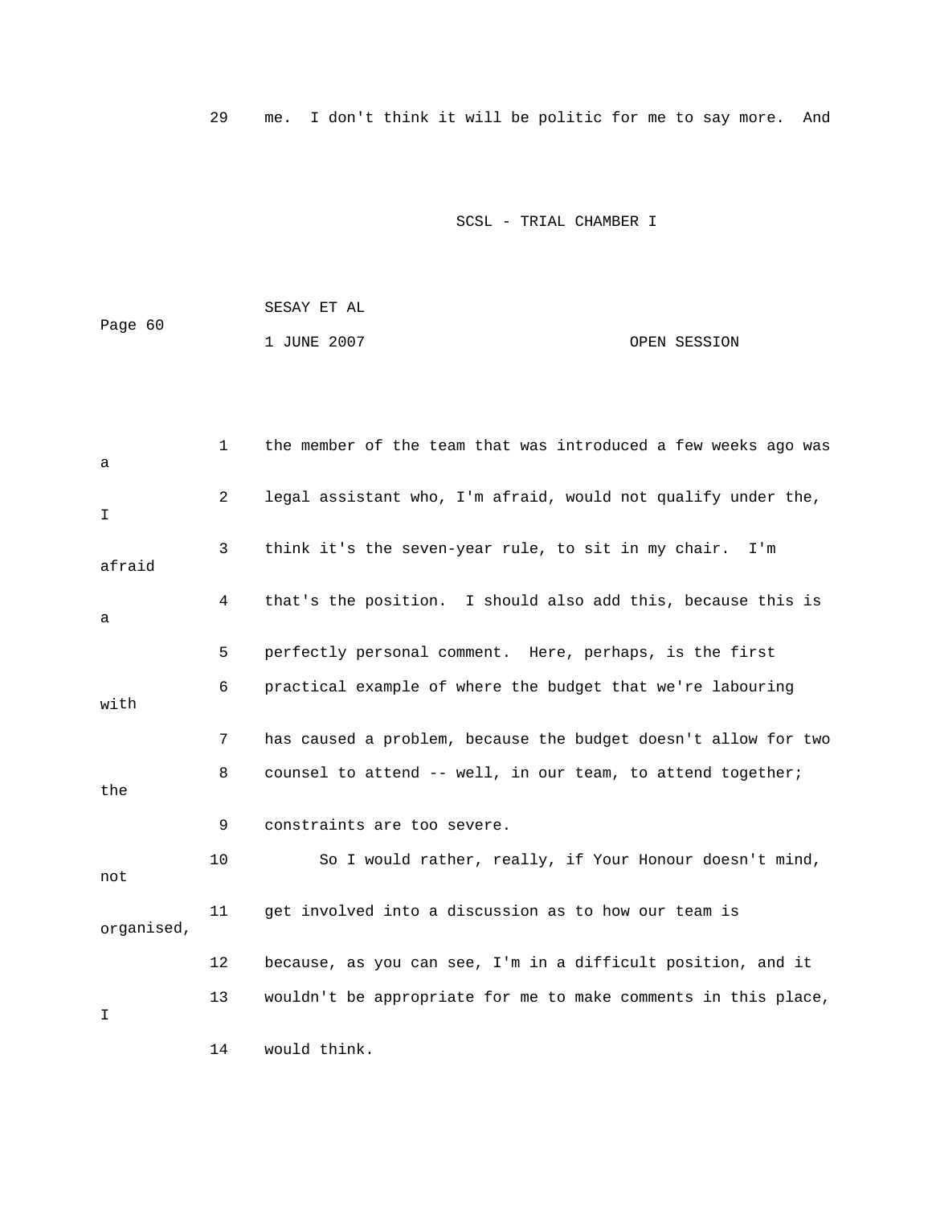29 me. I don't think it will be politic for me to say more. And

1 the member of the team that was introduced a few weeks ago was a

2 legal assistant who, I'm afraid, would not qualify under the, I

3 think it's the seven-year rule, to sit in my chair. I'm afraid

4 that's the position. I should also add this, because this is a

5 perfectly personal comment. Here, perhaps, is the first

6 practical example of where the budget that we're labouring with

7 has caused a problem, because the budget doesn't allow for two

8 counsel to attend -- well, in our team, to attend together; the

9 constraints are too severe.

10 So I would rather, really, if Your Honour doesn't mind, not

11 get involved into a discussion as to how our team is organised,

12 because, as you can see, I'm in a difficult position, and it

13 wouldn't be appropriate for me to make comments in this place, I

14 would think.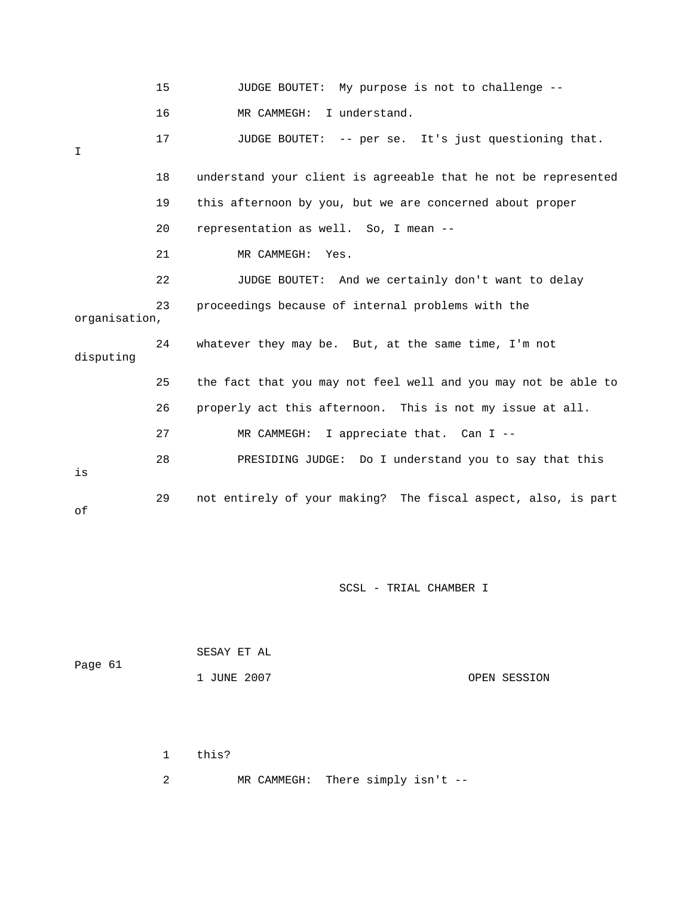15 JUDGE BOUTET: My purpose is not to challenge --

16 MR CAMMEGH: I understand.

17 JUDGE BOUTET: -- per se. It's just questioning that. I

18 understand your client is agreeable that he not be represented

19 this afternoon by you, but we are concerned about proper

20 representation as well. So, I mean --

21 MR CAMMEGH: Yes.

22 JUDGE BOUTET: And we certainly don't want to delay

23 proceedings because of internal problems with the organisation,

24 whatever they may be. But, at the same time, I'm not disputing

25 the fact that you may not feel well and you may not be able to

26 properly act this afternoon. This is not my issue at all.

27 MR CAMMEGH: I appreciate that. Can I --

28 PRESIDING JUDGE: Do I understand you to say that this is

29 not entirely of your making? The fiscal aspect, also, is part of

1 this?

2 MR CAMMEGH: There simply isn't --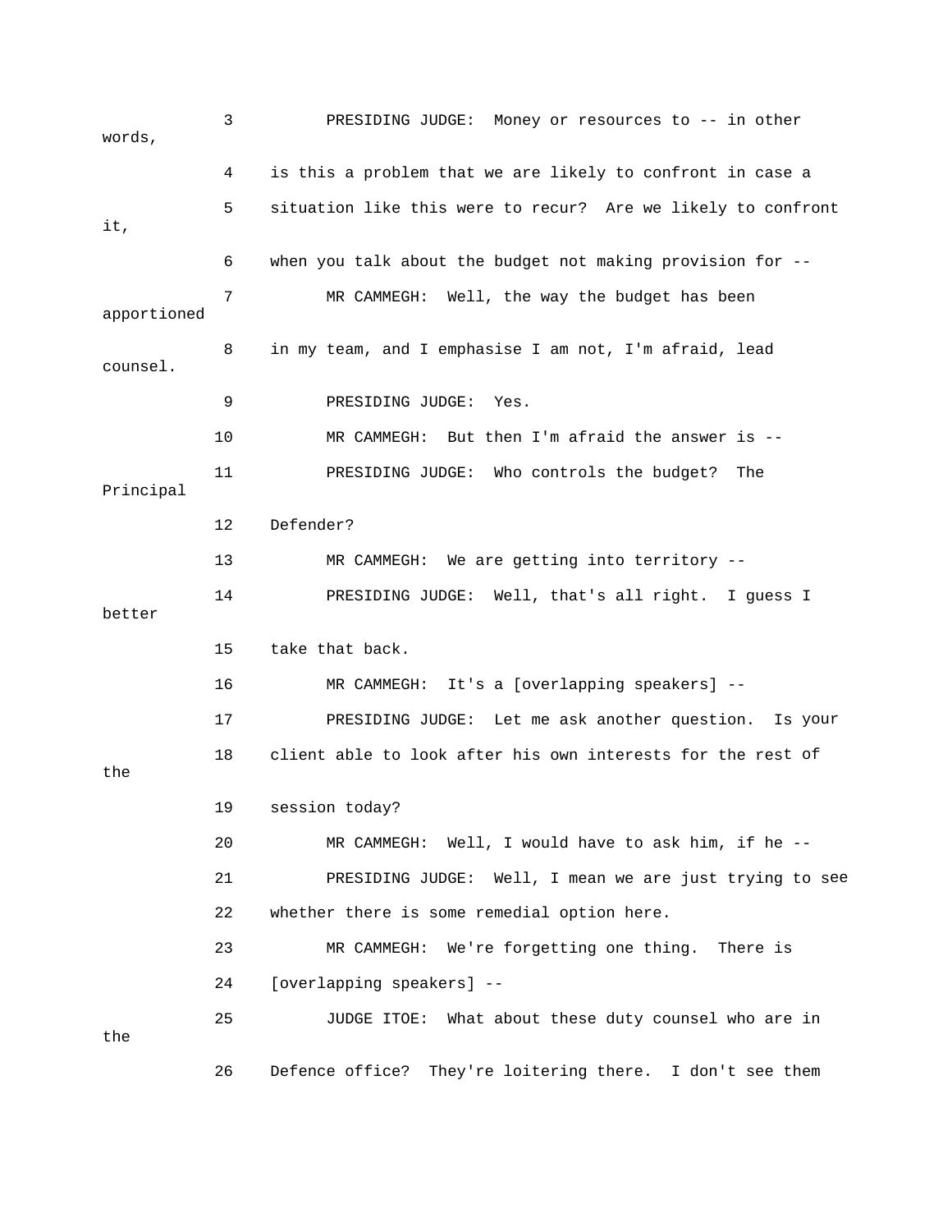3 PRESIDING JUDGE: Money or resources to -- in other words,

4 is this a problem that we are likely to confront in case a

5 situation like this were to recur? Are we likely to confront it,

6 when you talk about the budget not making provision for --

7 MR CAMMEGH: Well, the way the budget has been apportioned

8 in my team, and I emphasise I am not, I'm afraid, lead counsel.

9 PRESIDING JUDGE: Yes.

10 MR CAMMEGH: But then I'm afraid the answer is --

11 PRESIDING JUDGE: Who controls the budget? The Principal

12 Defender?

13 MR CAMMEGH: We are getting into territory --

14 PRESIDING JUDGE: Well, that's all right. I guess I better

15 take that back.

16 MR CAMMEGH: It's a [overlapping speakers] --

17 PRESIDING JUDGE: Let me ask another question. Is your

18 client able to look after his own interests for the rest of the

19 session today?

20 MR CAMMEGH: Well, I would have to ask him, if he --

21 PRESIDING JUDGE: Well, I mean we are just trying to see

22 whether there is some remedial option here.

23 MR CAMMEGH: We're forgetting one thing. There is

24 [overlapping speakers] --

25 JUDGE ITOE: What about these duty counsel who are in the

26 Defence office? They're loitering there. I don't see them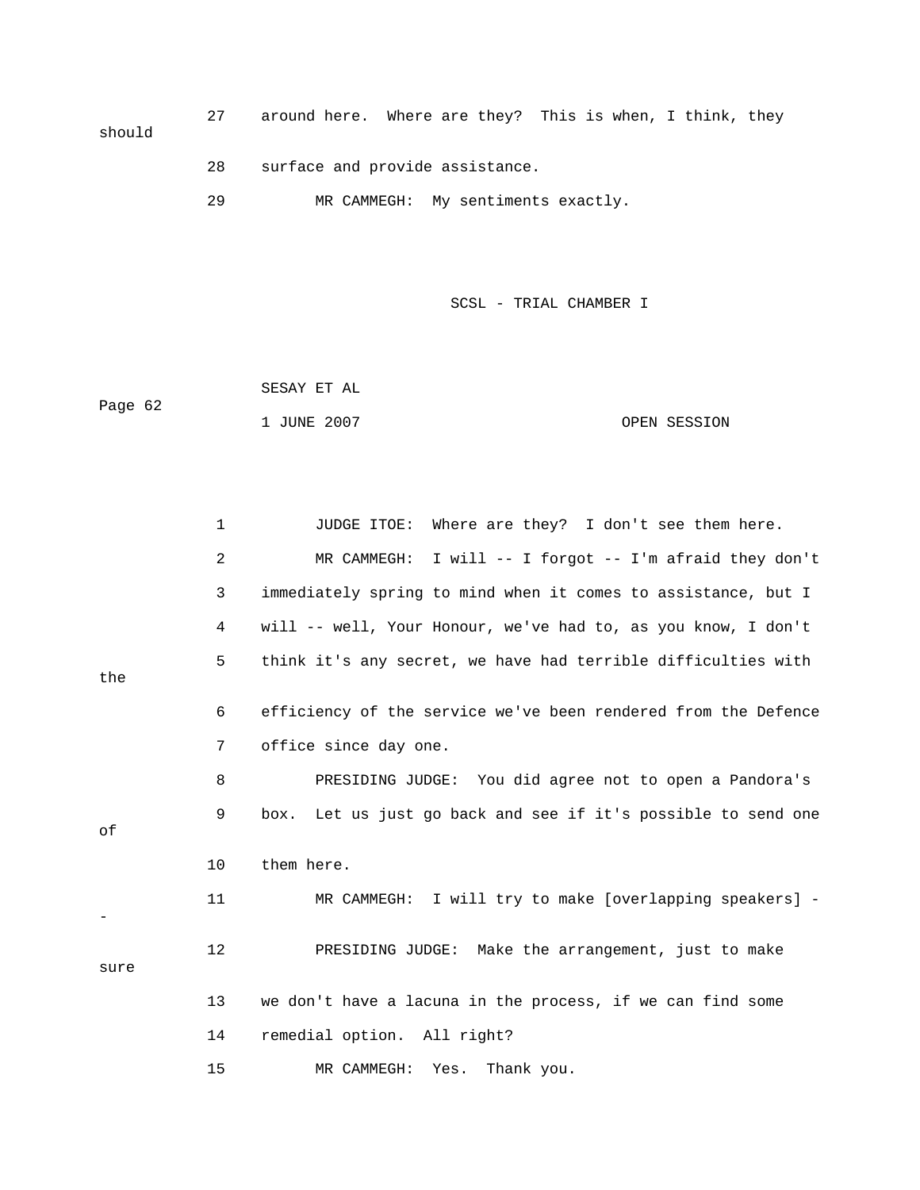27 around here. Where are they? This is when, I think, they should

28 surface and provide assistance.

29 MR CAMMEGH: My sentiments exactly.

1 JUDGE ITOE: Where are they? I don't see them here.

2 MR CAMMEGH: I will -- I forgot -- I'm afraid they don't

3 immediately spring to mind when it comes to assistance, but I

4 will -- well, Your Honour, we've had to, as you know, I don't

5 think it's any secret, we have had terrible difficulties with the

6 efficiency of the service we've been rendered from the Defence

7 office since day one.

8 PRESIDING JUDGE: You did agree not to open a Pandora's

9 box. Let us just go back and see if it's possible to send one of

10 them here.

11 MR CAMMEGH: I will try to make [overlapping speakers] --

12 PRESIDING JUDGE: Make the arrangement, just to make sure

13 we don't have a lacuna in the process, if we can find some

14 remedial option. All right?

15 MR CAMMEGH: Yes. Thank you.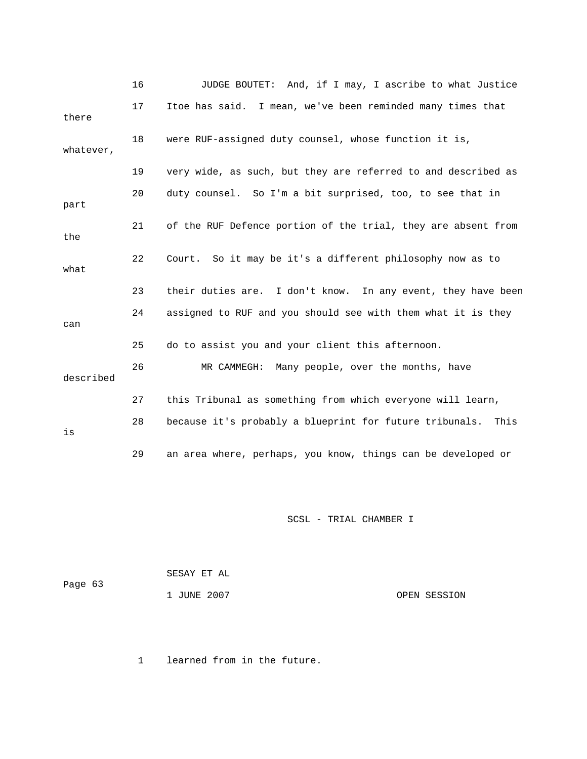JUDGE BOUTET: And, if I may, I ascribe to what Justice Itoe has said. I mean, we've been reminded many times that there were RUF-assigned duty counsel, whose function it is, whatever, very wide, as such, but they are referred to and described as duty counsel. So I'm a bit surprised, too, to see that in part of the RUF Defence portion of the trial, they are absent from the Court. So it may be it's a different philosophy now as to what their duties are. I don't know. In any event, they have been assigned to RUF and you should see with them what it is they can do to assist you and your client this afternoon.

MR CAMMEGH: Many people, over the months, have described this Tribunal as something from which everyone will learn, because it's probably a blueprint for future tribunals. This is an area where, perhaps, you know, things can be developed or learned from in the future.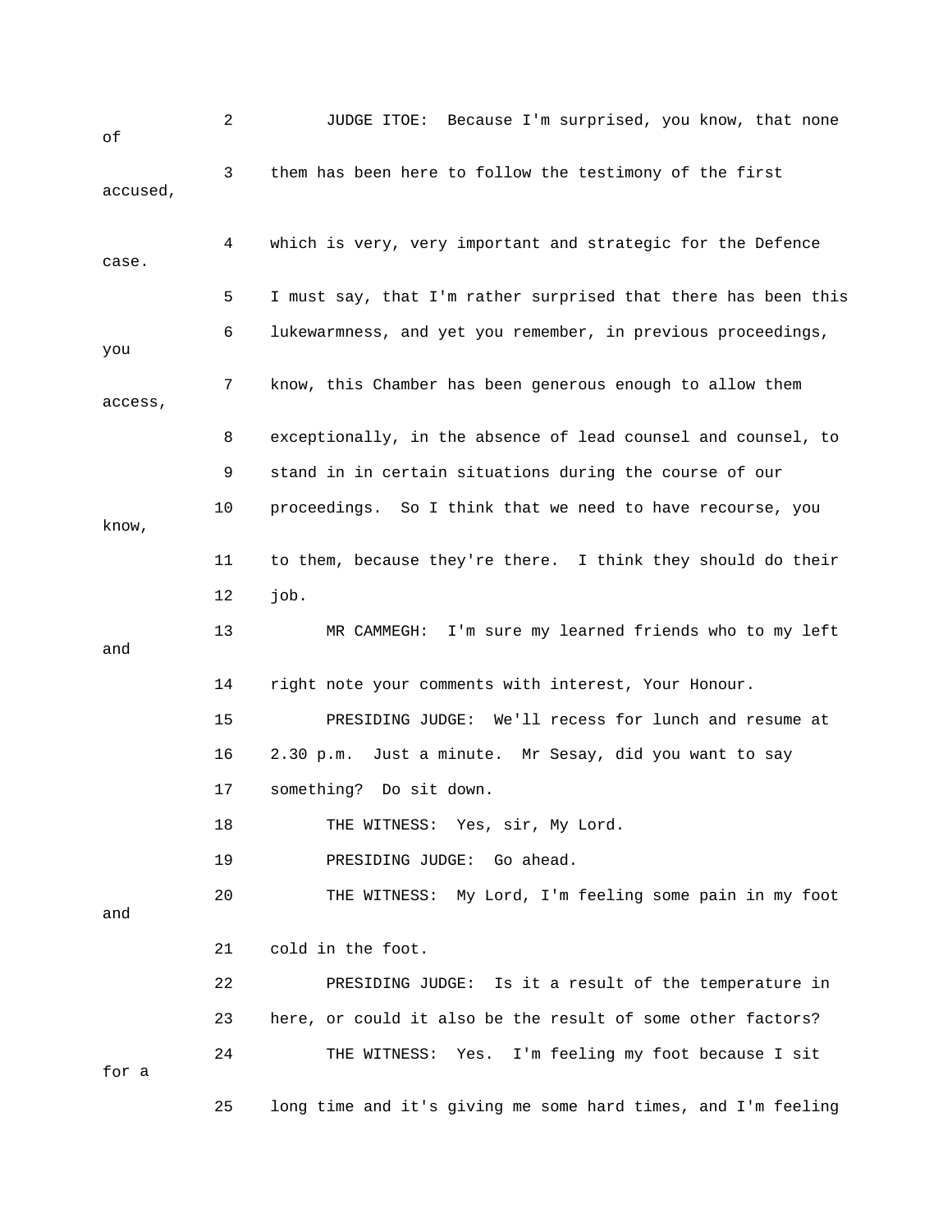JUDGE ITOE: Because I'm surprised, you know, that none of them has been here to follow the testimony of the first accused, which is very, very important and strategic for the Defence case. I must say, that I'm rather surprised that there has been this lukewarmness, and yet you remember, in previous proceedings, you know, this Chamber has been generous enough to allow them access, exceptionally, in the absence of lead counsel and counsel, to stand in in certain situations during the course of our proceedings. So I think that we need to have recourse, you know, to them, because they're there. I think they should do their job.

MR CAMMEGH: I'm sure my learned friends who to my left and right note your comments with interest, Your Honour.

PRESIDING JUDGE: We'll recess for lunch and resume at 2.30 p.m. Just a minute. Mr Sesay, did you want to say something? Do sit down.

THE WITNESS: Yes, sir, My Lord.

PRESIDING JUDGE: Go ahead.

THE WITNESS: My Lord, I'm feeling some pain in my foot and cold in the foot.

PRESIDING JUDGE: Is it a result of the temperature in here, or could it also be the result of some other factors?

THE WITNESS: Yes. I'm feeling my foot because I sit for a long time and it's giving me some hard times, and I'm feeling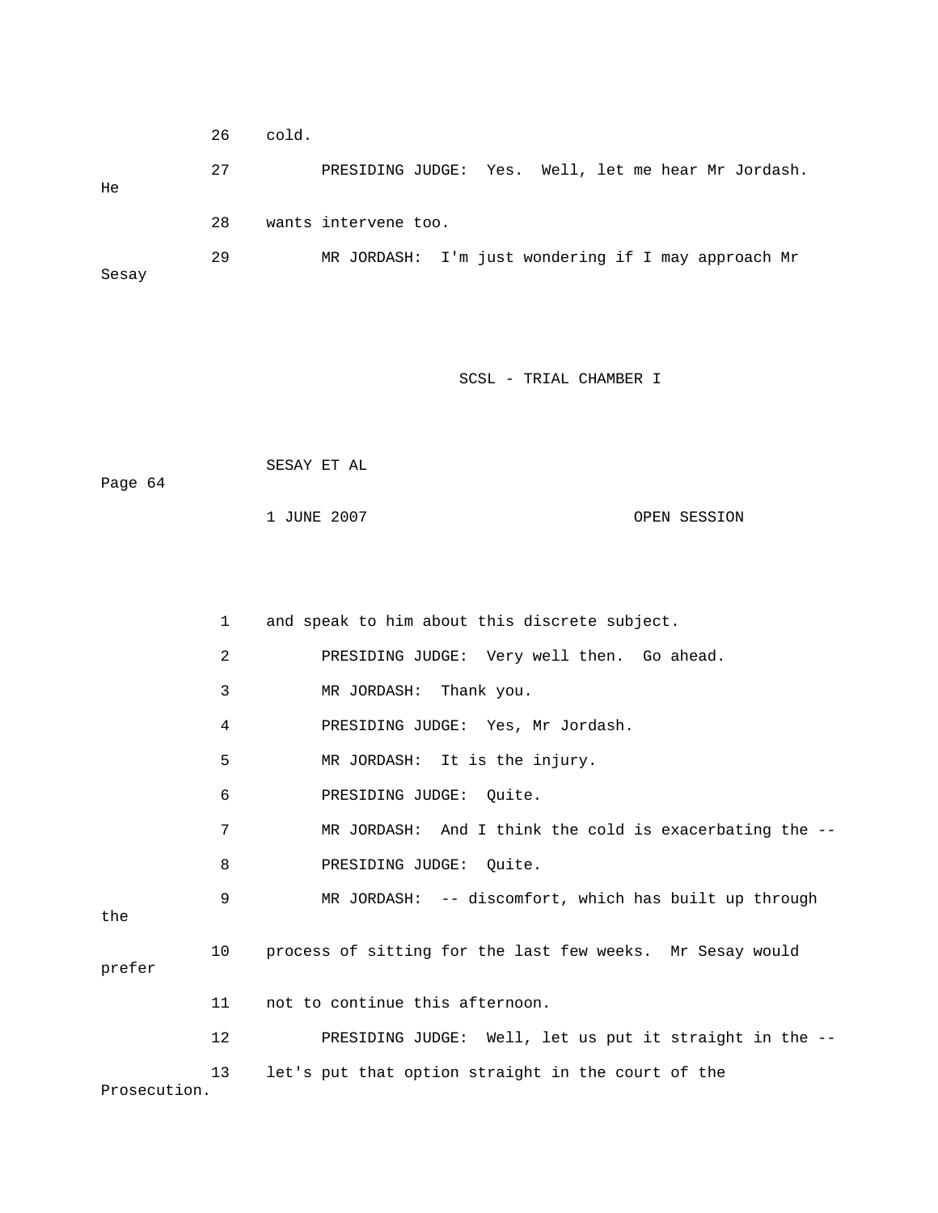26 cold.

27 PRESIDING JUDGE: Yes. Well, let me hear Mr Jordash. He

28 wants intervene too.

29 MR JORDASH: I'm just wondering if I may approach Mr Sesay

1 and speak to him about this discrete subject.

2 PRESIDING JUDGE: Very well then. Go ahead.

3 MR JORDASH: Thank you.

4 PRESIDING JUDGE: Yes, Mr Jordash.

5 MR JORDASH: It is the injury.

6 PRESIDING JUDGE: Quite.

7 MR JORDASH: And I think the cold is exacerbating the --

8 PRESIDING JUDGE: Quite.

9 MR JORDASH: -- discomfort, which has built up through the

10 process of sitting for the last few weeks. Mr Sesay would prefer

11 not to continue this afternoon.

12 PRESIDING JUDGE: Well, let us put it straight in the --

13 let's put that option straight in the court of the Prosecution.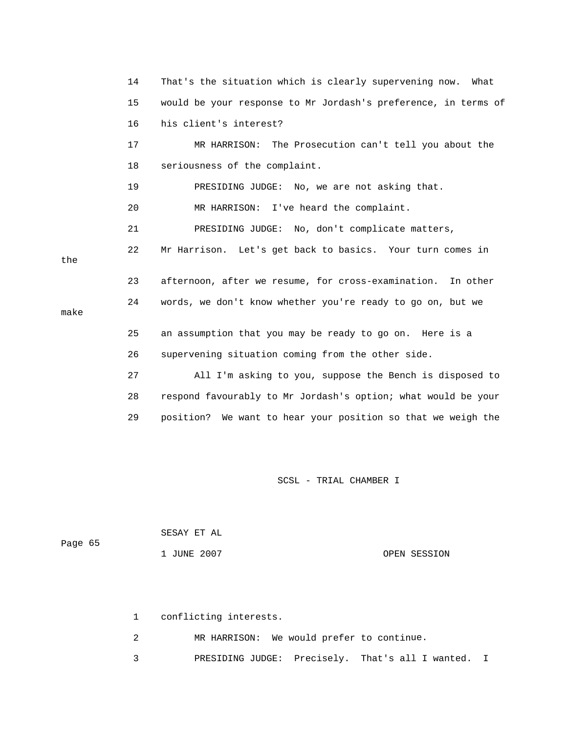14 That's the situation which is clearly supervening now. What

15 would be your response to Mr Jordash's preference, in terms of

16 his client's interest?

17 MR HARRISON: The Prosecution can't tell you about the

18 seriousness of the complaint.

19 PRESIDING JUDGE: No, we are not asking that.

20 MR HARRISON: I've heard the complaint.

21 PRESIDING JUDGE: No, don't complicate matters,

22 Mr Harrison. Let's get back to basics. Your turn comes in the

23 afternoon, after we resume, for cross-examination. In other

24 words, we don't know whether you're ready to go on, but we make

25 an assumption that you may be ready to go on. Here is a

26 supervening situation coming from the other side.

27 All I'm asking to you, suppose the Bench is disposed to

28 respond favourably to Mr Jordash's option; what would be your

29 position? We want to hear your position so that we weigh the

SCSL - TRIAL CHAMBER I

SESAY ET AL

1 JUNE 2007 OPEN SESSION

1 conflicting interests.

2 MR HARRISON: We would prefer to continue.

3 PRESIDING JUDGE: Precisely. That's all I wanted. I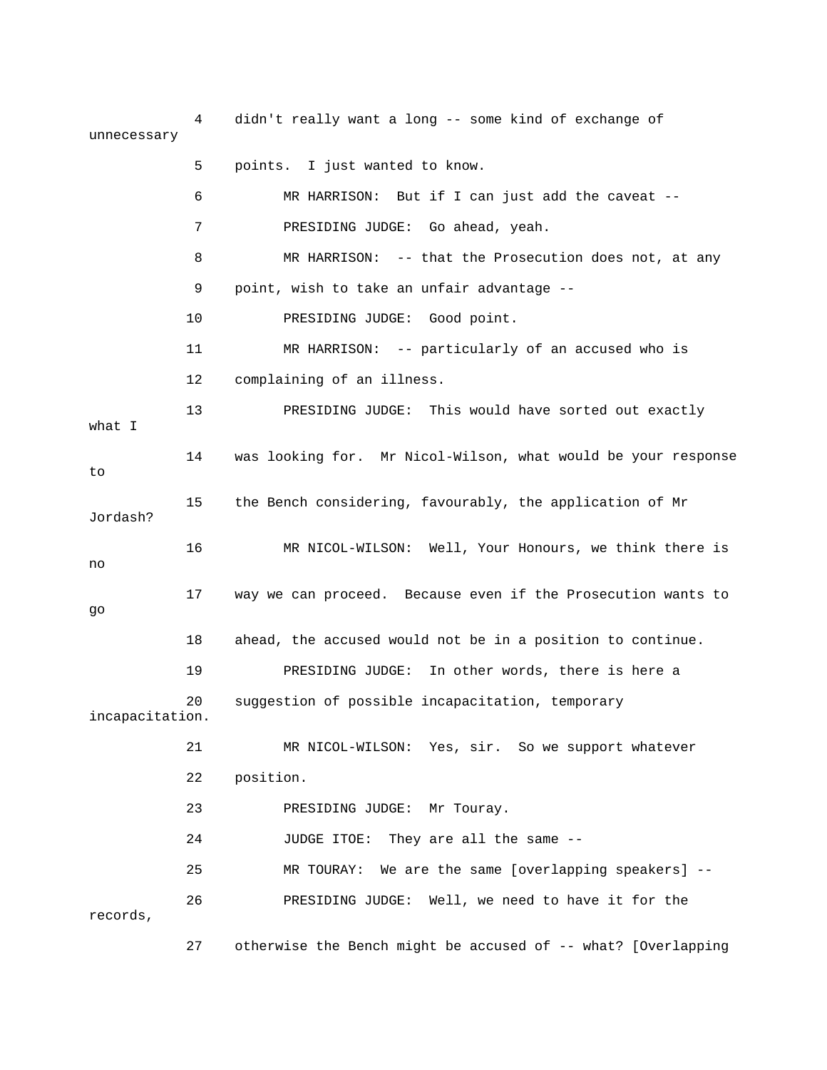4 didn't really want a long -- some kind of exchange of unnecessary

5 points. I just wanted to know.

6 MR HARRISON: But if I can just add the caveat --

7 PRESIDING JUDGE: Go ahead, yeah.

8 MR HARRISON: -- that the Prosecution does not, at any

9 point, wish to take an unfair advantage --

10 PRESIDING JUDGE: Good point.

11 MR HARRISON: -- particularly of an accused who is

12 complaining of an illness.

13 PRESIDING JUDGE: This would have sorted out exactly what I

14 was looking for. Mr Nicol-Wilson, what would be your response to

15 the Bench considering, favourably, the application of Mr Jordash?

16 MR NICOL-WILSON: Well, Your Honours, we think there is no

17 way we can proceed. Because even if the Prosecution wants to go

18 ahead, the accused would not be in a position to continue.

19 PRESIDING JUDGE: In other words, there is here a

20 suggestion of possible incapacitation, temporary incapacitation.

21 MR NICOL-WILSON: Yes, sir. So we support whatever

22 position.

23 PRESIDING JUDGE: Mr Touray.

24 JUDGE ITOE: They are all the same --

25 MR TOURAY: We are the same [overlapping speakers] --

26 PRESIDING JUDGE: Well, we need to have it for the records,

27 otherwise the Bench might be accused of -- what? [Overlapping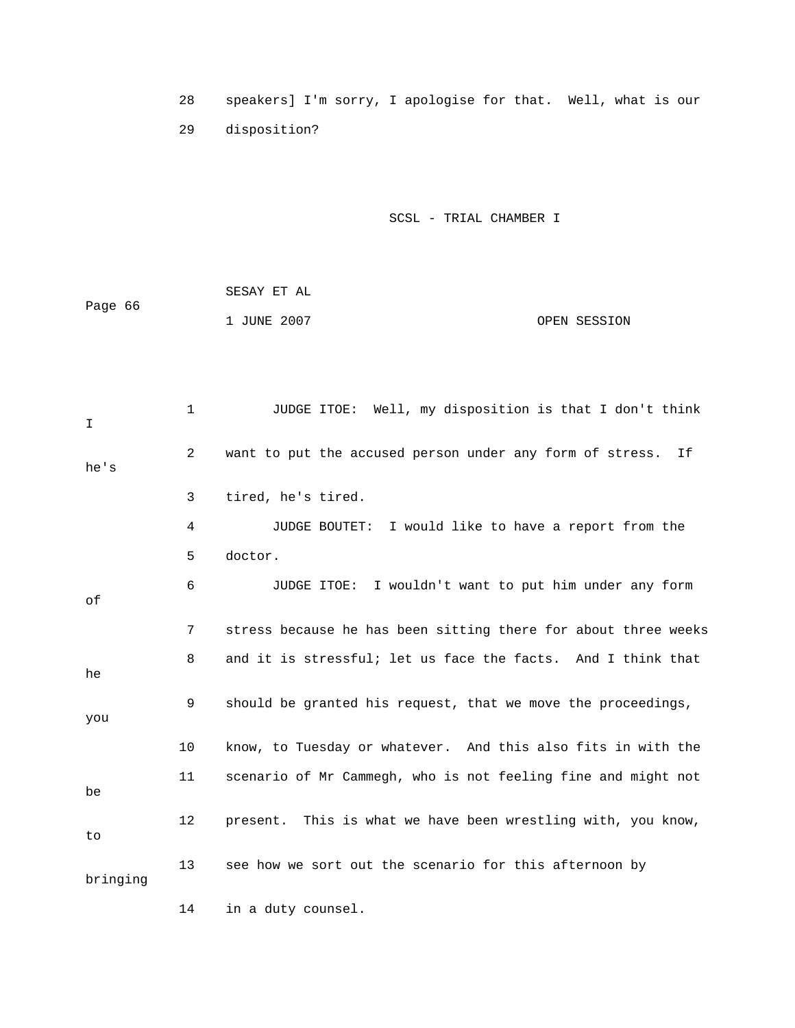28 speakers] I'm sorry, I apologise for that. Well, what is our
29 disposition?

1 JUDGE ITOE: Well, my disposition is that I don't think I
2 want to put the accused person under any form of stress. If he's
3 tired, he's tired.
4 JUDGE BOUTET: I would like to have a report from the
5 doctor.
6 JUDGE ITOE: I wouldn't want to put him under any form of
7 stress because he has been sitting there for about three weeks
8 and it is stressful; let us face the facts. And I think that he
9 should be granted his request, that we move the proceedings, you
10 know, to Tuesday or whatever. And this also fits in with the
11 scenario of Mr Cammegh, who is not feeling fine and might not be
12 present. This is what we have been wrestling with, you know, to
13 see how we sort out the scenario for this afternoon by bringing
14 in a duty counsel.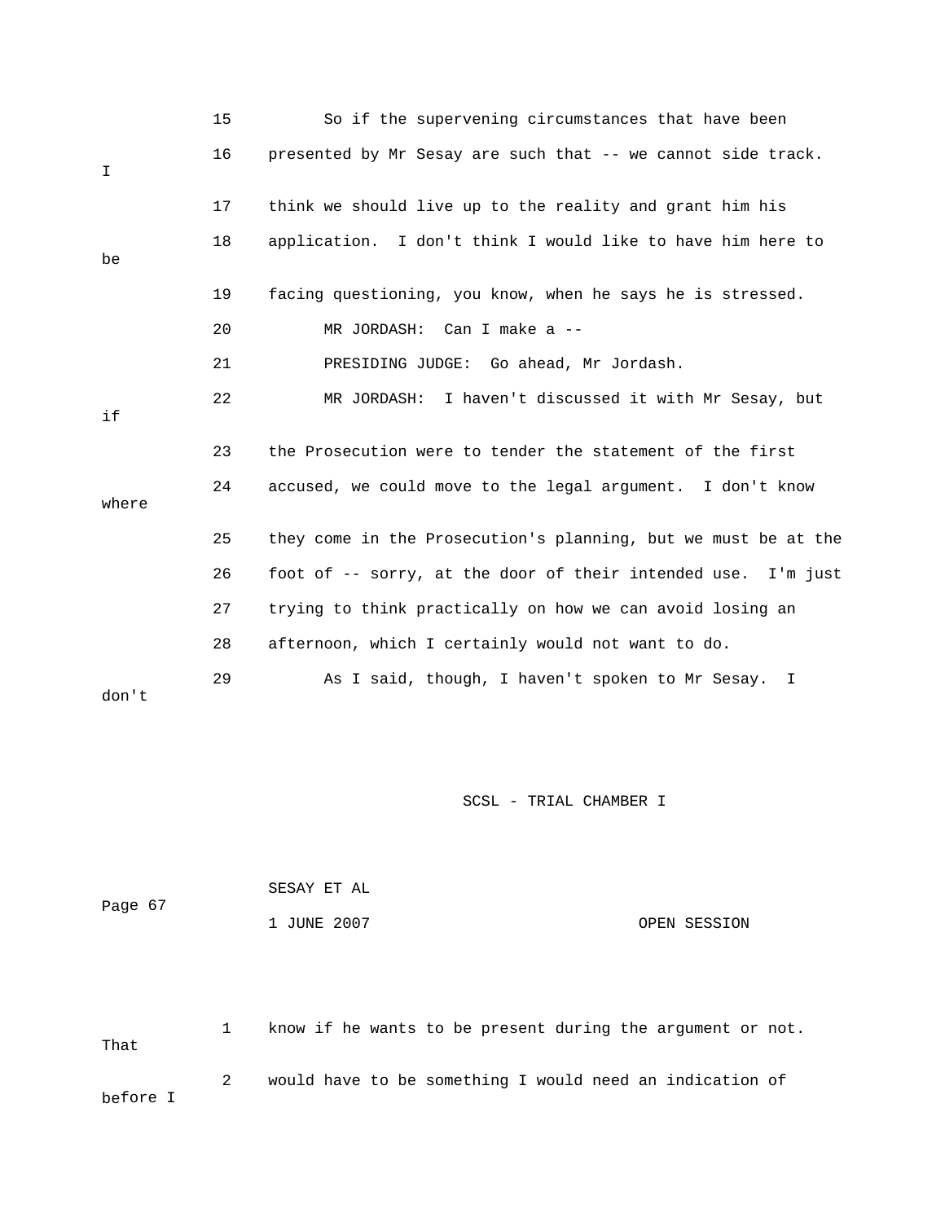15 So if the supervening circumstances that have been

16 presented by Mr Sesay are such that -- we cannot side track. I

17 think we should live up to the reality and grant him his

18 application. I don't think I would like to have him here to be

19 facing questioning, you know, when he says he is stressed.

20 MR JORDASH: Can I make a --

21 PRESIDING JUDGE: Go ahead, Mr Jordash.

22 MR JORDASH: I haven't discussed it with Mr Sesay, but if

23 the Prosecution were to tender the statement of the first

24 accused, we could move to the legal argument. I don't know where

25 they come in the Prosecution's planning, but we must be at the

26 foot of -- sorry, at the door of their intended use. I'm just

27 trying to think practically on how we can avoid losing an

28 afternoon, which I certainly would not want to do.

29 As I said, though, I haven't spoken to Mr Sesay. I don't

1 know if he wants to be present during the argument or not. That

2 would have to be something I would need an indication of before I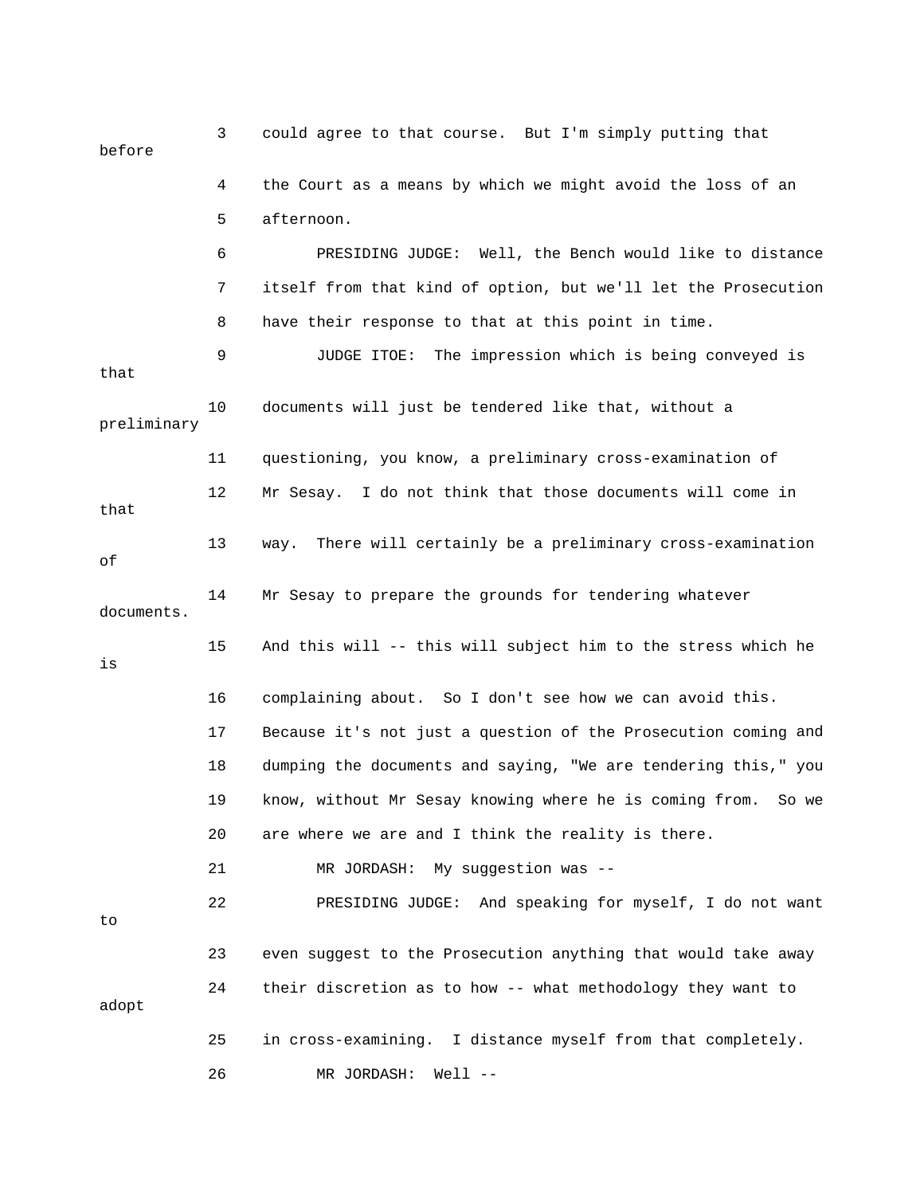3 could agree to that course. But I'm simply putting that before

4 the Court as a means by which we might avoid the loss of an

5 afternoon.

6 PRESIDING JUDGE: Well, the Bench would like to distance

7 itself from that kind of option, but we'll let the Prosecution

8 have their response to that at this point in time.

9 JUDGE ITOE: The impression which is being conveyed is that

10 documents will just be tendered like that, without a preliminary

11 questioning, you know, a preliminary cross-examination of

12 Mr Sesay. I do not think that those documents will come in that

13 way. There will certainly be a preliminary cross-examination of

14 Mr Sesay to prepare the grounds for tendering whatever documents.

15 And this will -- this will subject him to the stress which he is

16 complaining about. So I don't see how we can avoid this.

17 Because it's not just a question of the Prosecution coming and

18 dumping the documents and saying, "We are tendering this," you

19 know, without Mr Sesay knowing where he is coming from. So we

20 are where we are and I think the reality is there.

21 MR JORDASH: My suggestion was --

22 PRESIDING JUDGE: And speaking for myself, I do not want to

23 even suggest to the Prosecution anything that would take away

24 their discretion as to how -- what methodology they want to adopt

25 in cross-examining. I distance myself from that completely.

26 MR JORDASH: Well --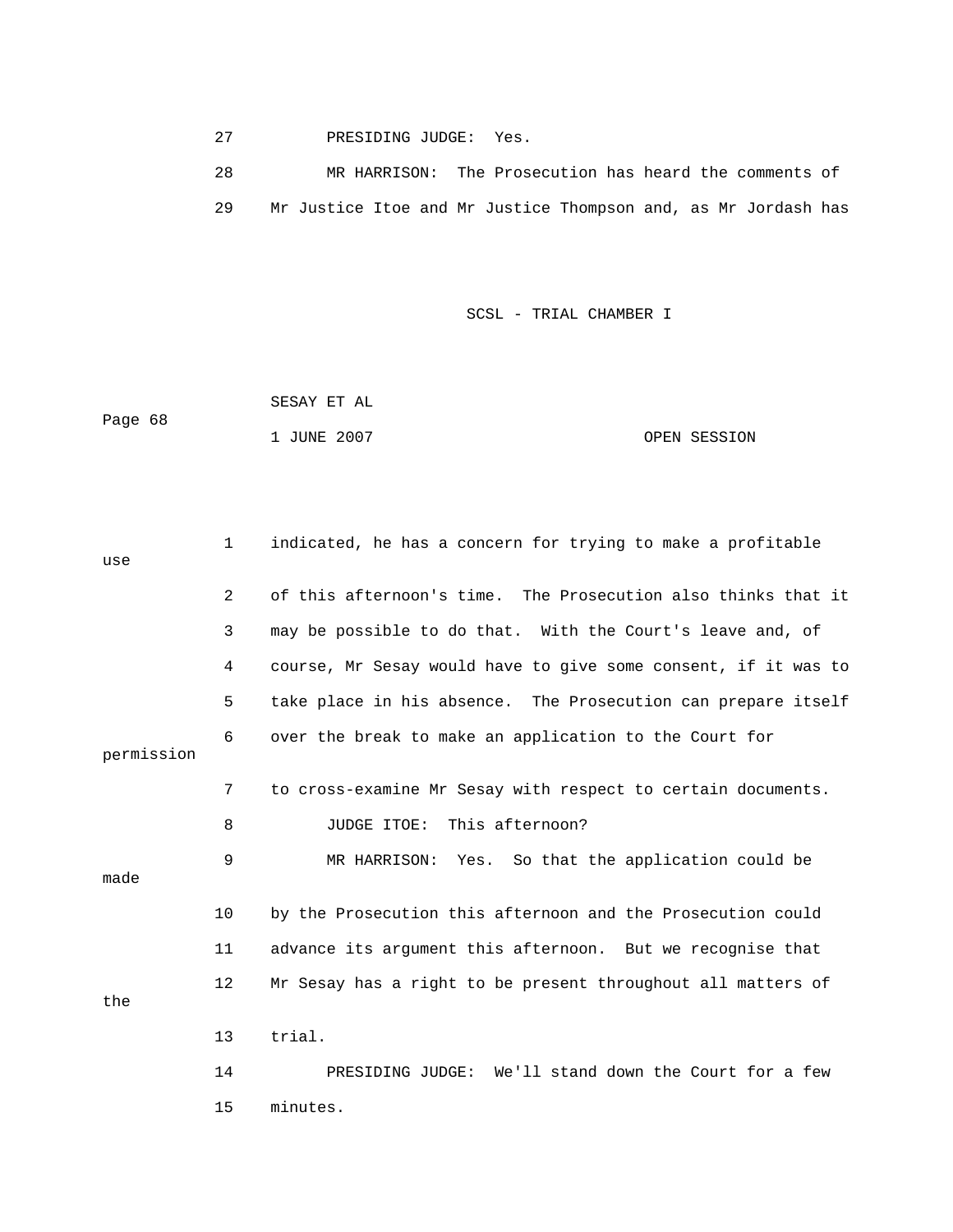27 PRESIDING JUDGE: Yes.

28 MR HARRISON: The Prosecution has heard the comments of

29 Mr Justice Itoe and Mr Justice Thompson and, as Mr Jordash has

1 indicated, he has a concern for trying to make a profitable use

2 of this afternoon's time. The Prosecution also thinks that it

3 may be possible to do that. With the Court's leave and, of

4 course, Mr Sesay would have to give some consent, if it was to

5 take place in his absence. The Prosecution can prepare itself

6 over the break to make an application to the Court for permission

7 to cross-examine Mr Sesay with respect to certain documents.

8 JUDGE ITOE: This afternoon?

9 MR HARRISON: Yes. So that the application could be made

10 by the Prosecution this afternoon and the Prosecution could

11 advance its argument this afternoon. But we recognise that

12 Mr Sesay has a right to be present throughout all matters of the

13 trial.

14 PRESIDING JUDGE: We'll stand down the Court for a few

15 minutes.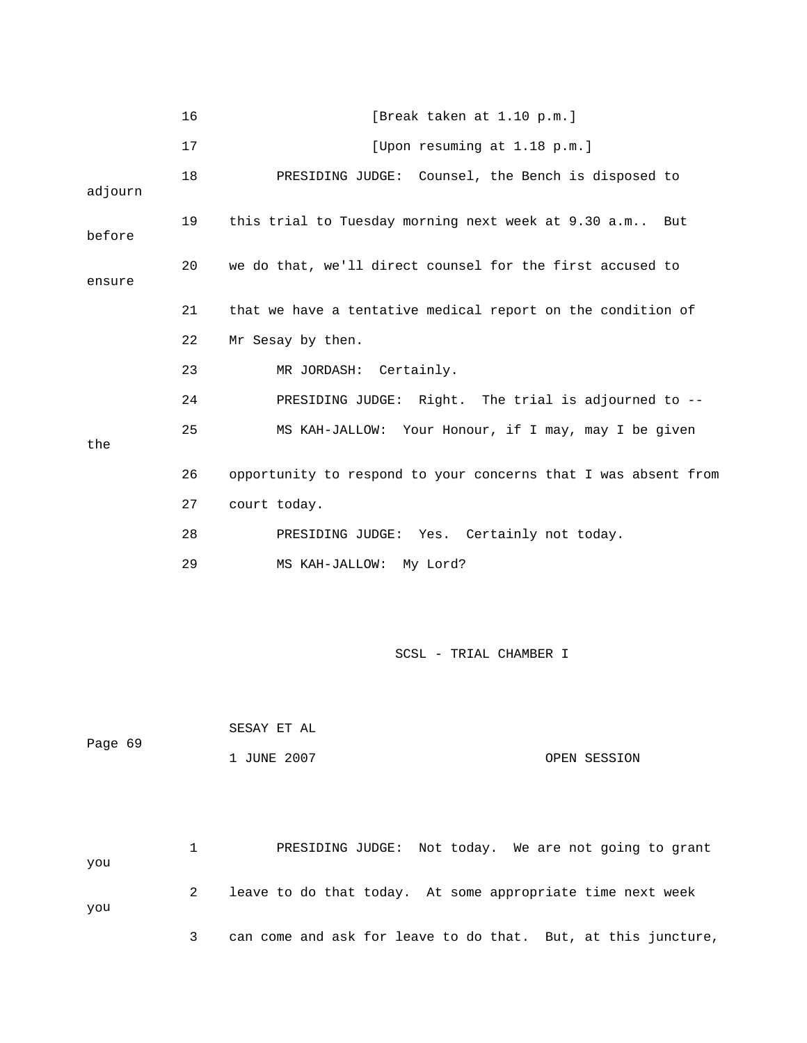16 [Break taken at 1.10 p.m.]

17 [Upon resuming at 1.18 p.m.]

18 PRESIDING JUDGE: Counsel, the Bench is disposed to adjourn

19 this trial to Tuesday morning next week at 9.30 a.m.. But before

20 we do that, we'll direct counsel for the first accused to ensure

21 that we have a tentative medical report on the condition of

22 Mr Sesay by then.

23 MR JORDASH: Certainly.

24 PRESIDING JUDGE: Right. The trial is adjourned to --

25 MS KAH-JALLOW: Your Honour, if I may, may I be given the

26 opportunity to respond to your concerns that I was absent from

27 court today.

28 PRESIDING JUDGE: Yes. Certainly not today.

29 MS KAH-JALLOW: My Lord?

SESAY ET AL

Page 69

1 JUNE 2007 OPEN SESSION

1 PRESIDING JUDGE: Not today. We are not going to grant you

2 leave to do that today. At some appropriate time next week you

3 can come and ask for leave to do that. But, at this juncture,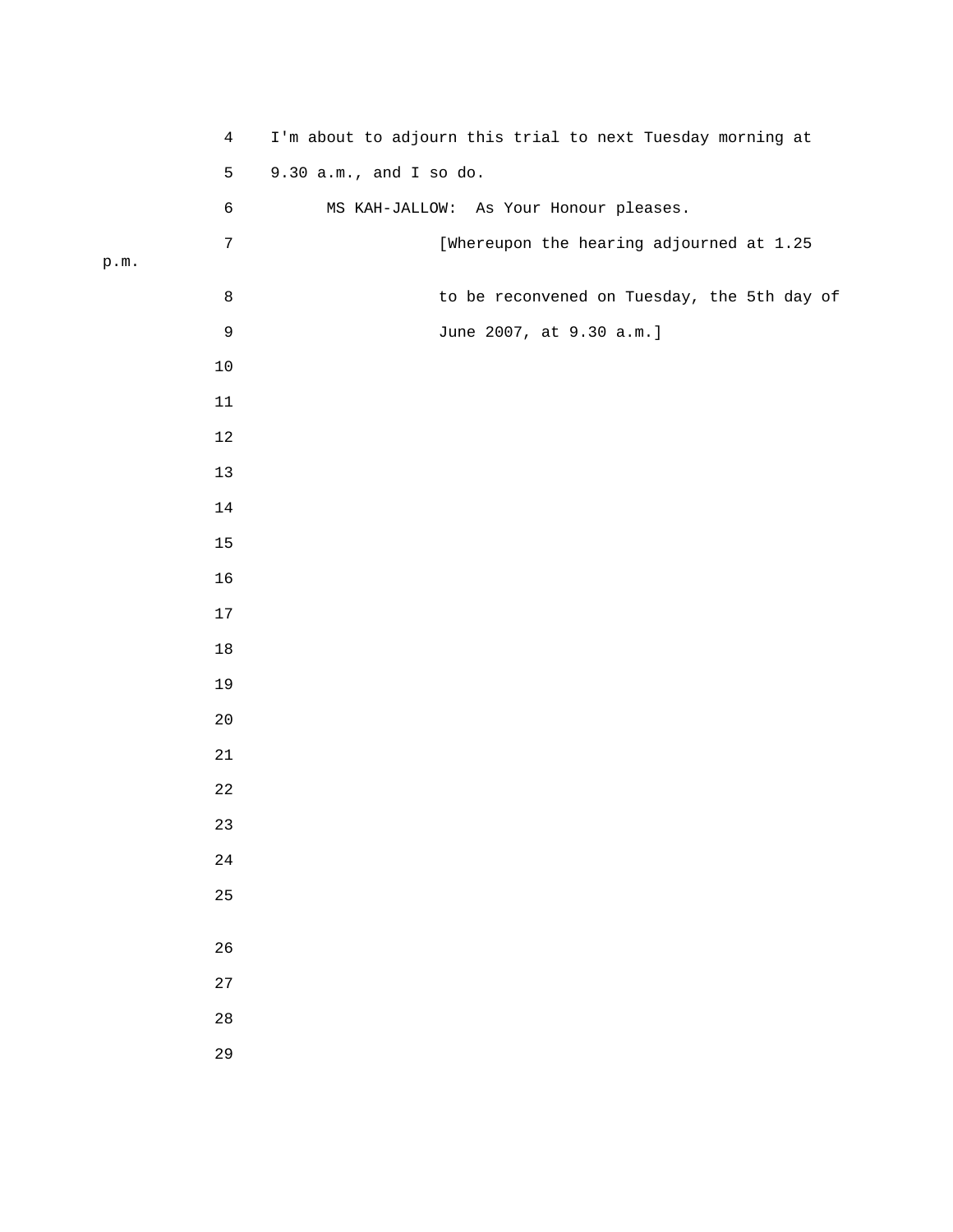I'm about to adjourn this trial to next Tuesday morning at 9.30 a.m., and I so do.

MS KAH-JALLOW: As Your Honour pleases.

[Whereupon the hearing adjourned at 1.25 p.m. to be reconvened on Tuesday, the 5th day of June 2007, at 9.30 a.m.]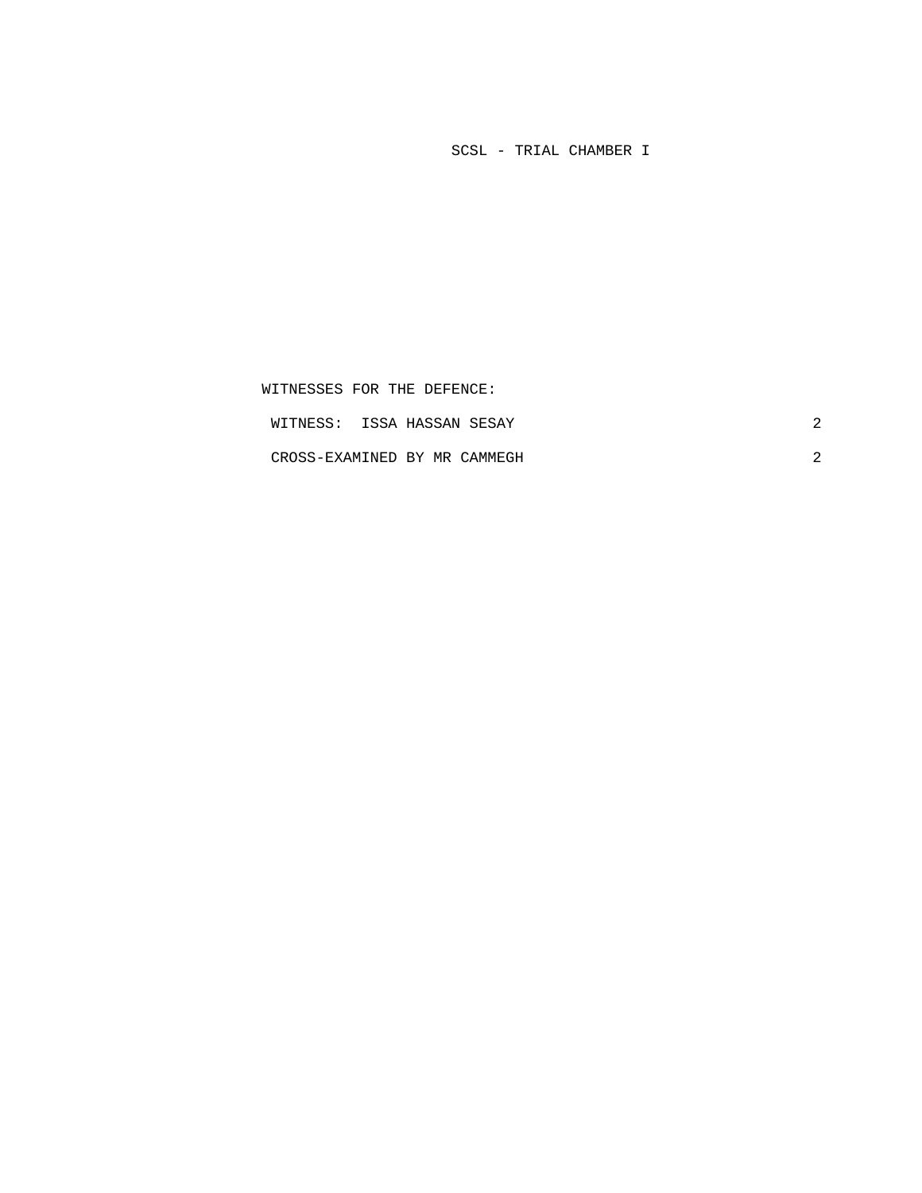SCSL - TRIAL CHAMBER I

WITNESSES FOR THE DEFENCE:

| | |
|---|---|
| WITNESS: ISSA HASSAN SESAY | 2 |
| CROSS-EXAMINED BY MR CAMMEGH | 2 |